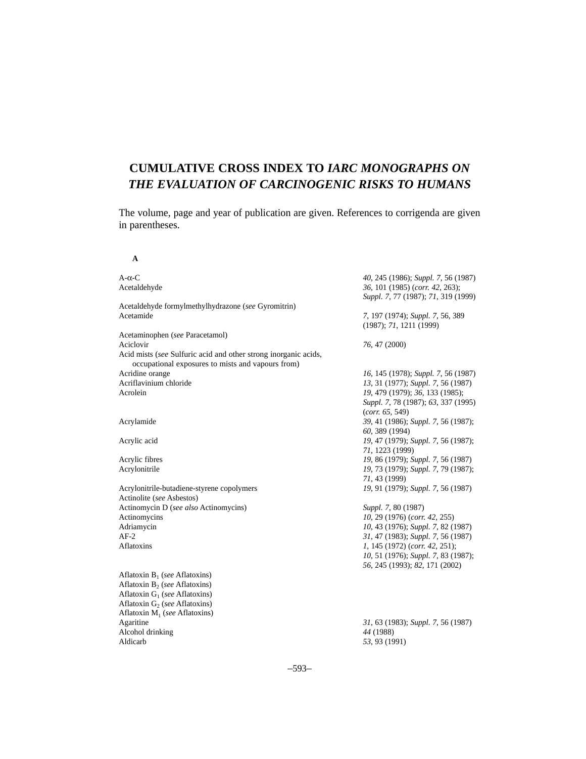# CUMULATIVE CROSS INDEX TO *IARC MONOGRAPHS ON THE EVALUATION OF CARCINOGENIC RISKS TO HUMANS*

The volume, page and year of publication are given. References to corrigenda are given in parentheses.

**A**

| | |
|---|---|
| A-α-C | *40*, 245 (1986); *Suppl. 7*, 56 (1987) |
| Acetaldehyde | *36*, 101 (1985) (*corr. 42*, 263); *Suppl. 7*, 77 (1987); *71*, 319 (1999) |
| Acetaldehyde formylmethylhydrazone (*see* Gyromitrin) | |
| Acetamide | *7*, 197 (1974); *Suppl. 7*, 56, 389 (1987); *71*, 1211 (1999) |
| Acetaminophen (*see* Paracetamol) | |
| Aciclovir | *76*, 47 (2000) |
| Acid mists (*see* Sulfuric acid and other strong inorganic acids, occupational exposures to mists and vapours from) | |
| Acridine orange | *16*, 145 (1978); *Suppl. 7*, 56 (1987) |
| Acriflavinium chloride | *13*, 31 (1977); *Suppl. 7*, 56 (1987) |
| Acrolein | *19*, 479 (1979); *36*, 133 (1985); *Suppl. 7*, 78 (1987); *63*, 337 (1995) (*corr. 65*, 549) |
| Acrylamide | *39*, 41 (1986); *Suppl. 7*, 56 (1987); *60*, 389 (1994) |
| Acrylic acid | *19*, 47 (1979); *Suppl. 7*, 56 (1987); *71*, 1223 (1999) |
| Acrylic fibres | *19*, 86 (1979); *Suppl. 7*, 56 (1987) |
| Acrylonitrile | *19*, 73 (1979); *Suppl. 7*, 79 (1987); *71*, 43 (1999) |
| Acrylonitrile-butadiene-styrene copolymers | *19*, 91 (1979); *Suppl. 7*, 56 (1987) |
| Actinolite (*see* Asbestos) | |
| Actinomycin D (*see also* Actinomycins) | *Suppl. 7*, 80 (1987) |
| Actinomycins | *10*, 29 (1976) (*corr. 42*, 255) |
| Adriamycin | *10*, 43 (1976); *Suppl. 7*, 82 (1987) |
| AF-2 | *31*, 47 (1983); *Suppl. 7*, 56 (1987) |
| Aflatoxins | *1*, 145 (1972) (*corr. 42*, 251); *10*, 51 (1976); *Suppl. 7*, 83 (1987); *56*, 245 (1993); *82*, 171 (2002) |
| Aflatoxin $B_1$ (*see* Aflatoxins) | |
| Aflatoxin $B_2$ (*see* Aflatoxins) | |
| Aflatoxin $G_1$ (*see* Aflatoxins) | |
| Aflatoxin $G_2$ (*see* Aflatoxins) | |
| Aflatoxin $M_1$ (*see* Aflatoxins) | |
| Agaritine | *31*, 63 (1983); *Suppl. 7*, 56 (1987) |
| Alcohol drinking | *44* (1988) |
| Aldicarb | *53*, 93 (1991) |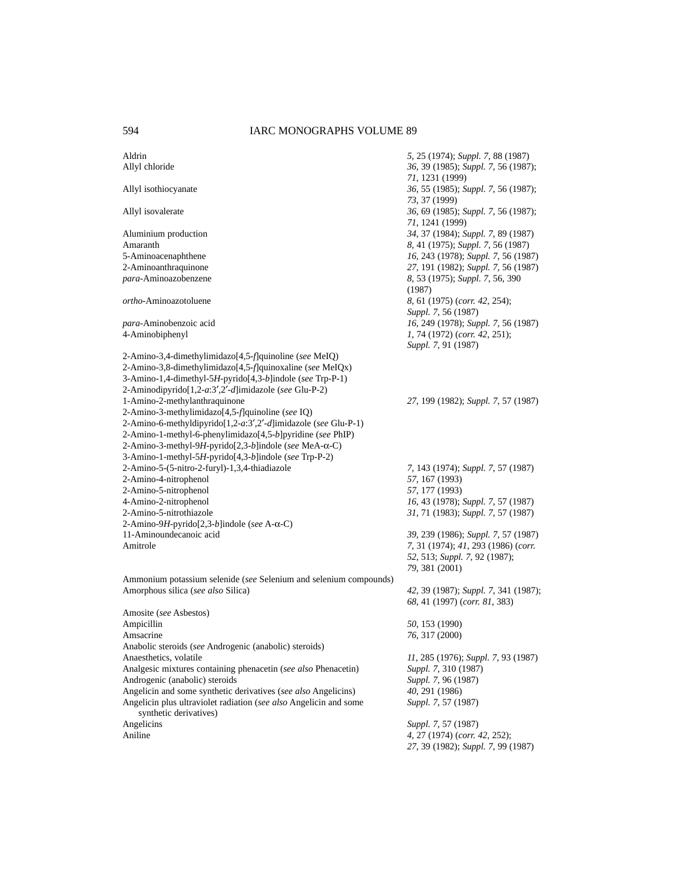| | |
|---|---|
| Aldrin | *5*, 25 (1974); *Suppl. 7*, 88 (1987) |
| Allyl chloride | *36*, 39 (1985); *Suppl. 7*, 56 (1987); *71*, 1231 (1999) |
| Allyl isothiocyanate | *36*, 55 (1985); *Suppl. 7*, 56 (1987); *73*, 37 (1999) |
| Allyl isovalerate | *36*, 69 (1985); *Suppl. 7*, 56 (1987); *71*, 1241 (1999) |
| Aluminium production | *34*, 37 (1984); *Suppl. 7*, 89 (1987) |
| Amaranth | *8*, 41 (1975); *Suppl. 7*, 56 (1987) |
| 5-Aminoacenaphthene | *16*, 243 (1978); *Suppl. 7*, 56 (1987) |
| 2-Aminoanthraquinone | *27*, 191 (1982); *Suppl. 7*, 56 (1987) |
| *para*-Aminoazobenzene | *8*, 53 (1975); *Suppl. 7*, 56, 390 (1987) |
| *ortho*-Aminoazotoluene | *8*, 61 (1975) (*corr. 42*, 254); *Suppl. 7*, 56 (1987) |
| *para*-Aminobenzoic acid | *16*, 249 (1978); *Suppl. 7*, 56 (1987) |
| 4-Aminobiphenyl | *1*, 74 (1972) (*corr. 42*, 251); *Suppl. 7*, 91 (1987) |
| 2-Amino-3,4-dimethylimidazo[4,5-*f*]quinoline (*see* MeIQ) | |
| 2-Amino-3,8-dimethylimidazo[4,5-*f*]quinoxaline (*see* MeIQx) | |
| 3-Amino-1,4-dimethyl-5*H*-pyrido[4,3-*b*]indole (*see* Trp-P-1) | |
| 2-Aminodipyrido[1,2-*a*:3′,2′-*d*]imidazole (*see* Glu-P-2) | |
| 1-Amino-2-methylanthraquinone | *27*, 199 (1982); *Suppl. 7*, 57 (1987) |
| 2-Amino-3-methylimidazo[4,5-*f*]quinoline (*see* IQ) | |
| 2-Amino-6-methyldipyrido[1,2-*a*:3′,2′-*d*]imidazole (*see* Glu-P-1) | |
| 2-Amino-1-methyl-6-phenylimidazo[4,5-*b*]pyridine (*see* PhIP) | |
| 2-Amino-3-methyl-9*H*-pyrido[2,3-*b*]indole (*see* MeA-α-C) | |
| 3-Amino-1-methyl-5*H*-pyrido[4,3-*b*]indole (*see* Trp-P-2) | |
| 2-Amino-5-(5-nitro-2-furyl)-1,3,4-thiadiazole | *7*, 143 (1974); *Suppl. 7*, 57 (1987) |
| 2-Amino-4-nitrophenol | *57*, 167 (1993) |
| 2-Amino-5-nitrophenol | *57*, 177 (1993) |
| 4-Amino-2-nitrophenol | *16*, 43 (1978); *Suppl. 7*, 57 (1987) |
| 2-Amino-5-nitrothiazole | *31*, 71 (1983); *Suppl. 7*, 57 (1987) |
| 2-Amino-9*H*-pyrido[2,3-*b*]indole (*see* A-α-C) | |
| 11-Aminoundecanoic acid | *39*, 239 (1986); *Suppl. 7*, 57 (1987) |
| Amitrole | *7*, 31 (1974); *41*, 293 (1986) (*corr. 52*, 513; *Suppl. 7*, 92 (1987); *79*, 381 (2001) |
| Ammonium potassium selenide (*see* Selenium and selenium compounds) | |
| Amorphous silica (*see also* Silica) | *42*, 39 (1987); *Suppl. 7*, 341 (1987); *68*, 41 (1997) (*corr. 81*, 383) |
| Amosite (*see* Asbestos) | |
| Ampicillin | *50*, 153 (1990) |
| Amsacrine | *76*, 317 (2000) |
| Anabolic steroids (*see* Androgenic (anabolic) steroids) | |
| Anaesthetics, volatile | *11*, 285 (1976); *Suppl. 7*, 93 (1987) |
| Analgesic mixtures containing phenacetin (*see also* Phenacetin) | *Suppl. 7*, 310 (1987) |
| Androgenic (anabolic) steroids | *Suppl. 7*, 96 (1987) |
| Angelicin and some synthetic derivatives (*see also* Angelicins) | *40*, 291 (1986) |
| Angelicin plus ultraviolet radiation (*see also* Angelicin and some synthetic derivatives) | *Suppl. 7*, 57 (1987) |
| Angelicins | *Suppl. 7*, 57 (1987) |
| Aniline | *4*, 27 (1974) (*corr. 42*, 252); *27*, 39 (1982); *Suppl. 7*, 99 (1987) |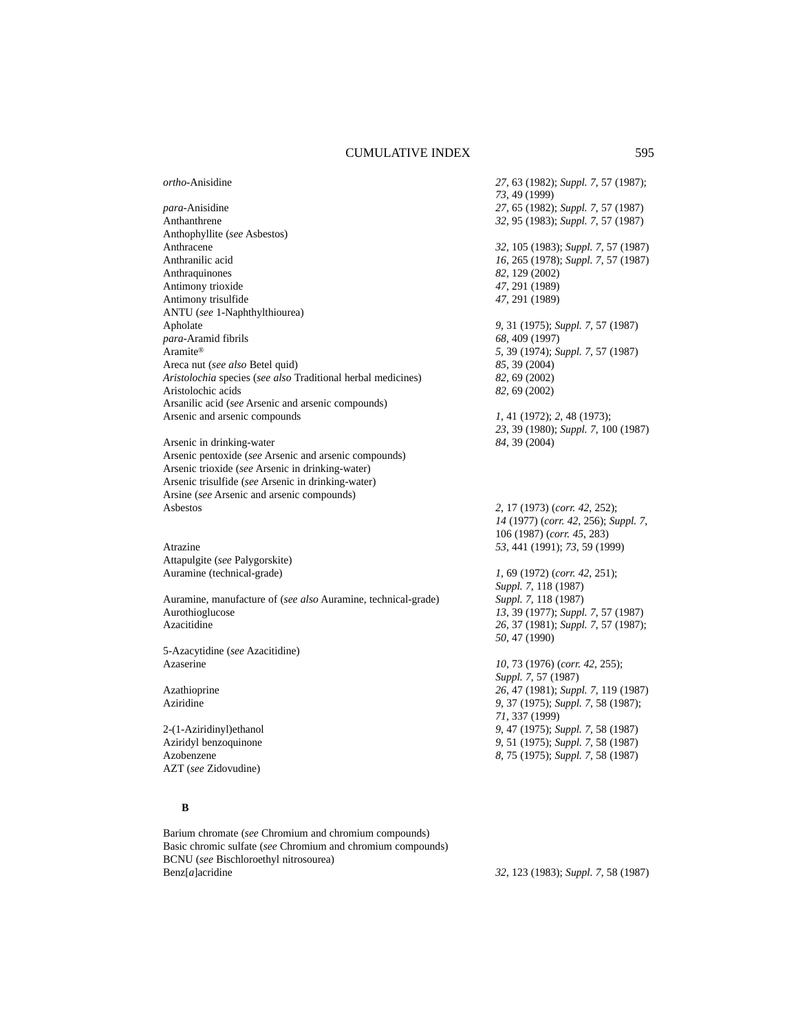| | |
|---|---|
| *ortho*-Anisidine | *27*, 63 (1982); *Suppl. 7*, 57 (1987); *73*, 49 (1999) |
| *para*-Anisidine | *27*, 65 (1982); *Suppl. 7*, 57 (1987) |
| Anthanthrene | *32*, 95 (1983); *Suppl. 7*, 57 (1987) |
| Anthophyllite (*see* Asbestos) | |
| Anthracene | *32*, 105 (1983); *Suppl. 7*, 57 (1987) |
| Anthranilic acid | *16*, 265 (1978); *Suppl. 7*, 57 (1987) |
| Anthraquinones | *82*, 129 (2002) |
| Antimony trioxide | *47*, 291 (1989) |
| Antimony trisulfide | *47*, 291 (1989) |
| ANTU (*see* 1-Naphthylthiourea) | |
| Apholate | *9*, 31 (1975); *Suppl. 7*, 57 (1987) |
| *para*-Aramid fibrils | *68*, 409 (1997) |
| Aramite® | *5*, 39 (1974); *Suppl. 7*, 57 (1987) |
| Areca nut (*see also* Betel quid) | *85*, 39 (2004) |
| *Aristolochia* species (*see also* Traditional herbal medicines) | *82*, 69 (2002) |
| Aristolochic acids | *82*, 69 (2002) |
| Arsanilic acid (*see* Arsenic and arsenic compounds) | |
| Arsenic and arsenic compounds | *1*, 41 (1972); *2*, 48 (1973); *23*, 39 (1980); *Suppl. 7*, 100 (1987) |
| Arsenic in drinking-water | *84*, 39 (2004) |
| Arsenic pentoxide (*see* Arsenic and arsenic compounds) | |
| Arsenic trioxide (*see* Arsenic in drinking-water) | |
| Arsenic trisulfide (*see* Arsenic in drinking-water) | |
| Arsine (*see* Arsenic and arsenic compounds) | |
| Asbestos | *2*, 17 (1973) (*corr. 42*, 252); *14* (1977) (*corr. 42*, 256); *Suppl. 7*, 106 (1987) (*corr. 45*, 283) |
| Atrazine | *53*, 441 (1991); *73*, 59 (1999) |
| Attapulgite (*see* Palygorskite) | |
| Auramine (technical-grade) | *1*, 69 (1972) (*corr. 42*, 251); *Suppl. 7*, 118 (1987) |
| Auramine, manufacture of (*see also* Auramine, technical-grade) | *Suppl. 7*, 118 (1987) |
| Aurothioglucose | *13*, 39 (1977); *Suppl. 7*, 57 (1987) |
| Azacitidine | *26*, 37 (1981); *Suppl. 7*, 57 (1987); *50*, 47 (1990) |
| 5-Azacytidine (*see* Azacitidine) | |
| Azaserine | *10*, 73 (1976) (*corr. 42*, 255); *Suppl. 7*, 57 (1987) |
| Azathioprine | *26*, 47 (1981); *Suppl. 7*, 119 (1987) |
| Aziridine | *9*, 37 (1975); *Suppl. 7*, 58 (1987); *71*, 337 (1999) |
| 2-(1-Aziridinyl)ethanol | *9*, 47 (1975); *Suppl. 7*, 58 (1987) |
| Aziridyl benzoquinone | *9*, 51 (1975); *Suppl. 7*, 58 (1987) |
| Azobenzene | *8*, 75 (1975); *Suppl. 7*, 58 (1987) |
| AZT (*see* Zidovudine) | |

## B

| | |
|---|---|
| Barium chromate (*see* Chromium and chromium compounds) | |
| Basic chromic sulfate (*see* Chromium and chromium compounds) | |
| BCNU (*see* Bischloroethyl nitrosourea) | |
| Benz[*a*]acridine | *32*, 123 (1983); *Suppl. 7*, 58 (1987) |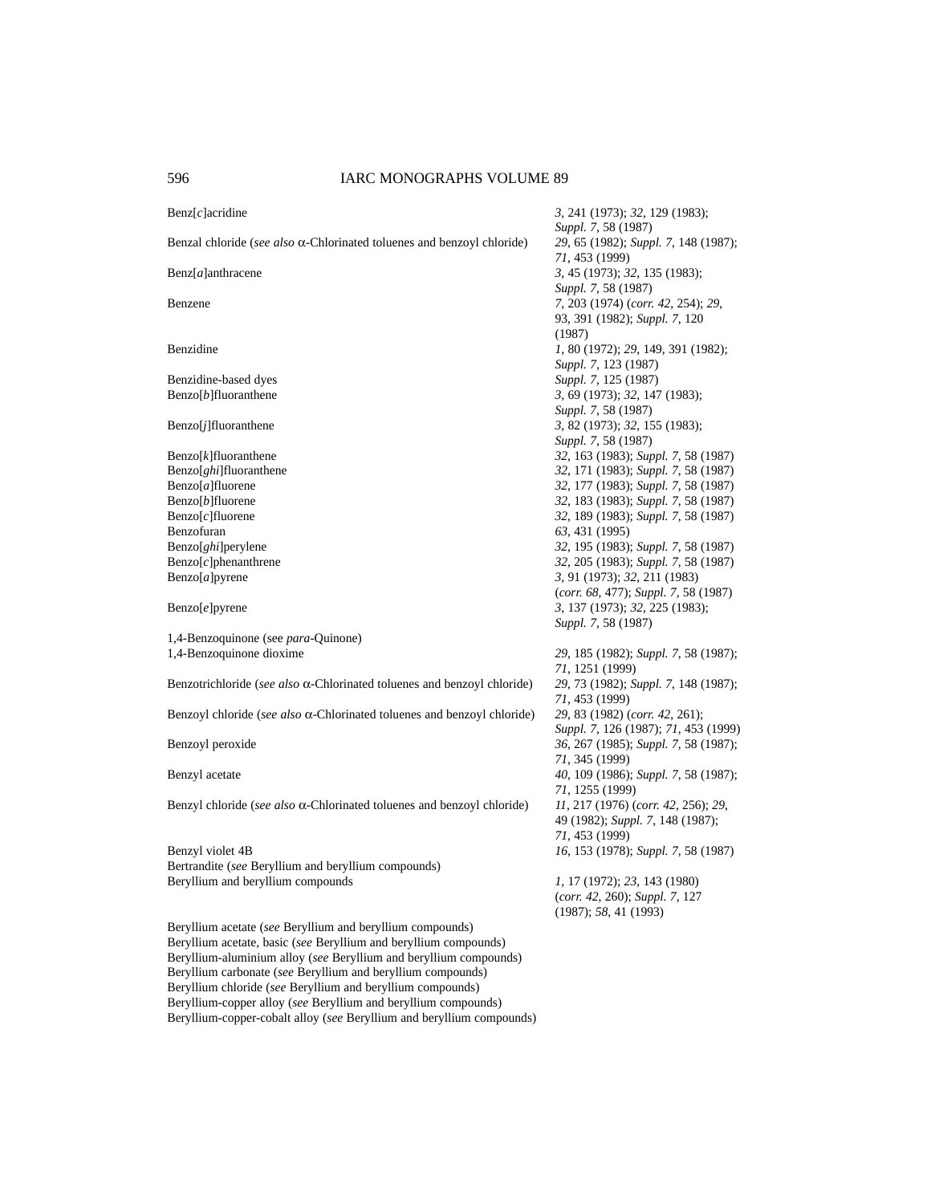| | |
|---|---|
| Benz[*c*]acridine | *3*, 241 (1973); *32*, 129 (1983); *Suppl. 7*, 58 (1987) |
| Benzal chloride (*see also* α-Chlorinated toluenes and benzoyl chloride) | *29*, 65 (1982); *Suppl. 7*, 148 (1987); *71*, 453 (1999) |
| Benz[*a*]anthracene | *3*, 45 (1973); *32*, 135 (1983); *Suppl. 7*, 58 (1987) |
| Benzene | *7*, 203 (1974) (*corr. 42*, 254); *29*, 93, 391 (1982); *Suppl. 7*, 120 (1987) |
| Benzidine | *1*, 80 (1972); *29*, 149, 391 (1982); *Suppl. 7*, 123 (1987) |
| Benzidine-based dyes | *Suppl. 7*, 125 (1987) |
| Benzo[*b*]fluoranthene | *3*, 69 (1973); *32*, 147 (1983); *Suppl. 7*, 58 (1987) |
| Benzo[*j*]fluoranthene | *3*, 82 (1973); *32*, 155 (1983); *Suppl. 7*, 58 (1987) |
| Benzo[*k*]fluoranthene | *32*, 163 (1983); *Suppl. 7*, 58 (1987) |
| Benzo[*ghi*]fluoranthene | *32*, 171 (1983); *Suppl. 7*, 58 (1987) |
| Benzo[*a*]fluorene | *32*, 177 (1983); *Suppl. 7*, 58 (1987) |
| Benzo[*b*]fluorene | *32*, 183 (1983); *Suppl. 7*, 58 (1987) |
| Benzo[*c*]fluorene | *32*, 189 (1983); *Suppl. 7*, 58 (1987) |
| Benzofuran | *63*, 431 (1995) |
| Benzo[*ghi*]perylene | *32*, 195 (1983); *Suppl. 7*, 58 (1987) |
| Benzo[*c*]phenanthrene | *32*, 205 (1983); *Suppl. 7*, 58 (1987) |
| Benzo[*a*]pyrene | *3*, 91 (1973); *32*, 211 (1983) (*corr. 68*, 477); *Suppl. 7*, 58 (1987) |
| Benzo[*e*]pyrene | *3*, 137 (1973); *32*, 225 (1983); *Suppl. 7*, 58 (1987) |
| 1,4-Benzoquinone (see *para*-Quinone) | |
| 1,4-Benzoquinone dioxime | *29*, 185 (1982); *Suppl. 7*, 58 (1987); *71*, 1251 (1999) |
| Benzotrichloride (*see also* α-Chlorinated toluenes and benzoyl chloride) | *29*, 73 (1982); *Suppl. 7*, 148 (1987); *71*, 453 (1999) |
| Benzoyl chloride (*see also* α-Chlorinated toluenes and benzoyl chloride) | *29*, 83 (1982) (*corr. 42*, 261); *Suppl. 7*, 126 (1987); *71*, 453 (1999) |
| Benzoyl peroxide | *36*, 267 (1985); *Suppl. 7*, 58 (1987); *71*, 345 (1999) |
| Benzyl acetate | *40*, 109 (1986); *Suppl. 7*, 58 (1987); *71*, 1255 (1999) |
| Benzyl chloride (*see also* α-Chlorinated toluenes and benzoyl chloride) | *11*, 217 (1976) (*corr. 42*, 256); *29*, 49 (1982); *Suppl. 7*, 148 (1987); *71*, 453 (1999) |
| Benzyl violet 4B | *16*, 153 (1978); *Suppl. 7*, 58 (1987) |
| Bertrandite (*see* Beryllium and beryllium compounds) | |
| Beryllium and beryllium compounds | *1*, 17 (1972); *23*, 143 (1980) (*corr. 42*, 260); *Suppl. 7*, 127 (1987); *58*, 41 (1993) |
| Beryllium acetate (*see* Beryllium and beryllium compounds) | |
| Beryllium acetate, basic (*see* Beryllium and beryllium compounds) | |
| Beryllium-aluminium alloy (*see* Beryllium and beryllium compounds) | |
| Beryllium carbonate (*see* Beryllium and beryllium compounds) | |
| Beryllium chloride (*see* Beryllium and beryllium compounds) | |
| Beryllium-copper alloy (*see* Beryllium and beryllium compounds) | |
| Beryllium-copper-cobalt alloy (*see* Beryllium and beryllium compounds) | |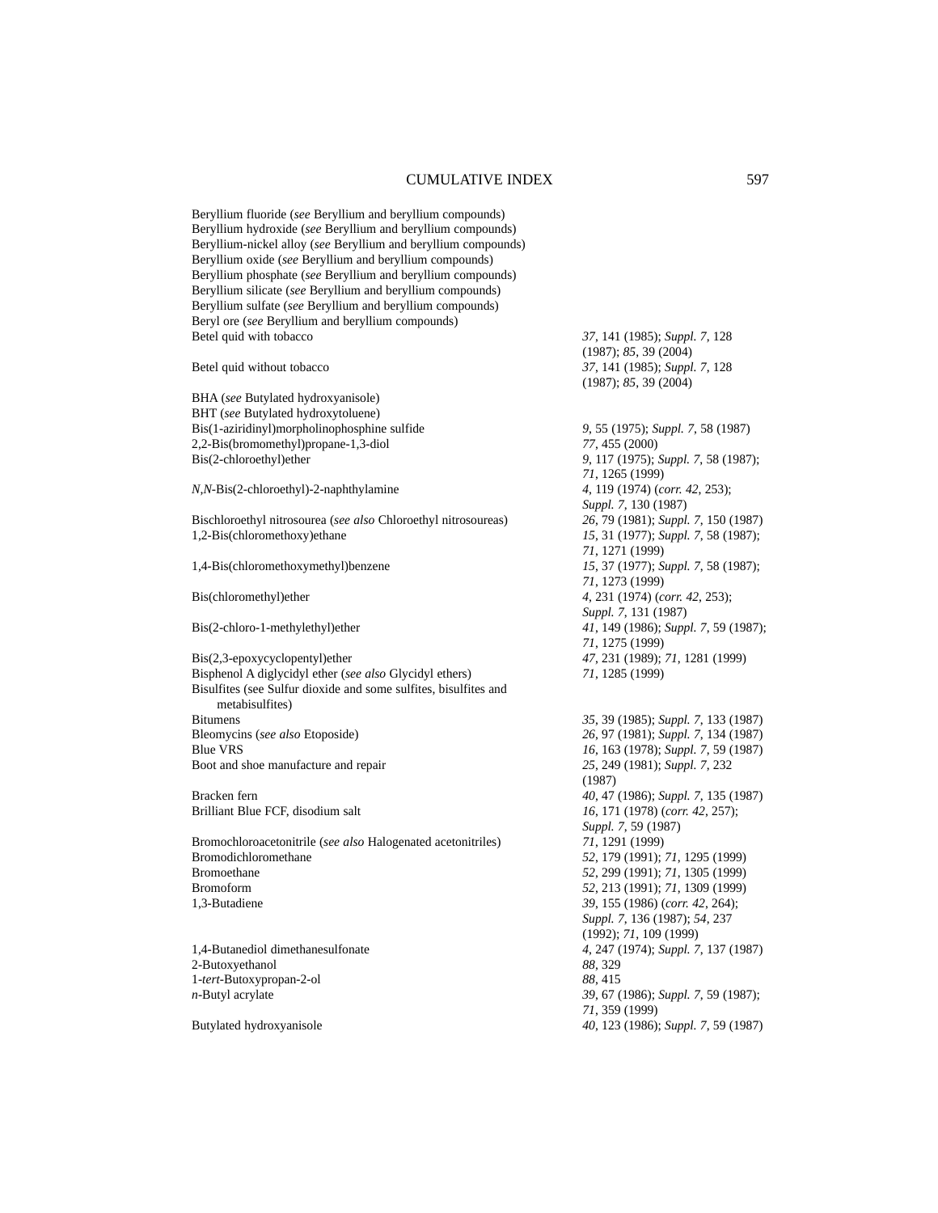| | |
|---|---|
| Beryllium fluoride (*see* Beryllium and beryllium compounds) | |
| Beryllium hydroxide (*see* Beryllium and beryllium compounds) | |
| Beryllium-nickel alloy (*see* Beryllium and beryllium compounds) | |
| Beryllium oxide (*see* Beryllium and beryllium compounds) | |
| Beryllium phosphate (*see* Beryllium and beryllium compounds) | |
| Beryllium silicate (*see* Beryllium and beryllium compounds) | |
| Beryllium sulfate (*see* Beryllium and beryllium compounds) | |
| Beryl ore (*see* Beryllium and beryllium compounds) | |
| Betel quid with tobacco | *37*, 141 (1985); *Suppl. 7*, 128 (1987); *85*, 39 (2004) |
| Betel quid without tobacco | *37*, 141 (1985); *Suppl. 7*, 128 (1987); *85*, 39 (2004) |
| BHA (*see* Butylated hydroxyanisole) | |
| BHT (*see* Butylated hydroxytoluene) | |
| Bis(1-aziridinyl)morpholinophosphine sulfide | *9*, 55 (1975); *Suppl. 7*, 58 (1987) |
| 2,2-Bis(bromomethyl)propane-1,3-diol | *77*, 455 (2000) |
| Bis(2-chloroethyl)ether | *9*, 117 (1975); *Suppl. 7*, 58 (1987); *71*, 1265 (1999) |
| *N,N*-Bis(2-chloroethyl)-2-naphthylamine | *4*, 119 (1974) (*corr. 42*, 253); *Suppl. 7*, 130 (1987) |
| Bischloroethyl nitrosourea (*see also* Chloroethyl nitrosoureas) | *26*, 79 (1981); *Suppl. 7*, 150 (1987) |
| 1,2-Bis(chloromethoxy)ethane | *15*, 31 (1977); *Suppl. 7*, 58 (1987); *71*, 1271 (1999) |
| 1,4-Bis(chloromethoxymethyl)benzene | *15*, 37 (1977); *Suppl. 7*, 58 (1987); *71*, 1273 (1999) |
| Bis(chloromethyl)ether | *4*, 231 (1974) (*corr. 42*, 253); *Suppl. 7*, 131 (1987) |
| Bis(2-chloro-1-methylethyl)ether | *41*, 149 (1986); *Suppl. 7*, 59 (1987); *71*, 1275 (1999) |
| Bis(2,3-epoxycyclopentyl)ether | *47*, 231 (1989); *71*, 1281 (1999) |
| Bisphenol A diglycidyl ether (*see also* Glycidyl ethers) | *71*, 1285 (1999) |
| Bisulfites (see Sulfur dioxide and some sulfites, bisulfites and metabisulfites) | |
| Bitumens | *35*, 39 (1985); *Suppl. 7*, 133 (1987) |
| Bleomycins (*see also* Etoposide) | *26*, 97 (1981); *Suppl. 7*, 134 (1987) |
| Blue VRS | *16*, 163 (1978); *Suppl. 7*, 59 (1987) |
| Boot and shoe manufacture and repair | *25*, 249 (1981); *Suppl. 7*, 232 (1987) |
| Bracken fern | *40*, 47 (1986); *Suppl. 7*, 135 (1987) |
| Brilliant Blue FCF, disodium salt | *16*, 171 (1978) (*corr. 42*, 257); *Suppl. 7*, 59 (1987) |
| Bromochloroacetonitrile (*see also* Halogenated acetonitriles) | *71*, 1291 (1999) |
| Bromodichloromethane | *52*, 179 (1991); *71*, 1295 (1999) |
| Bromoethane | *52*, 299 (1991); *71*, 1305 (1999) |
| Bromoform | *52*, 213 (1991); *71*, 1309 (1999) |
| 1,3-Butadiene | *39*, 155 (1986) (*corr. 42*, 264); *Suppl. 7*, 136 (1987); *54*, 237 (1992); *71*, 109 (1999) |
| 1,4-Butanediol dimethanesulfonate | *4*, 247 (1974); *Suppl. 7*, 137 (1987) |
| 2-Butoxyethanol | *88*, 329 |
| 1-*tert*-Butoxypropan-2-ol | *88*, 415 |
| *n*-Butyl acrylate | *39*, 67 (1986); *Suppl. 7*, 59 (1987); *71*, 359 (1999) |
| Butylated hydroxyanisole | *40*, 123 (1986); *Suppl. 7*, 59 (1987) |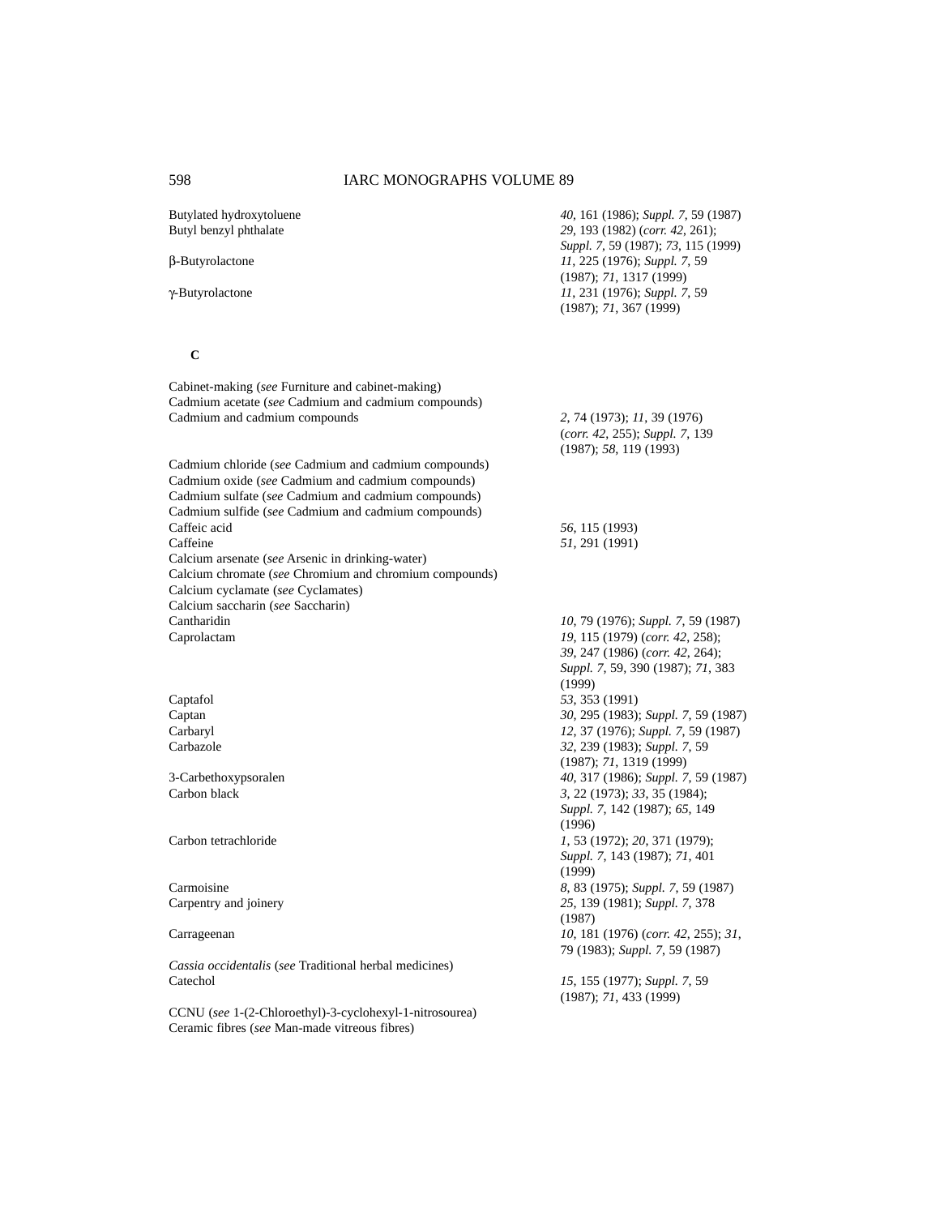| | |
|---|---|
| Butylated hydroxytoluene | *40*, 161 (1986); *Suppl. 7*, 59 (1987) |
| Butyl benzyl phthalate | *29*, 193 (1982) (*corr. 42*, 261); *Suppl. 7*, 59 (1987); *73*, 115 (1999) |
| β-Butyrolactone | *11*, 225 (1976); *Suppl. 7*, 59 (1987); *71*, 1317 (1999) |
| γ-Butyrolactone | *11*, 231 (1976); *Suppl. 7*, 59 (1987); *71*, 367 (1999) |

**C**

| | |
|---|---|
| Cabinet-making (*see* Furniture and cabinet-making) | |
| Cadmium acetate (*see* Cadmium and cadmium compounds) | |
| Cadmium and cadmium compounds | *2*, 74 (1973); *11*, 39 (1976) (*corr. 42*, 255); *Suppl. 7*, 139 (1987); *58*, 119 (1993) |
| Cadmium chloride (*see* Cadmium and cadmium compounds) | |
| Cadmium oxide (*see* Cadmium and cadmium compounds) | |
| Cadmium sulfate (*see* Cadmium and cadmium compounds) | |
| Cadmium sulfide (*see* Cadmium and cadmium compounds) | |
| Caffeic acid | *56*, 115 (1993) |
| Caffeine | *51*, 291 (1991) |
| Calcium arsenate (*see* Arsenic in drinking-water) | |
| Calcium chromate (*see* Chromium and chromium compounds) | |
| Calcium cyclamate (*see* Cyclamates) | |
| Calcium saccharin (*see* Saccharin) | |
| Cantharidin | *10*, 79 (1976); *Suppl. 7*, 59 (1987) |
| Caprolactam | *19*, 115 (1979) (*corr. 42*, 258); *39*, 247 (1986) (*corr. 42*, 264); *Suppl. 7*, 59, 390 (1987); *71*, 383 (1999) |
| Captafol | *53*, 353 (1991) |
| Captan | *30*, 295 (1983); *Suppl. 7*, 59 (1987) |
| Carbaryl | *12*, 37 (1976); *Suppl. 7*, 59 (1987) |
| Carbazole | *32*, 239 (1983); *Suppl. 7*, 59 (1987); *71*, 1319 (1999) |
| 3-Carbethoxypsoralen | *40*, 317 (1986); *Suppl. 7*, 59 (1987) |
| Carbon black | *3*, 22 (1973); *33*, 35 (1984); *Suppl. 7*, 142 (1987); *65*, 149 (1996) |
| Carbon tetrachloride | *1*, 53 (1972); *20*, 371 (1979); *Suppl. 7*, 143 (1987); *71*, 401 (1999) |
| Carmoisine | *8*, 83 (1975); *Suppl. 7*, 59 (1987) |
| Carpentry and joinery | *25*, 139 (1981); *Suppl. 7*, 378 (1987) |
| Carrageenan | *10*, 181 (1976) (*corr. 42*, 255); *31*, 79 (1983); *Suppl. 7*, 59 (1987) |
| *Cassia occidentalis* (*see* Traditional herbal medicines) | |
| Catechol | *15*, 155 (1977); *Suppl. 7*, 59 (1987); *71*, 433 (1999) |
| CCNU (*see* 1-(2-Chloroethyl)-3-cyclohexyl-1-nitrosourea) | |
| Ceramic fibres (*see* Man-made vitreous fibres) | |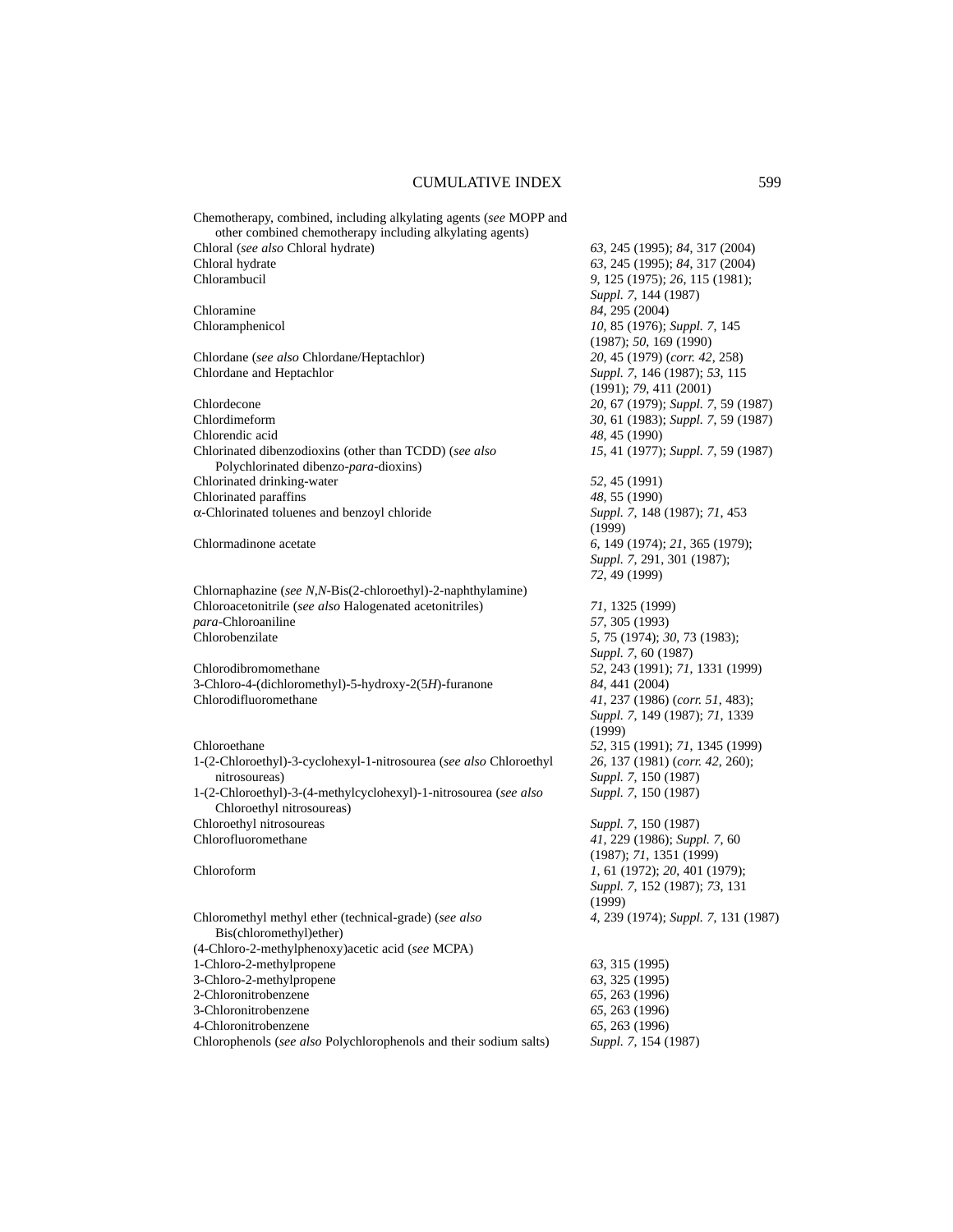| | |
|---|---|
| Chemotherapy, combined, including alkylating agents (*see* MOPP and other combined chemotherapy including alkylating agents) | |
| Chloral (*see also* Chloral hydrate) | *63*, 245 (1995); *84*, 317 (2004) |
| Chloral hydrate | *63*, 245 (1995); *84*, 317 (2004) |
| Chlorambucil | *9*, 125 (1975); *26*, 115 (1981); *Suppl. 7*, 144 (1987) |
| Chloramine | *84*, 295 (2004) |
| Chloramphenicol | *10*, 85 (1976); *Suppl. 7*, 145 (1987); *50*, 169 (1990) |
| Chlordane (*see also* Chlordane/Heptachlor) | *20*, 45 (1979) (*corr. 42*, 258) |
| Chlordane and Heptachlor | *Suppl. 7*, 146 (1987); *53*, 115 (1991); *79*, 411 (2001) |
| Chlordecone | *20*, 67 (1979); *Suppl. 7*, 59 (1987) |
| Chlordimeform | *30*, 61 (1983); *Suppl. 7*, 59 (1987) |
| Chlorendic acid | *48*, 45 (1990) |
| Chlorinated dibenzodioxins (other than TCDD) (*see also* Polychlorinated dibenzo-*para*-dioxins) | *15*, 41 (1977); *Suppl. 7*, 59 (1987) |
| Chlorinated drinking-water | *52*, 45 (1991) |
| Chlorinated paraffins | *48*, 55 (1990) |
| α-Chlorinated toluenes and benzoyl chloride | *Suppl. 7*, 148 (1987); *71*, 453 (1999) |
| Chlormadinone acetate | *6*, 149 (1974); *21*, 365 (1979); *Suppl. 7*, 291, 301 (1987); *72*, 49 (1999) |
| Chlornaphazine (*see N,N*-Bis(2-chloroethyl)-2-naphthylamine) | |
| Chloroacetonitrile (*see also* Halogenated acetonitriles) | *71*, 1325 (1999) |
| *para*-Chloroaniline | *57*, 305 (1993) |
| Chlorobenzilate | *5*, 75 (1974); *30*, 73 (1983); *Suppl. 7*, 60 (1987) |
| Chlorodibromomethane | *52*, 243 (1991); *71*, 1331 (1999) |
| 3-Chloro-4-(dichloromethyl)-5-hydroxy-2(5*H*)-furanone | *84*, 441 (2004) |
| Chlorodifluoromethane | *41*, 237 (1986) (*corr. 51*, 483); *Suppl. 7*, 149 (1987); *71*, 1339 (1999) |
| Chloroethane | *52*, 315 (1991); *71*, 1345 (1999) |
| 1-(2-Chloroethyl)-3-cyclohexyl-1-nitrosourea (*see also* Chloroethyl nitrosoureas) | *26*, 137 (1981) (*corr. 42*, 260); *Suppl. 7*, 150 (1987) |
| 1-(2-Chloroethyl)-3-(4-methylcyclohexyl)-1-nitrosourea (*see also* Chloroethyl nitrosoureas) | *Suppl. 7*, 150 (1987) |
| Chloroethyl nitrosoureas | *Suppl. 7*, 150 (1987) |
| Chlorofluoromethane | *41*, 229 (1986); *Suppl. 7*, 60 (1987); *71*, 1351 (1999) |
| Chloroform | *1*, 61 (1972); *20*, 401 (1979); *Suppl. 7*, 152 (1987); *73*, 131 (1999) |
| Chloromethyl methyl ether (technical-grade) (*see also* Bis(chloromethyl)ether) | *4*, 239 (1974); *Suppl. 7*, 131 (1987) |
| (4-Chloro-2-methylphenoxy)acetic acid (*see* MCPA) | |
| 1-Chloro-2-methylpropene | *63*, 315 (1995) |
| 3-Chloro-2-methylpropene | *63*, 325 (1995) |
| 2-Chloronitrobenzene | *65*, 263 (1996) |
| 3-Chloronitrobenzene | *65*, 263 (1996) |
| 4-Chloronitrobenzene | *65*, 263 (1996) |
| Chlorophenols (*see also* Polychlorophenols and their sodium salts) | *Suppl. 7*, 154 (1987) |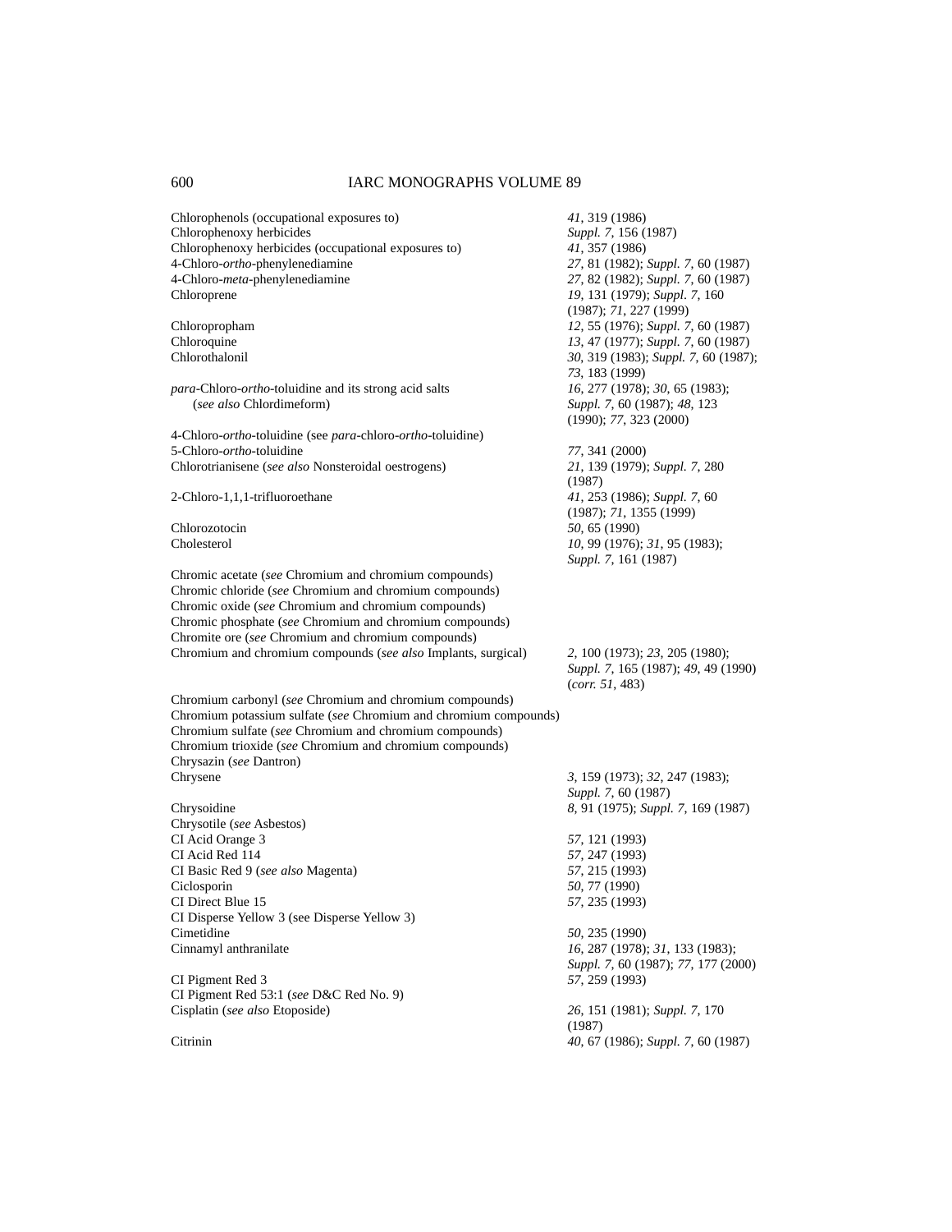| | |
|---|---|
| Chlorophenols (occupational exposures to) | *41*, 319 (1986) |
| Chlorophenoxy herbicides | *Suppl. 7*, 156 (1987) |
| Chlorophenoxy herbicides (occupational exposures to) | *41*, 357 (1986) |
| 4-Chloro-*ortho*-phenylenediamine | *27*, 81 (1982); *Suppl. 7*, 60 (1987) |
| 4-Chloro-*meta*-phenylenediamine | *27*, 82 (1982); *Suppl. 7*, 60 (1987) |
| Chloroprene | *19*, 131 (1979); *Suppl. 7*, 160 (1987); *71*, 227 (1999) |
| Chloropropham | *12*, 55 (1976); *Suppl. 7*, 60 (1987) |
| Chloroquine | *13*, 47 (1977); *Suppl. 7*, 60 (1987) |
| Chlorothalonil | *30*, 319 (1983); *Suppl. 7*, 60 (1987); *73*, 183 (1999) |
| *para*-Chloro-*ortho*-toluidine and its strong acid salts (*see also* Chlordimeform) | *16*, 277 (1978); *30*, 65 (1983); *Suppl. 7*, 60 (1987); *48*, 123 (1990); *77*, 323 (2000) |
| 4-Chloro-*ortho*-toluidine (see *para*-chloro-*ortho*-toluidine) | |
| 5-Chloro-*ortho*-toluidine | *77*, 341 (2000) |
| Chlorotrianisene (*see also* Nonsteroidal oestrogens) | *21*, 139 (1979); *Suppl. 7*, 280 (1987) |
| 2-Chloro-1,1,1-trifluoroethane | *41*, 253 (1986); *Suppl. 7*, 60 (1987); *71*, 1355 (1999) |
| Chlorozotocin | *50*, 65 (1990) |
| Cholesterol | *10*, 99 (1976); *31*, 95 (1983); *Suppl. 7*, 161 (1987) |
| Chromic acetate (*see* Chromium and chromium compounds) | |
| Chromic chloride (*see* Chromium and chromium compounds) | |
| Chromic oxide (*see* Chromium and chromium compounds) | |
| Chromic phosphate (*see* Chromium and chromium compounds) | |
| Chromite ore (*see* Chromium and chromium compounds) | |
| Chromium and chromium compounds (*see also* Implants, surgical) | *2*, 100 (1973); *23*, 205 (1980); *Suppl. 7*, 165 (1987); *49*, 49 (1990) (*corr. 51*, 483) |
| Chromium carbonyl (*see* Chromium and chromium compounds) | |
| Chromium potassium sulfate (*see* Chromium and chromium compounds) | |
| Chromium sulfate (*see* Chromium and chromium compounds) | |
| Chromium trioxide (*see* Chromium and chromium compounds) | |
| Chrysazin (*see* Dantron) | |
| Chrysene | *3*, 159 (1973); *32*, 247 (1983); *Suppl. 7*, 60 (1987) |
| Chrysoidine | *8*, 91 (1975); *Suppl. 7*, 169 (1987) |
| Chrysotile (*see* Asbestos) | |
| CI Acid Orange 3 | *57*, 121 (1993) |
| CI Acid Red 114 | *57*, 247 (1993) |
| CI Basic Red 9 (*see also* Magenta) | *57*, 215 (1993) |
| Ciclosporin | *50*, 77 (1990) |
| CI Direct Blue 15 | *57*, 235 (1993) |
| CI Disperse Yellow 3 (see Disperse Yellow 3) | |
| Cimetidine | *50*, 235 (1990) |
| Cinnamyl anthranilate | *16*, 287 (1978); *31*, 133 (1983); *Suppl. 7*, 60 (1987); *77*, 177 (2000) |
| CI Pigment Red 3 | *57*, 259 (1993) |
| CI Pigment Red 53:1 (*see* D&C Red No. 9) | |
| Cisplatin (*see also* Etoposide) | *26*, 151 (1981); *Suppl. 7*, 170 (1987) |
| Citrinin | *40*, 67 (1986); *Suppl. 7*, 60 (1987) |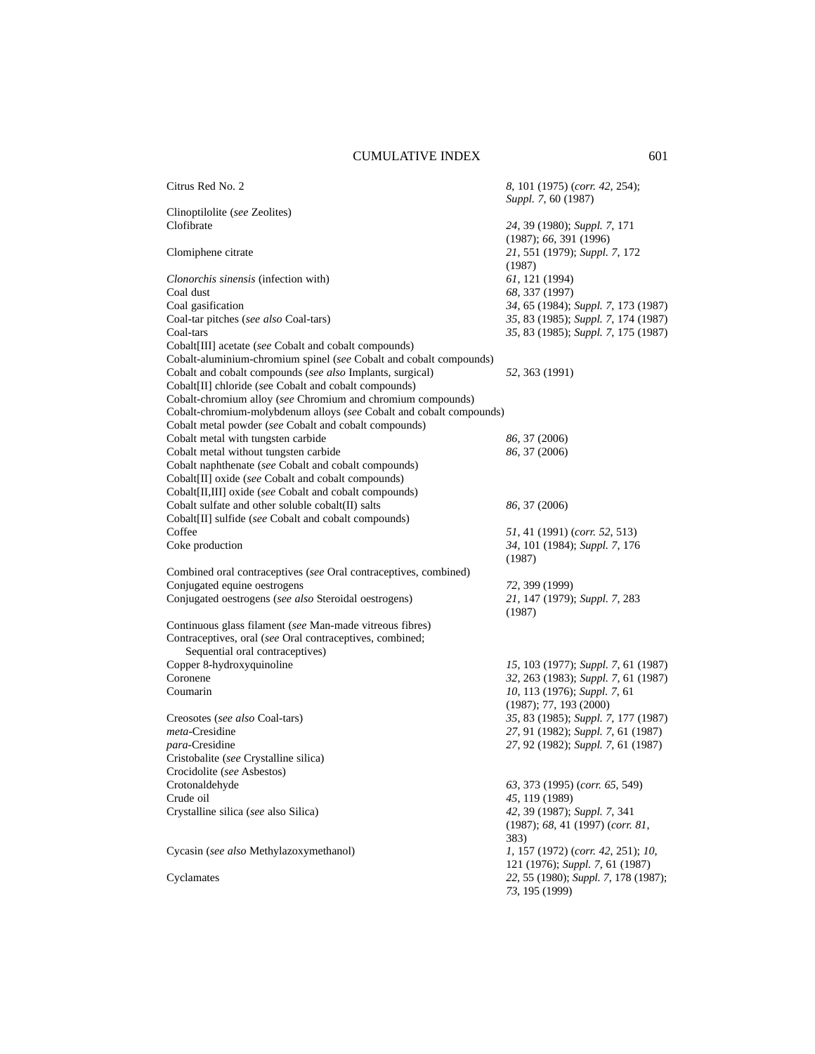| | |
|---|---|
| Citrus Red No. 2 | *8*, 101 (1975) (*corr. 42*, 254); *Suppl. 7*, 60 (1987) |
| Clinoptilolite (*see* Zeolites) | |
| Clofibrate | *24*, 39 (1980); *Suppl. 7*, 171 (1987); *66*, 391 (1996) |
| Clomiphene citrate | *21*, 551 (1979); *Suppl. 7*, 172 (1987) |
| *Clonorchis sinensis* (infection with) | *61*, 121 (1994) |
| Coal dust | *68*, 337 (1997) |
| Coal gasification | *34*, 65 (1984); *Suppl. 7*, 173 (1987) |
| Coal-tar pitches (*see also* Coal-tars) | *35*, 83 (1985); *Suppl. 7*, 174 (1987) |
| Coal-tars | *35*, 83 (1985); *Suppl. 7*, 175 (1987) |
| Cobalt[III] acetate (*see* Cobalt and cobalt compounds) | |
| Cobalt-aluminium-chromium spinel (*see* Cobalt and cobalt compounds) | |
| Cobalt and cobalt compounds (*see also* Implants, surgical) | *52*, 363 (1991) |
| Cobalt[II] chloride (*see* Cobalt and cobalt compounds) | |
| Cobalt-chromium alloy (*see* Chromium and chromium compounds) | |
| Cobalt-chromium-molybdenum alloys (*see* Cobalt and cobalt compounds) | |
| Cobalt metal powder (*see* Cobalt and cobalt compounds) | |
| Cobalt metal with tungsten carbide | *86*, 37 (2006) |
| Cobalt metal without tungsten carbide | *86*, 37 (2006) |
| Cobalt naphthenate (*see* Cobalt and cobalt compounds) | |
| Cobalt[II] oxide (*see* Cobalt and cobalt compounds) | |
| Cobalt[II,III] oxide (*see* Cobalt and cobalt compounds) | |
| Cobalt sulfate and other soluble cobalt(II) salts | *86*, 37 (2006) |
| Cobalt[II] sulfide (*see* Cobalt and cobalt compounds) | |
| Coffee | *51*, 41 (1991) (*corr. 52*, 513) |
| Coke production | *34*, 101 (1984); *Suppl. 7*, 176 (1987) |
| Combined oral contraceptives (*see* Oral contraceptives, combined) | |
| Conjugated equine oestrogens | *72*, 399 (1999) |
| Conjugated oestrogens (*see also* Steroidal oestrogens) | *21*, 147 (1979); *Suppl. 7*, 283 (1987) |
| Continuous glass filament (*see* Man-made vitreous fibres) | |
| Contraceptives, oral (*see* Oral contraceptives, combined; Sequential oral contraceptives) | |
| Copper 8-hydroxyquinoline | *15*, 103 (1977); *Suppl. 7*, 61 (1987) |
| Coronene | *32*, 263 (1983); *Suppl. 7*, 61 (1987) |
| Coumarin | *10*, 113 (1976); *Suppl. 7*, 61 (1987); *77*, 193 (2000) |
| Creosotes (*see also* Coal-tars) | *35*, 83 (1985); *Suppl. 7*, 177 (1987) |
| *meta*-Cresidine | *27*, 91 (1982); *Suppl. 7*, 61 (1987) |
| *para*-Cresidine | *27*, 92 (1982); *Suppl. 7*, 61 (1987) |
| Cristobalite (*see* Crystalline silica) | |
| Crocidolite (*see* Asbestos) | |
| Crotonaldehyde | *63*, 373 (1995) (*corr. 65*, 549) |
| Crude oil | *45*, 119 (1989) |
| Crystalline silica (*see* also Silica) | *42*, 39 (1987); *Suppl. 7*, 341 (1987); *68*, 41 (1997) (*corr. 81*, 383) |
| Cycasin (*see also* Methylazoxymethanol) | *1*, 157 (1972) (*corr. 42*, 251); *10*, 121 (1976); *Suppl. 7*, 61 (1987) |
| Cyclamates | *22*, 55 (1980); *Suppl. 7*, 178 (1987); *73*, 195 (1999) |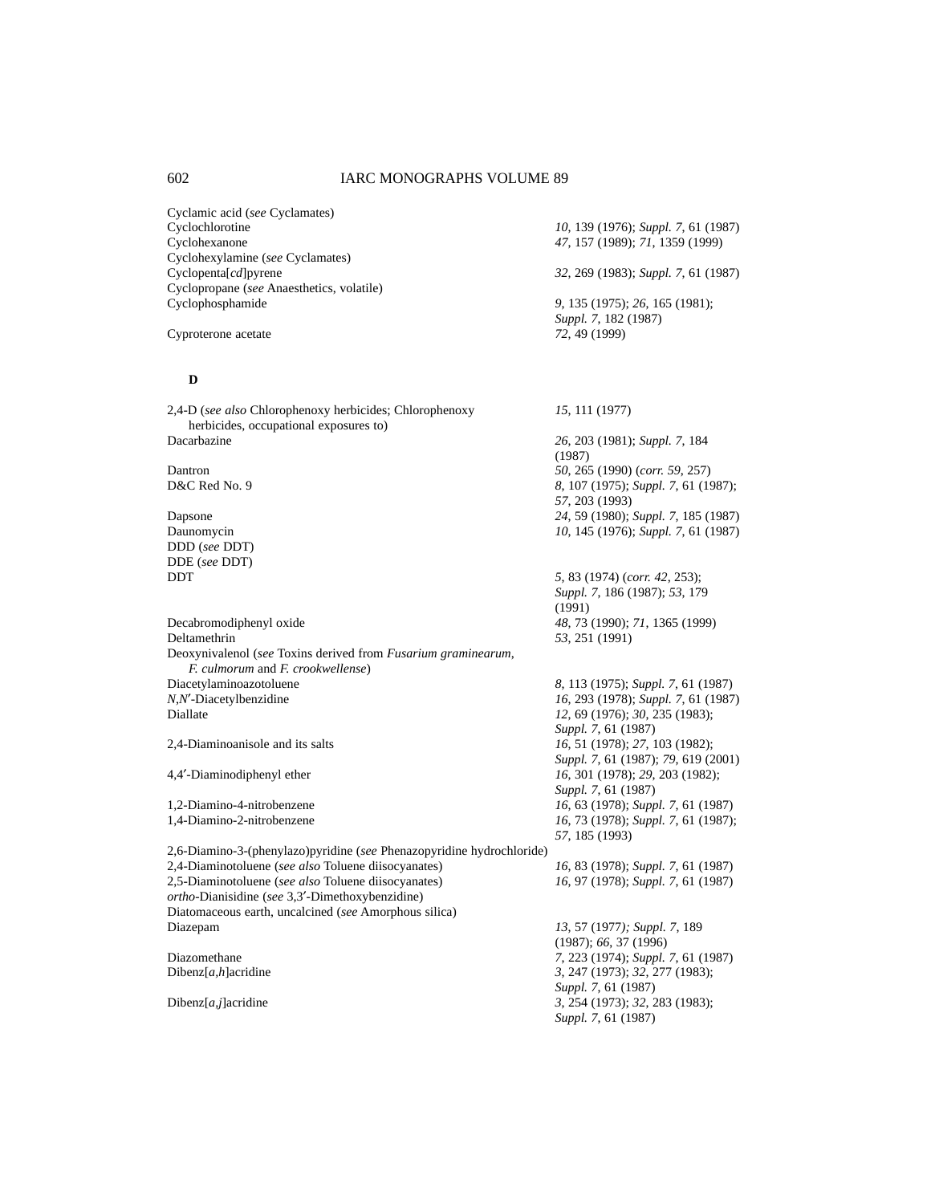| | |
|---|---|
| Cyclamic acid (*see* Cyclamates) | |
| Cyclochlorotine | *10*, 139 (1976); *Suppl. 7*, 61 (1987) |
| Cyclohexanone | *47*, 157 (1989); *71*, 1359 (1999) |
| Cyclohexylamine (*see* Cyclamates) | |
| Cyclopenta[*cd*]pyrene | *32*, 269 (1983); *Suppl. 7*, 61 (1987) |
| Cyclopropane (*see* Anaesthetics, volatile) | |
| Cyclophosphamide | *9*, 135 (1975); *26*, 165 (1981); *Suppl. 7*, 182 (1987) |
| Cyproterone acetate | *72*, 49 (1999) |

**D**

| | |
|---|---|
| 2,4-D (*see also* Chlorophenoxy herbicides; Chlorophenoxy herbicides, occupational exposures to) | *15*, 111 (1977) |
| Dacarbazine | *26*, 203 (1981); *Suppl. 7*, 184 (1987) |
| Dantron | *50*, 265 (1990) (*corr. 59*, 257) |
| D&C Red No. 9 | *8*, 107 (1975); *Suppl. 7*, 61 (1987); *57*, 203 (1993) |
| Dapsone | *24*, 59 (1980); *Suppl. 7*, 185 (1987) |
| Daunomycin | *10*, 145 (1976); *Suppl. 7*, 61 (1987) |
| DDD (*see* DDT) | |
| DDE (*see* DDT) | |
| DDT | *5*, 83 (1974) (*corr. 42*, 253); *Suppl. 7*, 186 (1987); *53*, 179 (1991) |
| Decabromodiphenyl oxide | *48*, 73 (1990); *71*, 1365 (1999) |
| Deltamethrin | *53*, 251 (1991) |
| Deoxynivalenol (*see* Toxins derived from *Fusarium graminearum, F. culmorum* and *F. crookwellense*) | |
| Diacetylaminoazotoluene | *8*, 113 (1975); *Suppl. 7*, 61 (1987) |
| *N*,*N*′-Diacetylbenzidine | *16*, 293 (1978); *Suppl. 7*, 61 (1987) |
| Diallate | *12*, 69 (1976); *30*, 235 (1983); *Suppl. 7*, 61 (1987) |
| 2,4-Diaminoanisole and its salts | *16*, 51 (1978); *27*, 103 (1982); *Suppl. 7*, 61 (1987); *79*, 619 (2001) |
| 4,4′-Diaminodiphenyl ether | *16*, 301 (1978); *29*, 203 (1982); *Suppl. 7*, 61 (1987) |
| 1,2-Diamino-4-nitrobenzene | *16*, 63 (1978); *Suppl. 7*, 61 (1987) |
| 1,4-Diamino-2-nitrobenzene | *16*, 73 (1978); *Suppl. 7*, 61 (1987); *57*, 185 (1993) |
| 2,6-Diamino-3-(phenylazo)pyridine (*see* Phenazopyridine hydrochloride) | |
| 2,4-Diaminotoluene (*see also* Toluene diisocyanates) | *16*, 83 (1978); *Suppl. 7*, 61 (1987) |
| 2,5-Diaminotoluene (*see also* Toluene diisocyanates) | *16*, 97 (1978); *Suppl. 7*, 61 (1987) |
| *ortho*-Dianisidine (*see* 3,3′-Dimethoxybenzidine) | |
| Diatomaceous earth, uncalcined (*see* Amorphous silica) | |
| Diazepam | *13*, 57 (1977); *Suppl. 7*, 189 (1987); *66*, 37 (1996) |
| Diazomethane | *7*, 223 (1974); *Suppl. 7*, 61 (1987) |
| Dibenz[*a*,*h*]acridine | *3*, 247 (1973); *32*, 277 (1983); *Suppl. 7*, 61 (1987) |
| Dibenz[*a*,*j*]acridine | *3*, 254 (1973); *32*, 283 (1983); *Suppl. 7*, 61 (1987) |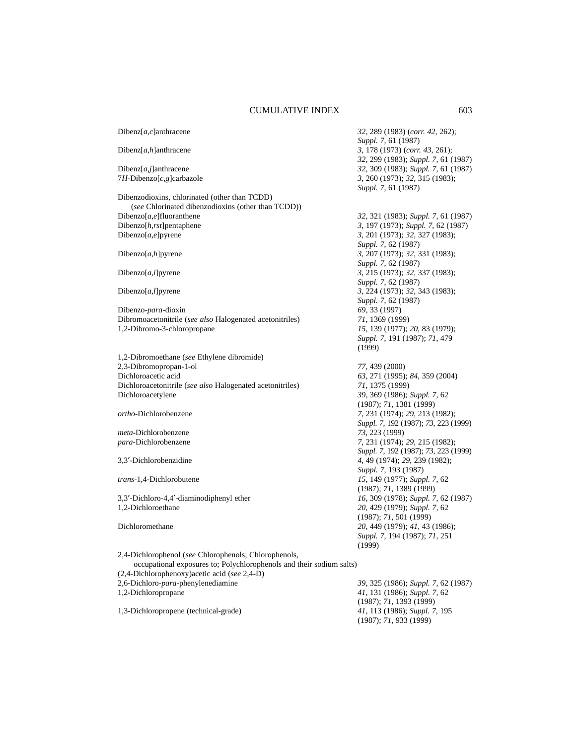| | |
|---|---|
| Dibenz[*a,c*]anthracene | *32*, 289 (1983) (*corr. 42*, 262); *Suppl. 7*, 61 (1987) |
| Dibenz[*a,h*]anthracene | *3*, 178 (1973) (*corr. 43*, 261); *32*, 299 (1983); *Suppl. 7*, 61 (1987) |
| Dibenz[*a,j*]anthracene | *32*, 309 (1983); *Suppl. 7*, 61 (1987) |
| 7*H*-Dibenzo[*c,g*]carbazole | *3*, 260 (1973); *32*, 315 (1983); *Suppl. 7*, 61 (1987) |
| Dibenzodioxins, chlorinated (other than TCDD) (*see* Chlorinated dibenzodioxins (other than TCDD)) | |
| Dibenzo[*a,e*]fluoranthene | *32*, 321 (1983); *Suppl. 7*, 61 (1987) |
| Dibenzo[*h,rst*]pentaphene | *3*, 197 (1973); *Suppl. 7*, 62 (1987) |
| Dibenzo[*a,e*]pyrene | *3*, 201 (1973); *32*, 327 (1983); *Suppl. 7*, 62 (1987) |
| Dibenzo[*a,h*]pyrene | *3*, 207 (1973); *32*, 331 (1983); *Suppl. 7*, 62 (1987) |
| Dibenzo[*a,i*]pyrene | *3*, 215 (1973); *32*, 337 (1983); *Suppl. 7*, 62 (1987) |
| Dibenzo[*a,l*]pyrene | *3*, 224 (1973); *32*, 343 (1983); *Suppl. 7*, 62 (1987) |
| Dibenzo-*para*-dioxin | *69*, 33 (1997) |
| Dibromoacetonitrile (*see also* Halogenated acetonitriles) | *71*, 1369 (1999) |
| 1,2-Dibromo-3-chloropropane | *15*, 139 (1977); *20*, 83 (1979); *Suppl. 7*, 191 (1987); *71*, 479 (1999) |
| 1,2-Dibromoethane (*see* Ethylene dibromide) | |
| 2,3-Dibromopropan-1-ol | *77*, 439 (2000) |
| Dichloroacetic acid | *63*, 271 (1995); *84*, 359 (2004) |
| Dichloroacetonitrile (*see also* Halogenated acetonitriles) | *71*, 1375 (1999) |
| Dichloroacetylene | *39*, 369 (1986); *Suppl. 7*, 62 (1987); *71*, 1381 (1999) |
| *ortho*-Dichlorobenzene | *7*, 231 (1974); *29*, 213 (1982); *Suppl. 7*, 192 (1987); *73*, 223 (1999) |
| *meta*-Dichlorobenzene | *73*, 223 (1999) |
| *para*-Dichlorobenzene | *7*, 231 (1974); *29*, 215 (1982); *Suppl. 7*, 192 (1987); *73*, 223 (1999) |
| 3,3′-Dichlorobenzidine | *4*, 49 (1974); *29*, 239 (1982); *Suppl. 7*, 193 (1987) |
| *trans*-1,4-Dichlorobutene | *15*, 149 (1977); *Suppl. 7*, 62 (1987); *71*, 1389 (1999) |
| 3,3′-Dichloro-4,4′-diaminodiphenyl ether | *16*, 309 (1978); *Suppl. 7*, 62 (1987) |
| 1,2-Dichloroethane | *20*, 429 (1979); *Suppl. 7*, 62 (1987); *71*, 501 (1999) |
| Dichloromethane | *20*, 449 (1979); *41*, 43 (1986); *Suppl. 7*, 194 (1987); *71*, 251 (1999) |
| 2,4-Dichlorophenol (*see* Chlorophenols; Chlorophenols, occupational exposures to; Polychlorophenols and their sodium salts) | |
| (2,4-Dichlorophenoxy)acetic acid (*see* 2,4-D) | |
| 2,6-Dichloro-*para*-phenylenediamine | *39*, 325 (1986); *Suppl. 7*, 62 (1987) |
| 1,2-Dichloropropane | *41*, 131 (1986); *Suppl. 7*, 62 (1987); *71*, 1393 (1999) |
| 1,3-Dichloropropene (technical-grade) | *41*, 113 (1986); *Suppl. 7*, 195 (1987); *71*, 933 (1999) |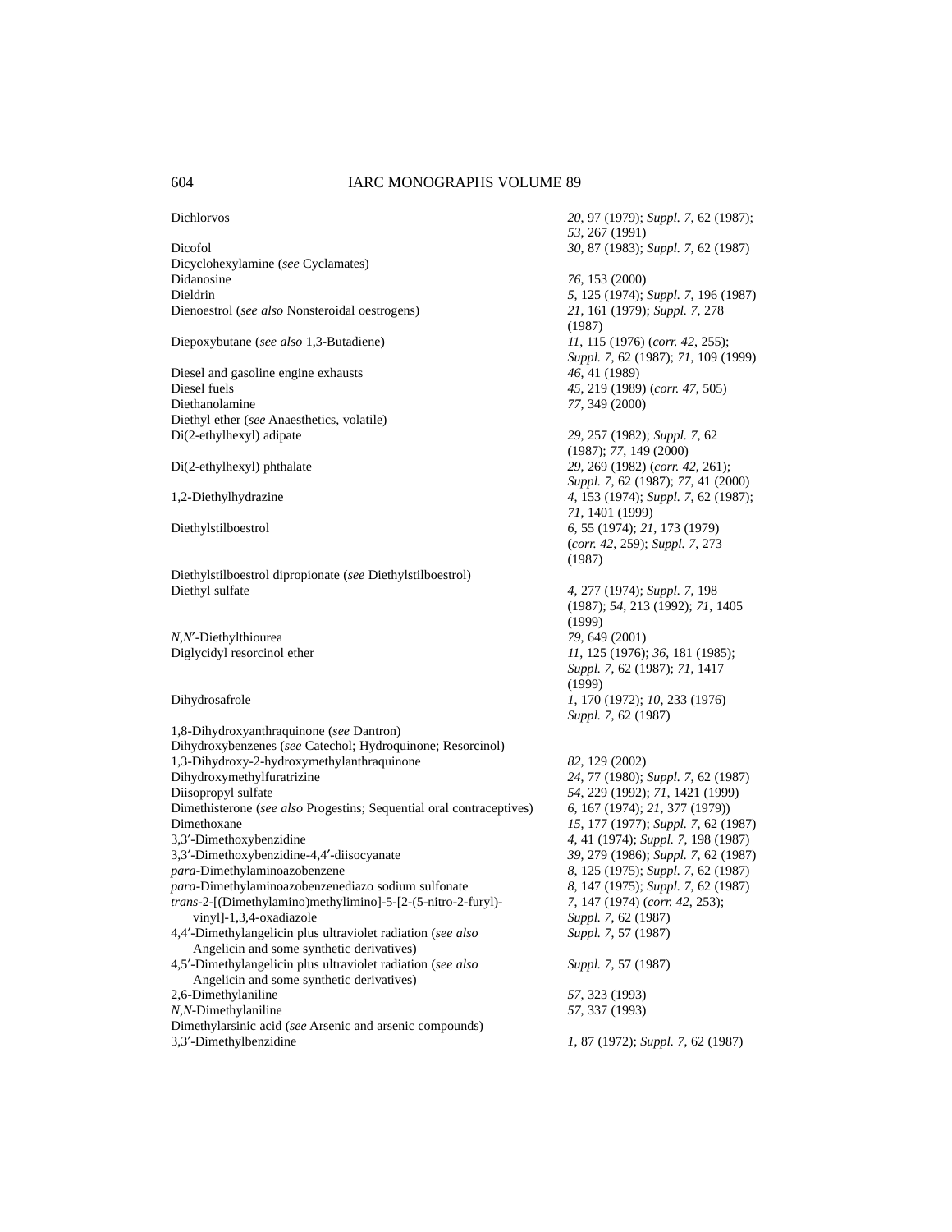| | |
|---|---|
| Dichlorvos | *20*, 97 (1979); *Suppl. 7*, 62 (1987); *53*, 267 (1991) |
| Dicofol | *30*, 87 (1983); *Suppl. 7*, 62 (1987) |
| Dicyclohexylamine (*see* Cyclamates) | |
| Didanosine | *76*, 153 (2000) |
| Dieldrin | *5*, 125 (1974); *Suppl. 7*, 196 (1987) |
| Dienoestrol (*see also* Nonsteroidal oestrogens) | *21*, 161 (1979); *Suppl. 7*, 278 (1987) |
| Diepoxybutane (*see also* 1,3-Butadiene) | *11*, 115 (1976) (*corr. 42*, 255); *Suppl. 7*, 62 (1987); *71*, 109 (1999) |
| Diesel and gasoline engine exhausts | *46*, 41 (1989) |
| Diesel fuels | *45*, 219 (1989) (*corr. 47*, 505) |
| Diethanolamine | *77*, 349 (2000) |
| Diethyl ether (*see* Anaesthetics, volatile) | |
| Di(2-ethylhexyl) adipate | *29*, 257 (1982); *Suppl. 7*, 62 (1987); *77*, 149 (2000) |
| Di(2-ethylhexyl) phthalate | *29*, 269 (1982) (*corr. 42*, 261); *Suppl. 7*, 62 (1987); *77*, 41 (2000) |
| 1,2-Diethylhydrazine | *4*, 153 (1974); *Suppl. 7*, 62 (1987); *71*, 1401 (1999) |
| Diethylstilboestrol | *6*, 55 (1974); *21*, 173 (1979) (*corr. 42*, 259); *Suppl. 7*, 273 (1987) |
| Diethylstilboestrol dipropionate (*see* Diethylstilboestrol) | |
| Diethyl sulfate | *4*, 277 (1974); *Suppl. 7*, 198 (1987); *54*, 213 (1992); *71*, 1405 (1999) |
| *N,N′*-Diethylthiourea | *79*, 649 (2001) |
| Diglycidyl resorcinol ether | *11*, 125 (1976); *36*, 181 (1985); *Suppl. 7*, 62 (1987); *71*, 1417 (1999) |
| Dihydrosafrole | *1*, 170 (1972); *10*, 233 (1976) *Suppl. 7*, 62 (1987) |
| 1,8-Dihydroxyanthraquinone (*see* Dantron) | |
| Dihydroxybenzenes (*see* Catechol; Hydroquinone; Resorcinol) | |
| 1,3-Dihydroxy-2-hydroxymethylanthraquinone | *82*, 129 (2002) |
| Dihydroxymethylfuratrizine | *24*, 77 (1980); *Suppl. 7*, 62 (1987) |
| Diisopropyl sulfate | *54*, 229 (1992); *71*, 1421 (1999) |
| Dimethisterone (*see also* Progestins; Sequential oral contraceptives) | *6*, 167 (1974); *21*, 377 (1979)) |
| Dimethoxane | *15*, 177 (1977); *Suppl. 7*, 62 (1987) |
| 3,3′-Dimethoxybenzidine | *4*, 41 (1974); *Suppl. 7*, 198 (1987) |
| 3,3′-Dimethoxybenzidine-4,4′-diisocyanate | *39*, 279 (1986); *Suppl. 7*, 62 (1987) |
| *para*-Dimethylaminoazobenzene | *8*, 125 (1975); *Suppl. 7*, 62 (1987) |
| *para*-Dimethylaminoazobenzenediazo sodium sulfonate | *8*, 147 (1975); *Suppl. 7*, 62 (1987) |
| *trans*-2-[(Dimethylamino)methylimino]-5-[2-(5-nitro-2-furyl)-vinyl]-1,3,4-oxadiazole | *7*, 147 (1974) (*corr. 42*, 253); *Suppl. 7*, 62 (1987) |
| 4,4′-Dimethylangelicin plus ultraviolet radiation (*see also* Angelicin and some synthetic derivatives) | *Suppl. 7*, 57 (1987) |
| 4,5′-Dimethylangelicin plus ultraviolet radiation (*see also* Angelicin and some synthetic derivatives) | *Suppl. 7*, 57 (1987) |
| 2,6-Dimethylaniline | *57*, 323 (1993) |
| *N,N*-Dimethylaniline | *57*, 337 (1993) |
| Dimethylarsinic acid (*see* Arsenic and arsenic compounds) | |
| 3,3′-Dimethylbenzidine | *1*, 87 (1972); *Suppl. 7*, 62 (1987) |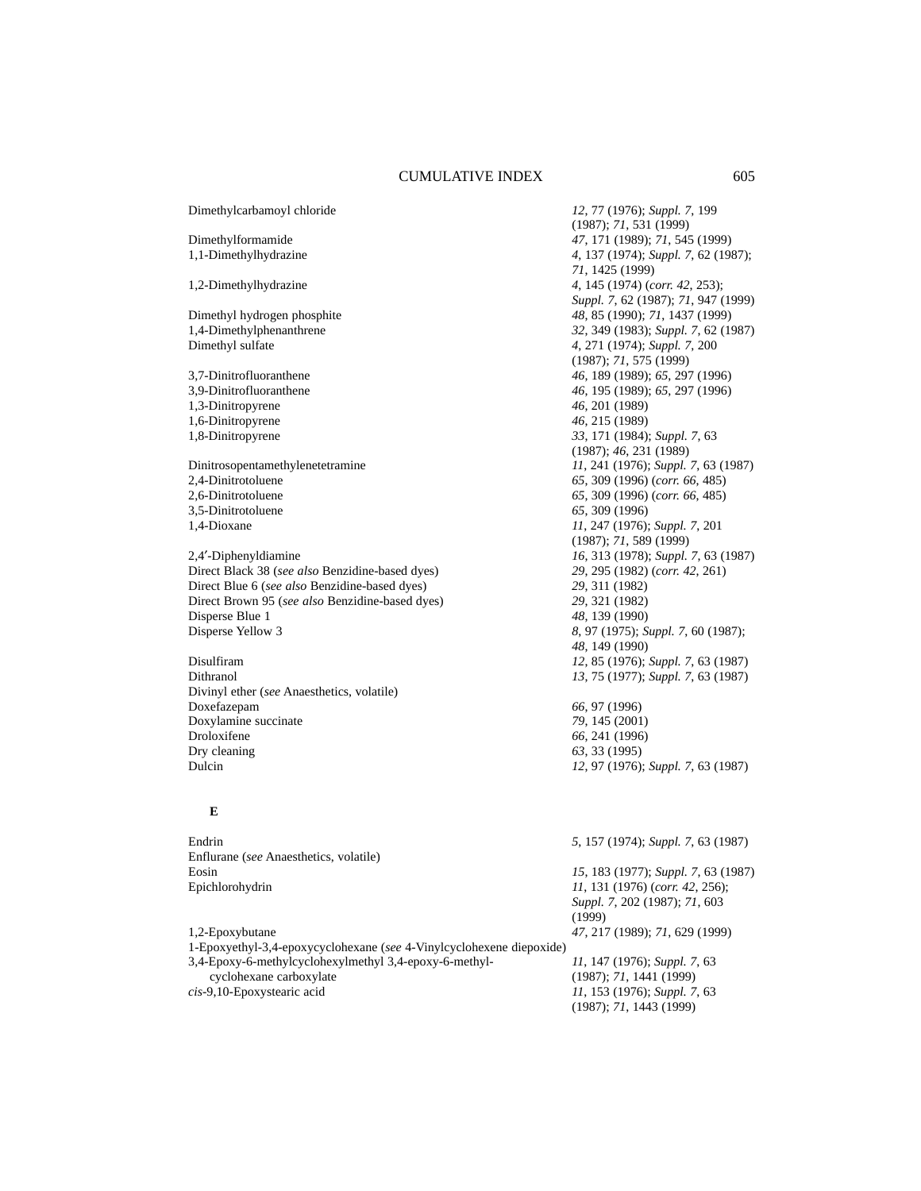| | |
|---|---|
| Dimethylcarbamoyl chloride | *12*, 77 (1976); *Suppl. 7*, 199 (1987); *71*, 531 (1999) |
| Dimethylformamide | *47*, 171 (1989); *71*, 545 (1999) |
| 1,1-Dimethylhydrazine | *4*, 137 (1974); *Suppl. 7*, 62 (1987); *71*, 1425 (1999) |
| 1,2-Dimethylhydrazine | *4*, 145 (1974) (*corr. 42*, 253); *Suppl. 7*, 62 (1987); *71*, 947 (1999) |
| Dimethyl hydrogen phosphite | *48*, 85 (1990); *71*, 1437 (1999) |
| 1,4-Dimethylphenanthrene | *32*, 349 (1983); *Suppl. 7*, 62 (1987) |
| Dimethyl sulfate | *4*, 271 (1974); *Suppl. 7*, 200 (1987); *71*, 575 (1999) |
| 3,7-Dinitrofluoranthene | *46*, 189 (1989); *65*, 297 (1996) |
| 3,9-Dinitrofluoranthene | *46*, 195 (1989); *65*, 297 (1996) |
| 1,3-Dinitropyrene | *46*, 201 (1989) |
| 1,6-Dinitropyrene | *46*, 215 (1989) |
| 1,8-Dinitropyrene | *33*, 171 (1984); *Suppl. 7*, 63 (1987); *46*, 231 (1989) |
| Dinitrosopentamethylenetetramine | *11*, 241 (1976); *Suppl. 7*, 63 (1987) |
| 2,4-Dinitrotoluene | *65*, 309 (1996) (*corr. 66*, 485) |
| 2,6-Dinitrotoluene | *65*, 309 (1996) (*corr. 66*, 485) |
| 3,5-Dinitrotoluene | *65*, 309 (1996) |
| 1,4-Dioxane | *11*, 247 (1976); *Suppl. 7*, 201 (1987); *71*, 589 (1999) |
| 2,4′-Diphenyldiamine | *16*, 313 (1978); *Suppl. 7*, 63 (1987) |
| Direct Black 38 (*see also* Benzidine-based dyes) | *29*, 295 (1982) (*corr. 42*, 261) |
| Direct Blue 6 (*see also* Benzidine-based dyes) | *29*, 311 (1982) |
| Direct Brown 95 (*see also* Benzidine-based dyes) | *29*, 321 (1982) |
| Disperse Blue 1 | *48*, 139 (1990) |
| Disperse Yellow 3 | *8*, 97 (1975); *Suppl. 7*, 60 (1987); *48*, 149 (1990) |
| Disulfiram | *12*, 85 (1976); *Suppl. 7*, 63 (1987) |
| Dithranol | *13*, 75 (1977); *Suppl. 7*, 63 (1987) |
| Divinyl ether (*see* Anaesthetics, volatile) | |
| Doxefazepam | *66*, 97 (1996) |
| Doxylamine succinate | *79*, 145 (2001) |
| Droloxifene | *66*, 241 (1996) |
| Dry cleaning | *63*, 33 (1995) |
| Dulcin | *12*, 97 (1976); *Suppl. 7*, 63 (1987) |

**E**

| | |
|---|---|
| Endrin | *5*, 157 (1974); *Suppl. 7*, 63 (1987) |
| Enflurane (*see* Anaesthetics, volatile) | |
| Eosin | *15*, 183 (1977); *Suppl. 7*, 63 (1987) |
| Epichlorohydrin | *11*, 131 (1976) (*corr. 42*, 256); *Suppl. 7*, 202 (1987); *71*, 603 (1999) |
| 1,2-Epoxybutane | *47*, 217 (1989); *71*, 629 (1999) |
| 1-Epoxyethyl-3,4-epoxycyclohexane (*see* 4-Vinylcyclohexene diepoxide) | |
| 3,4-Epoxy-6-methylcyclohexylmethyl 3,4-epoxy-6-methyl-cyclohexane carboxylate | *11*, 147 (1976); *Suppl. 7*, 63 (1987); *71*, 1441 (1999) |
| *cis*-9,10-Epoxystearic acid | *11*, 153 (1976); *Suppl. 7*, 63 (1987); *71*, 1443 (1999) |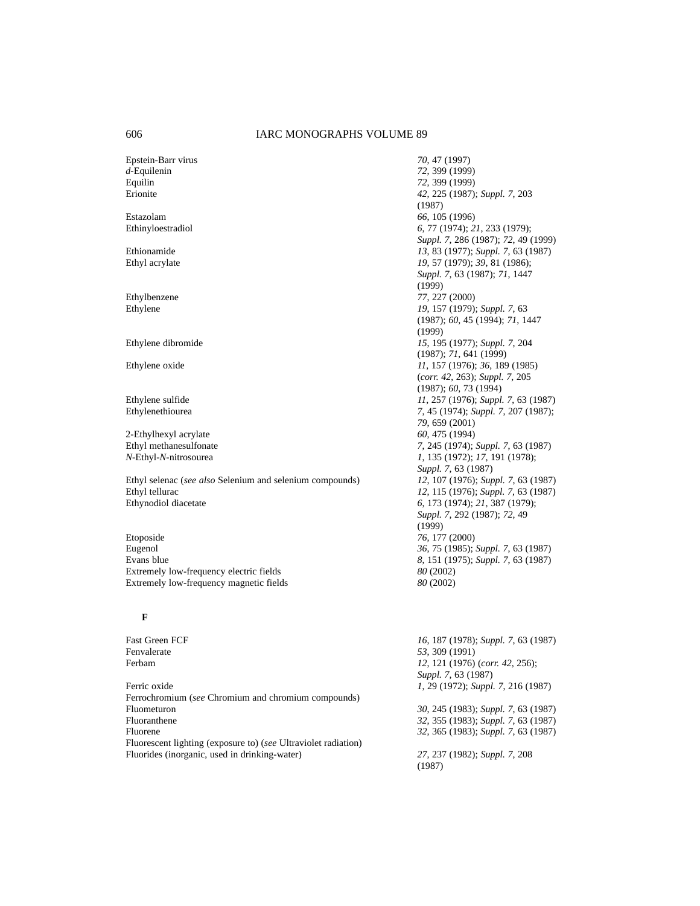| | |
|---|---|
| Epstein-Barr virus | *70*, 47 (1997) |
| *d*-Equilenin | *72*, 399 (1999) |
| Equilin | *72*, 399 (1999) |
| Erionite | *42*, 225 (1987); *Suppl. 7*, 203 (1987) |
| Estazolam | *66*, 105 (1996) |
| Ethinyloestradiol | *6*, 77 (1974); *21*, 233 (1979); *Suppl. 7*, 286 (1987); *72*, 49 (1999) |
| Ethionamide | *13*, 83 (1977); *Suppl. 7*, 63 (1987) |
| Ethyl acrylate | *19*, 57 (1979); *39*, 81 (1986); *Suppl. 7*, 63 (1987); *71*, 1447 (1999) |
| Ethylbenzene | *77*, 227 (2000) |
| Ethylene | *19*, 157 (1979); *Suppl. 7*, 63 (1987); *60*, 45 (1994); *71*, 1447 (1999) |
| Ethylene dibromide | *15*, 195 (1977); *Suppl. 7*, 204 (1987); *71*, 641 (1999) |
| Ethylene oxide | *11*, 157 (1976); *36*, 189 (1985) (*corr. 42*, 263); *Suppl. 7*, 205 (1987); *60*, 73 (1994) |
| Ethylene sulfide | *11*, 257 (1976); *Suppl. 7*, 63 (1987) |
| Ethylenethiourea | *7*, 45 (1974); *Suppl. 7*, 207 (1987); *79*, 659 (2001) |
| 2-Ethylhexyl acrylate | *60*, 475 (1994) |
| Ethyl methanesulfonate | *7*, 245 (1974); *Suppl. 7*, 63 (1987) |
| *N*-Ethyl-*N*-nitrosourea | *1*, 135 (1972); *17*, 191 (1978); *Suppl. 7*, 63 (1987) |
| Ethyl selenac (*see also* Selenium and selenium compounds) | *12*, 107 (1976); *Suppl. 7*, 63 (1987) |
| Ethyl tellurac | *12*, 115 (1976); *Suppl. 7*, 63 (1987) |
| Ethynodiol diacetate | *6*, 173 (1974); *21*, 387 (1979); *Suppl. 7*, 292 (1987); *72*, 49 (1999) |
| Etoposide | *76*, 177 (2000) |
| Eugenol | *36*, 75 (1985); *Suppl. 7*, 63 (1987) |
| Evans blue | *8*, 151 (1975); *Suppl. 7*, 63 (1987) |
| Extremely low-frequency electric fields | *80* (2002) |
| Extremely low-frequency magnetic fields | *80* (2002) |

**F**

| | |
|---|---|
| Fast Green FCF | *16*, 187 (1978); *Suppl. 7*, 63 (1987) |
| Fenvalerate | *53*, 309 (1991) |
| Ferbam | *12*, 121 (1976) (*corr. 42*, 256); *Suppl. 7*, 63 (1987) |
| Ferric oxide | *1*, 29 (1972); *Suppl. 7*, 216 (1987) |
| Ferrochromium (*see* Chromium and chromium compounds) | |
| Fluometuron | *30*, 245 (1983); *Suppl. 7*, 63 (1987) |
| Fluoranthene | *32*, 355 (1983); *Suppl. 7*, 63 (1987) |
| Fluorene | *32*, 365 (1983); *Suppl. 7*, 63 (1987) |
| Fluorescent lighting (exposure to) (*see* Ultraviolet radiation) | |
| Fluorides (inorganic, used in drinking-water) | *27*, 237 (1982); *Suppl. 7*, 208 (1987) |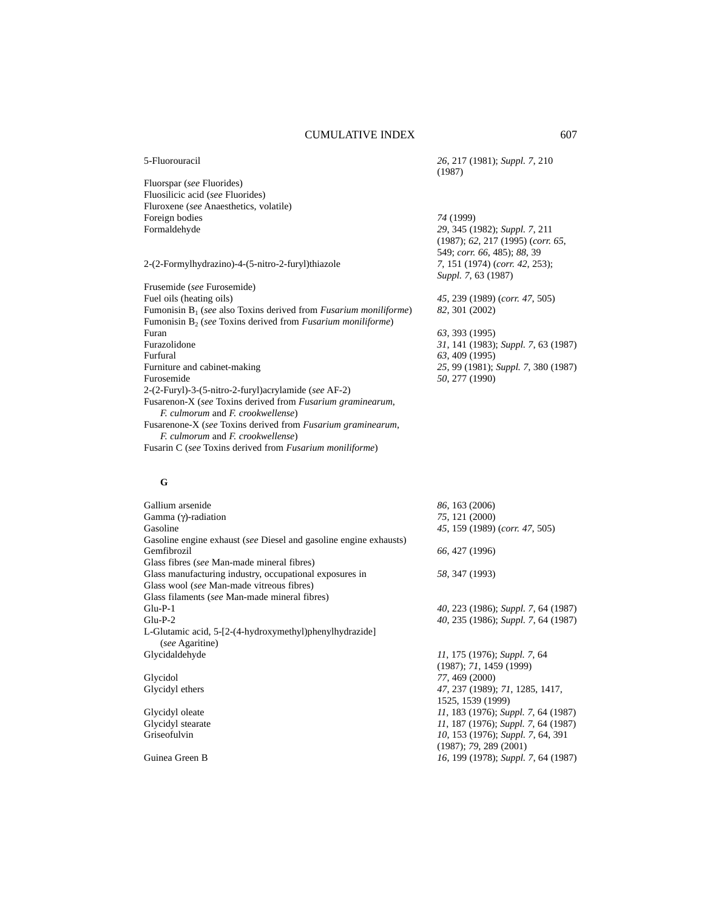| | |
|---|---|
| 5-Fluorouracil | *26*, 217 (1981); *Suppl. 7*, 210 (1987) |
| Fluorspar (*see* Fluorides) | |
| Fluosilicic acid (*see* Fluorides) | |
| Fluroxene (*see* Anaesthetics, volatile) | |
| Foreign bodies | *74* (1999) |
| Formaldehyde | *29*, 345 (1982); *Suppl. 7*, 211 (1987); *62*, 217 (1995) (*corr. 65*, 549; *corr. 66*, 485); *88*, 39 |
| 2-(2-Formylhydrazino)-4-(5-nitro-2-furyl)thiazole | *7*, 151 (1974) (*corr. 42*, 253); *Suppl. 7*, 63 (1987) |
| Frusemide (*see* Furosemide) | |
| Fuel oils (heating oils) | *45*, 239 (1989) (*corr. 47*, 505) |
| Fumonisin $B_1$ (*see* also Toxins derived from *Fusarium moniliforme*) | *82*, 301 (2002) |
| Fumonisin $B_2$ (*see* Toxins derived from *Fusarium moniliforme*) | |
| Furan | *63*, 393 (1995) |
| Furazolidone | *31*, 141 (1983); *Suppl. 7*, 63 (1987) |
| Furfural | *63*, 409 (1995) |
| Furniture and cabinet-making | *25*, 99 (1981); *Suppl. 7*, 380 (1987) |
| Furosemide | *50*, 277 (1990) |
| 2-(2-Furyl)-3-(5-nitro-2-furyl)acrylamide (*see* AF-2) | |
| Fusarenon-X (*see* Toxins derived from *Fusarium graminearum*, *F. culmorum* and *F. crookwellense*) | |
| Fusarenone-X (*see* Toxins derived from *Fusarium graminearum*, *F. culmorum* and *F. crookwellense*) | |
| Fusarin C (*see* Toxins derived from *Fusarium moniliforme*) | |

**G**

| | |
|---|---|
| Gallium arsenide | *86*, 163 (2006) |
| Gamma (γ)-radiation | *75*, 121 (2000) |
| Gasoline | *45*, 159 (1989) (*corr. 47*, 505) |
| Gasoline engine exhaust (*see* Diesel and gasoline engine exhausts) | |
| Gemfibrozil | *66*, 427 (1996) |
| Glass fibres (*see* Man-made mineral fibres) | |
| Glass manufacturing industry, occupational exposures in | *58*, 347 (1993) |
| Glass wool (*see* Man-made vitreous fibres) | |
| Glass filaments (*see* Man-made mineral fibres) | |
| Glu-P-1 | *40*, 223 (1986); *Suppl. 7*, 64 (1987) |
| Glu-P-2 | *40*, 235 (1986); *Suppl. 7*, 64 (1987) |
| L-Glutamic acid, 5-[2-(4-hydroxymethyl)phenylhydrazide] (*see* Agaritine) | |
| Glycidaldehyde | *11*, 175 (1976); *Suppl. 7*, 64 (1987); *71*, 1459 (1999) |
| Glycidol | *77*, 469 (2000) |
| Glycidyl ethers | *47*, 237 (1989); *71*, 1285, 1417, 1525, 1539 (1999) |
| Glycidyl oleate | *11*, 183 (1976); *Suppl. 7*, 64 (1987) |
| Glycidyl stearate | *11*, 187 (1976); *Suppl. 7*, 64 (1987) |
| Griseofulvin | *10*, 153 (1976); *Suppl. 7*, 64, 391 (1987); *79*, 289 (2001) |
| Guinea Green B | *16*, 199 (1978); *Suppl. 7*, 64 (1987) |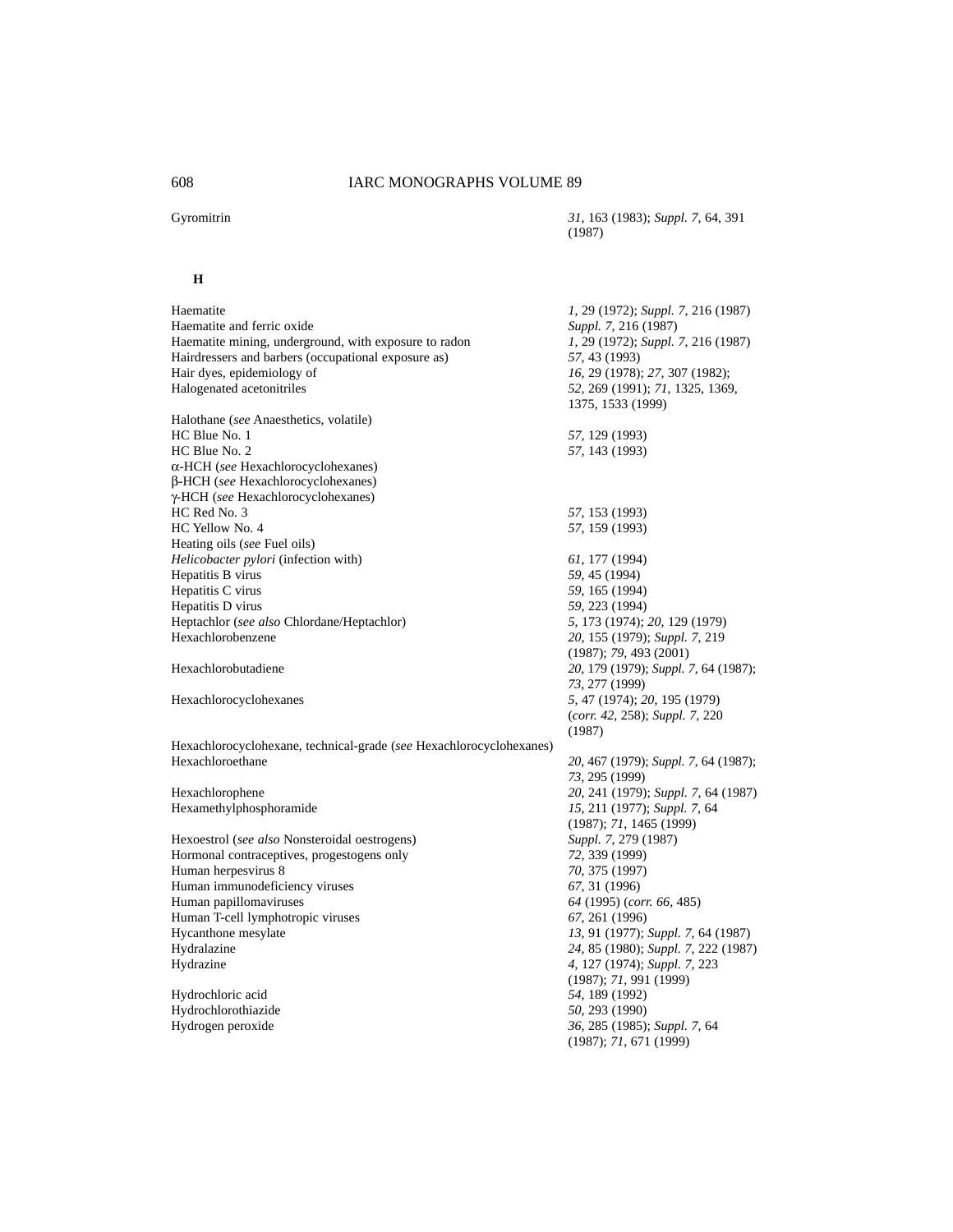Gyromitrin *31*, 163 (1983); *Suppl. 7*, 64, 391 (1987)

## H

| | |
|---|---|
| Haematite | *1*, 29 (1972); *Suppl. 7*, 216 (1987) |
| Haematite and ferric oxide | *Suppl. 7*, 216 (1987) |
| Haematite mining, underground, with exposure to radon | *1*, 29 (1972); *Suppl. 7*, 216 (1987) |
| Hairdressers and barbers (occupational exposure as) | *57*, 43 (1993) |
| Hair dyes, epidemiology of | *16*, 29 (1978); *27*, 307 (1982); |
| Halogenated acetonitriles | *52*, 269 (1991); *71*, 1325, 1369, 1375, 1533 (1999) |
| Halothane (*see* Anaesthetics, volatile) | |
| HC Blue No. 1 | *57*, 129 (1993) |
| HC Blue No. 2 | *57*, 143 (1993) |
| α-HCH (*see* Hexachlorocyclohexanes) | |
| β-HCH (*see* Hexachlorocyclohexanes) | |
| γ-HCH (*see* Hexachlorocyclohexanes) | |
| HC Red No. 3 | *57*, 153 (1993) |
| HC Yellow No. 4 | *57*, 159 (1993) |
| Heating oils (*see* Fuel oils) | |
| *Helicobacter pylori* (infection with) | *61*, 177 (1994) |
| Hepatitis B virus | *59*, 45 (1994) |
| Hepatitis C virus | *59*, 165 (1994) |
| Hepatitis D virus | *59*, 223 (1994) |
| Heptachlor (*see also* Chlordane/Heptachlor) | *5*, 173 (1974); *20*, 129 (1979) |
| Hexachlorobenzene | *20*, 155 (1979); *Suppl. 7*, 219 (1987); *79*, 493 (2001) |
| Hexachlorobutadiene | *20*, 179 (1979); *Suppl. 7*, 64 (1987); *73*, 277 (1999) |
| Hexachlorocyclohexanes | *5*, 47 (1974); *20*, 195 (1979) (*corr. 42*, 258); *Suppl. 7*, 220 (1987) |
| Hexachlorocyclohexane, technical-grade (*see* Hexachlorocyclohexanes) | |
| Hexachloroethane | *20*, 467 (1979); *Suppl. 7*, 64 (1987); *73*, 295 (1999) |
| Hexachlorophene | *20*, 241 (1979); *Suppl. 7*, 64 (1987) |
| Hexamethylphosphoramide | *15*, 211 (1977); *Suppl. 7*, 64 (1987); *71*, 1465 (1999) |
| Hexoestrol (*see also* Nonsteroidal oestrogens) | *Suppl. 7*, 279 (1987) |
| Hormonal contraceptives, progestogens only | *72*, 339 (1999) |
| Human herpesvirus 8 | *70*, 375 (1997) |
| Human immunodeficiency viruses | *67*, 31 (1996) |
| Human papillomaviruses | *64* (1995) (*corr. 66*, 485) |
| Human T-cell lymphotropic viruses | *67*, 261 (1996) |
| Hycanthone mesylate | *13*, 91 (1977); *Suppl. 7*, 64 (1987) |
| Hydralazine | *24*, 85 (1980); *Suppl. 7*, 222 (1987) |
| Hydrazine | *4*, 127 (1974); *Suppl. 7*, 223 (1987); *71*, 991 (1999) |
| Hydrochloric acid | *54*, 189 (1992) |
| Hydrochlorothiazide | *50*, 293 (1990) |
| Hydrogen peroxide | *36*, 285 (1985); *Suppl. 7*, 64 (1987); *71*, 671 (1999) |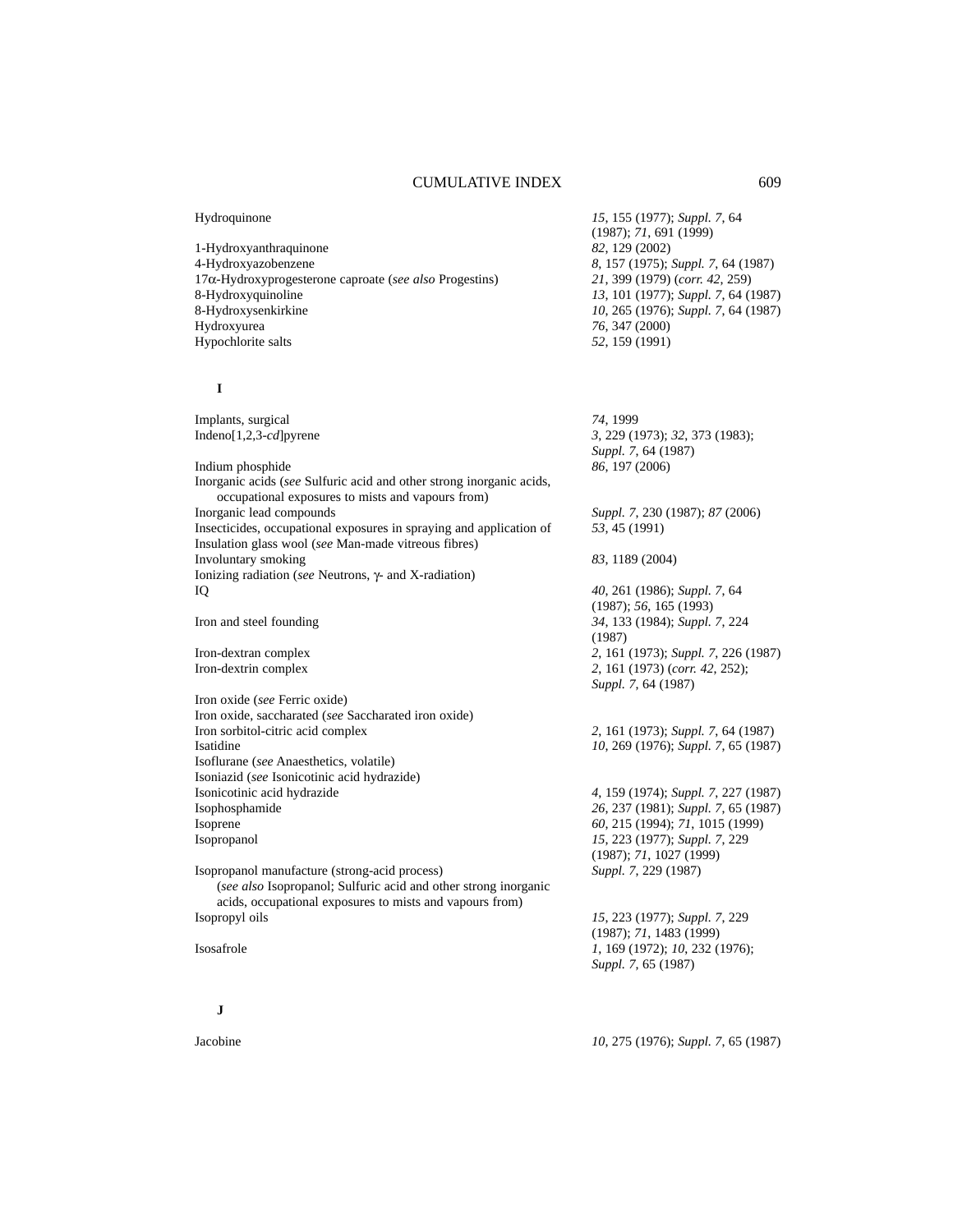| | |
|---|---|
| Hydroquinone | *15*, 155 (1977); *Suppl. 7*, 64 (1987); *71*, 691 (1999) |
| 1-Hydroxyanthraquinone | *82*, 129 (2002) |
| 4-Hydroxyazobenzene | *8*, 157 (1975); *Suppl. 7*, 64 (1987) |
| 17α-Hydroxyprogesterone caproate (*see also* Progestins) | *21*, 399 (1979) (*corr. 42*, 259) |
| 8-Hydroxyquinoline | *13*, 101 (1977); *Suppl. 7*, 64 (1987) |
| 8-Hydroxysenkirkine | *10*, 265 (1976); *Suppl. 7*, 64 (1987) |
| Hydroxyurea | *76*, 347 (2000) |
| Hypochlorite salts | *52*, 159 (1991) |

## I

| | |
|---|---|
| Implants, surgical | *74*, 1999 |
| Indeno[1,2,3-*cd*]pyrene | *3*, 229 (1973); *32*, 373 (1983); *Suppl. 7*, 64 (1987) |
| Indium phosphide | *86*, 197 (2006) |
| Inorganic acids (*see* Sulfuric acid and other strong inorganic acids, occupational exposures to mists and vapours from) | |
| Inorganic lead compounds | *Suppl. 7*, 230 (1987); *87* (2006) |
| Insecticides, occupational exposures in spraying and application of | *53*, 45 (1991) |
| Insulation glass wool (*see* Man-made vitreous fibres) | |
| Involuntary smoking | *83*, 1189 (2004) |
| Ionizing radiation (*see* Neutrons, γ- and X-radiation) | |
| IQ | *40*, 261 (1986); *Suppl. 7*, 64 (1987); *56*, 165 (1993) |
| Iron and steel founding | *34*, 133 (1984); *Suppl. 7*, 224 (1987) |
| Iron-dextran complex | *2*, 161 (1973); *Suppl. 7*, 226 (1987) |
| Iron-dextrin complex | *2*, 161 (1973) (*corr. 42*, 252); *Suppl. 7*, 64 (1987) |
| Iron oxide (*see* Ferric oxide) | |
| Iron oxide, saccharated (*see* Saccharated iron oxide) | |
| Iron sorbitol-citric acid complex | *2*, 161 (1973); *Suppl. 7*, 64 (1987) |
| Isatidine | *10*, 269 (1976); *Suppl. 7*, 65 (1987) |
| Isoflurane (*see* Anaesthetics, volatile) | |
| Isoniazid (*see* Isonicotinic acid hydrazide) | |
| Isonicotinic acid hydrazide | *4*, 159 (1974); *Suppl. 7*, 227 (1987) |
| Isophosphamide | *26*, 237 (1981); *Suppl. 7*, 65 (1987) |
| Isoprene | *60*, 215 (1994); *71*, 1015 (1999) |
| Isopropanol | *15*, 223 (1977); *Suppl. 7*, 229 (1987); *71*, 1027 (1999) |
| Isopropanol manufacture (strong-acid process) (*see also* Isopropanol; Sulfuric acid and other strong inorganic acids, occupational exposures to mists and vapours from) | *Suppl. 7*, 229 (1987) |
| Isopropyl oils | *15*, 223 (1977); *Suppl. 7*, 229 (1987); *71*, 1483 (1999) |
| Isosafrole | *1*, 169 (1972); *10*, 232 (1976); *Suppl. 7*, 65 (1987) |

## J

| | |
|---|---|
| Jacobine | *10*, 275 (1976); *Suppl. 7*, 65 (1987) |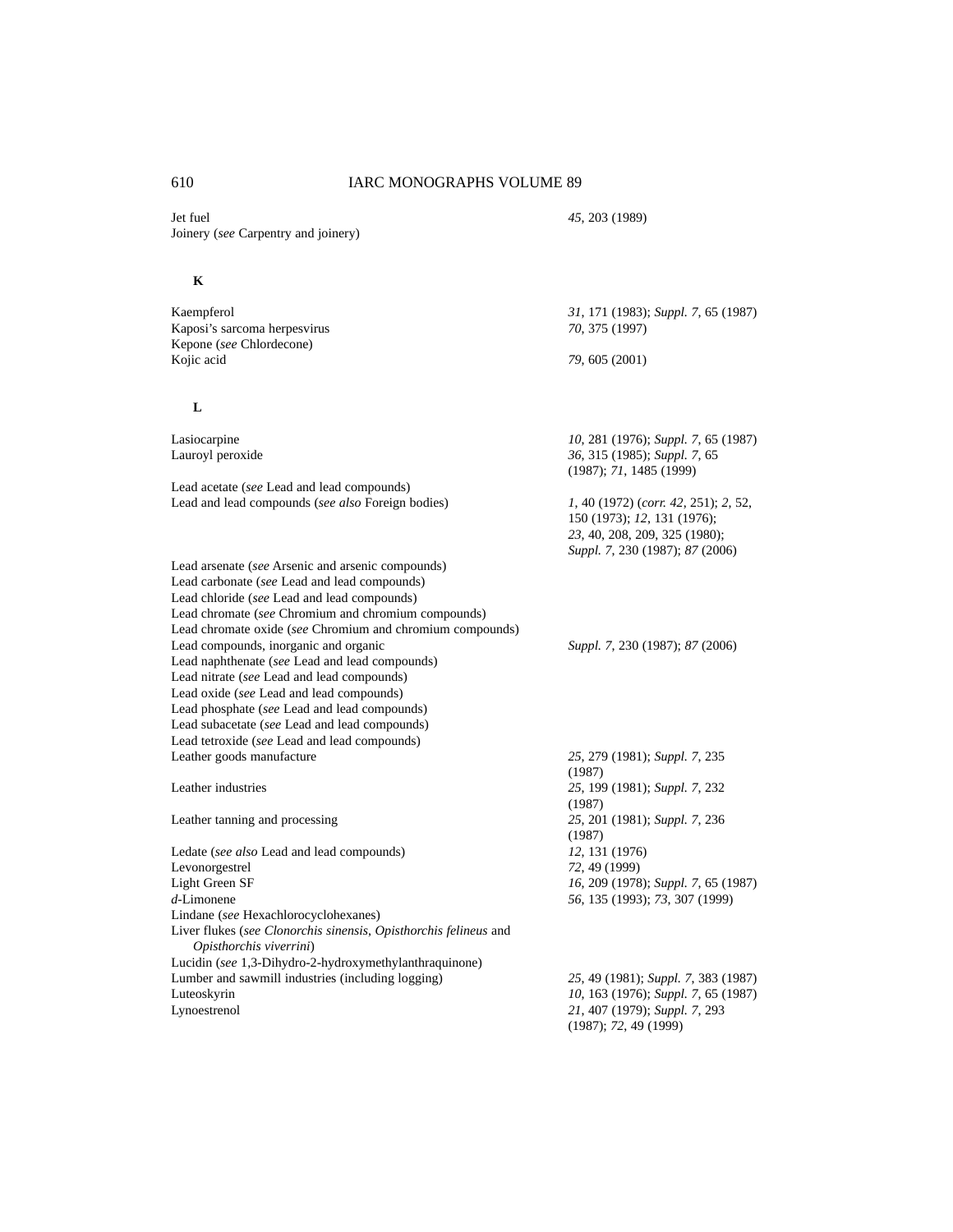Jet fuel — *45*, 203 (1989)
Joinery (*see* Carpentry and joinery)

## K

Kaempferol — *31*, 171 (1983); *Suppl. 7*, 65 (1987)
Kaposi's sarcoma herpesvirus — *70*, 375 (1997)
Kepone (*see* Chlordecone)
Kojic acid — *79*, 605 (2001)

## L

Lasiocarpine — *10*, 281 (1976); *Suppl. 7*, 65 (1987)
Lauroyl peroxide — *36*, 315 (1985); *Suppl. 7*, 65 (1987); *71*, 1485 (1999)
Lead acetate (*see* Lead and lead compounds)
Lead and lead compounds (*see also* Foreign bodies) — *1*, 40 (1972) (*corr. 42*, 251); *2*, 52, 150 (1973); *12*, 131 (1976); *23*, 40, 208, 209, 325 (1980); *Suppl. 7*, 230 (1987); *87* (2006)
Lead arsenate (*see* Arsenic and arsenic compounds)
Lead carbonate (*see* Lead and lead compounds)
Lead chloride (*see* Lead and lead compounds)
Lead chromate (*see* Chromium and chromium compounds)
Lead chromate oxide (*see* Chromium and chromium compounds)
Lead compounds, inorganic and organic — *Suppl. 7*, 230 (1987); *87* (2006)
Lead naphthenate (*see* Lead and lead compounds)
Lead nitrate (*see* Lead and lead compounds)
Lead oxide (*see* Lead and lead compounds)
Lead phosphate (*see* Lead and lead compounds)
Lead subacetate (*see* Lead and lead compounds)
Lead tetroxide (*see* Lead and lead compounds)
Leather goods manufacture — *25*, 279 (1981); *Suppl. 7*, 235 (1987)
Leather industries — *25*, 199 (1981); *Suppl. 7*, 232 (1987)
Leather tanning and processing — *25*, 201 (1981); *Suppl. 7*, 236 (1987)
Ledate (*see also* Lead and lead compounds) — *12*, 131 (1976)
Levonorgestrel — *72*, 49 (1999)
Light Green SF — *16*, 209 (1978); *Suppl. 7*, 65 (1987)
*d*-Limonene — *56*, 135 (1993); *73*, 307 (1999)
Lindane (*see* Hexachlorocyclohexanes)
Liver flukes (*see Clonorchis sinensis*, *Opisthorchis felineus* and *Opisthorchis viverrini*)
Lucidin (*see* 1,3-Dihydro-2-hydroxymethylanthraquinone)
Lumber and sawmill industries (including logging) — *25*, 49 (1981); *Suppl. 7*, 383 (1987)
Luteoskyrin — *10*, 163 (1976); *Suppl. 7*, 65 (1987)
Lynoestrenol — *21*, 407 (1979); *Suppl. 7*, 293 (1987); *72*, 49 (1999)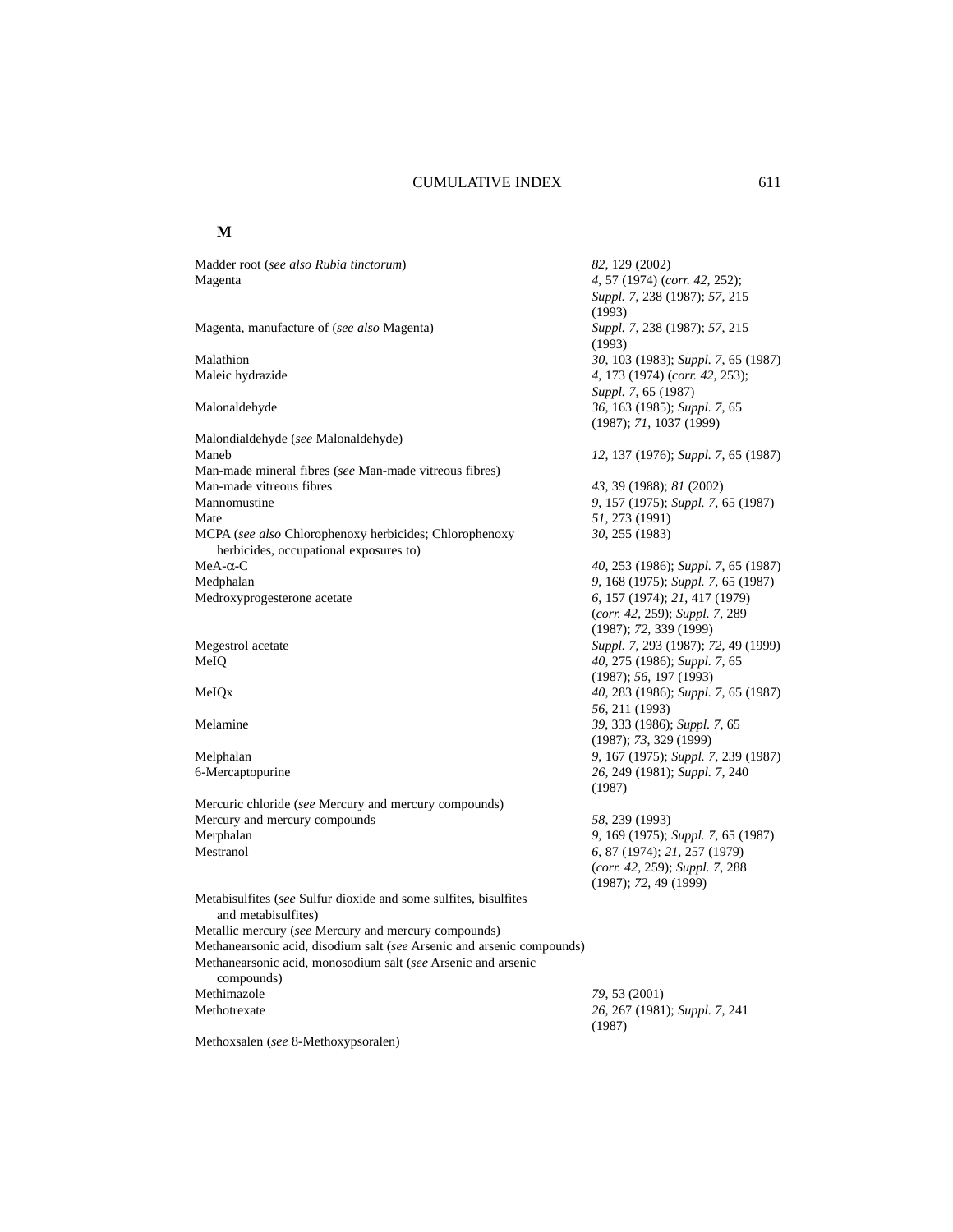## M

| | |
|---|---|
| Madder root (*see also Rubia tinctorum*) | *82*, 129 (2002) |
| Magenta | *4*, 57 (1974) (*corr. 42*, 252); *Suppl. 7*, 238 (1987); *57*, 215 (1993) |
| Magenta, manufacture of (*see also* Magenta) | *Suppl. 7*, 238 (1987); *57*, 215 (1993) |
| Malathion | *30*, 103 (1983); *Suppl. 7*, 65 (1987) |
| Maleic hydrazide | *4*, 173 (1974) (*corr. 42*, 253); *Suppl. 7*, 65 (1987) |
| Malonaldehyde | *36*, 163 (1985); *Suppl. 7*, 65 (1987); *71*, 1037 (1999) |
| Malondialdehyde (*see* Malonaldehyde) | |
| Maneb | *12*, 137 (1976); *Suppl. 7*, 65 (1987) |
| Man-made mineral fibres (*see* Man-made vitreous fibres) | |
| Man-made vitreous fibres | *43*, 39 (1988); *81* (2002) |
| Mannomustine | *9*, 157 (1975); *Suppl. 7*, 65 (1987) |
| Mate | *51*, 273 (1991) |
| MCPA (*see also* Chlorophenoxy herbicides; Chlorophenoxy herbicides, occupational exposures to) | *30*, 255 (1983) |
| MeA-α-C | *40*, 253 (1986); *Suppl. 7*, 65 (1987) |
| Medphalan | *9*, 168 (1975); *Suppl. 7*, 65 (1987) |
| Medroxyprogesterone acetate | *6*, 157 (1974); *21*, 417 (1979) (*corr. 42*, 259); *Suppl. 7*, 289 (1987); *72*, 339 (1999) |
| Megestrol acetate | *Suppl. 7*, 293 (1987); *72*, 49 (1999) |
| MeIQ | *40*, 275 (1986); *Suppl. 7*, 65 (1987); *56*, 197 (1993) |
| MeIQx | *40*, 283 (1986); *Suppl. 7*, 65 (1987) *56*, 211 (1993) |
| Melamine | *39*, 333 (1986); *Suppl. 7*, 65 (1987); *73*, 329 (1999) |
| Melphalan | *9*, 167 (1975); *Suppl. 7*, 239 (1987) |
| 6-Mercaptopurine | *26*, 249 (1981); *Suppl. 7*, 240 (1987) |
| Mercuric chloride (*see* Mercury and mercury compounds) | |
| Mercury and mercury compounds | *58*, 239 (1993) |
| Merphalan | *9*, 169 (1975); *Suppl. 7*, 65 (1987) |
| Mestranol | *6*, 87 (1974); *21*, 257 (1979) (*corr. 42*, 259); *Suppl. 7*, 288 (1987); *72*, 49 (1999) |
| Metabisulfites (*see* Sulfur dioxide and some sulfites, bisulfites and metabisulfites) | |
| Metallic mercury (*see* Mercury and mercury compounds) | |
| Methanearsonic acid, disodium salt (*see* Arsenic and arsenic compounds) | |
| Methanearsonic acid, monosodium salt (*see* Arsenic and arsenic compounds) | |
| Methimazole | *79*, 53 (2001) |
| Methotrexate | *26*, 267 (1981); *Suppl. 7*, 241 (1987) |
| Methoxsalen (*see* 8-Methoxypsoralen) | |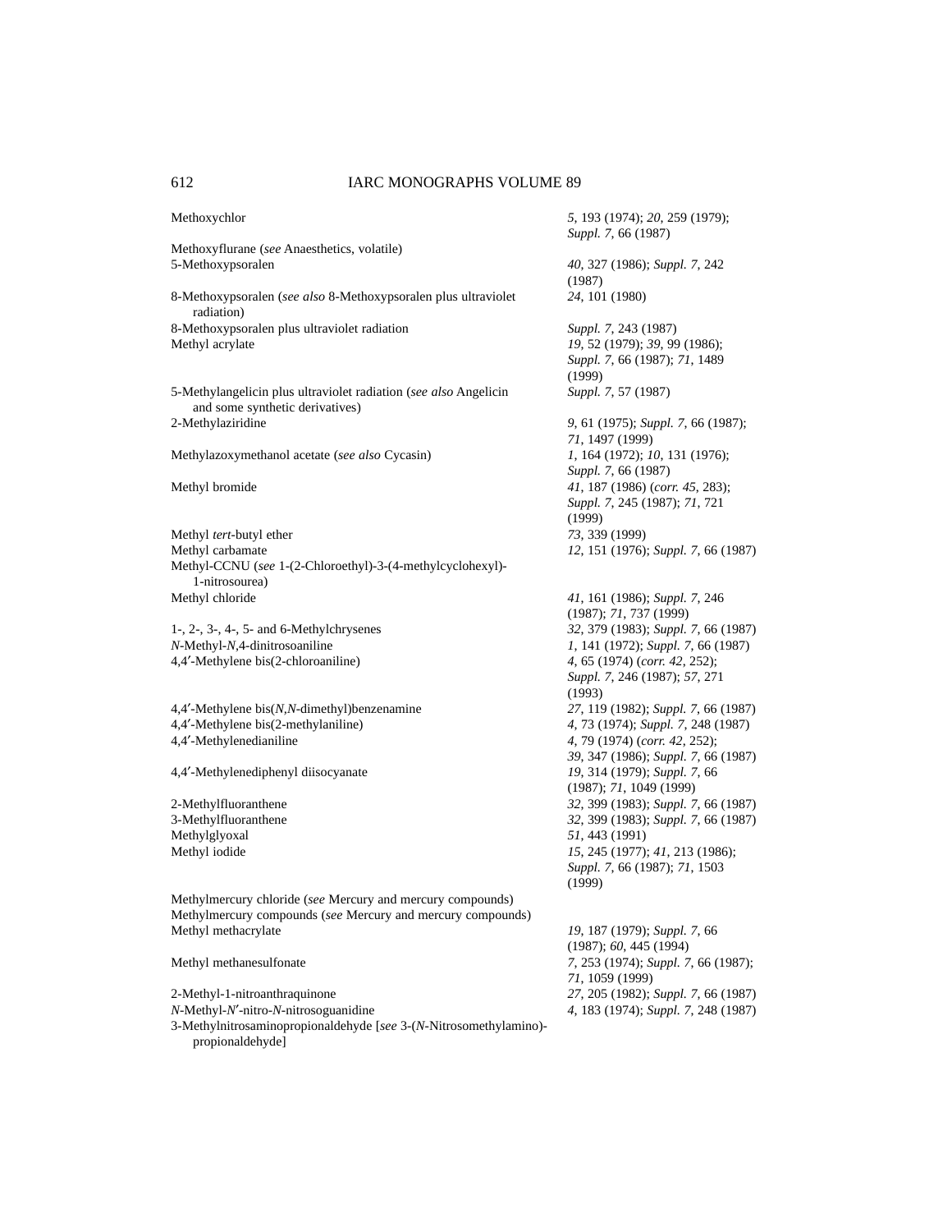| | |
|---|---|
| Methoxychlor | *5*, 193 (1974); *20*, 259 (1979); *Suppl. 7*, 66 (1987) |
| Methoxyflurane (*see* Anaesthetics, volatile) | |
| 5-Methoxypsoralen | *40*, 327 (1986); *Suppl. 7*, 242 (1987) |
| 8-Methoxypsoralen (*see also* 8-Methoxypsoralen plus ultraviolet radiation) | *24*, 101 (1980) |
| 8-Methoxypsoralen plus ultraviolet radiation | *Suppl. 7*, 243 (1987) |
| Methyl acrylate | *19*, 52 (1979); *39*, 99 (1986); *Suppl. 7*, 66 (1987); *71*, 1489 (1999) |
| 5-Methylangelicin plus ultraviolet radiation (*see also* Angelicin and some synthetic derivatives) | *Suppl. 7*, 57 (1987) |
| 2-Methylaziridine | *9*, 61 (1975); *Suppl. 7*, 66 (1987); *71*, 1497 (1999) |
| Methylazoxymethanol acetate (*see also* Cycasin) | *1*, 164 (1972); *10*, 131 (1976); *Suppl. 7*, 66 (1987) |
| Methyl bromide | *41*, 187 (1986) (*corr. 45*, 283); *Suppl. 7*, 245 (1987); *71*, 721 (1999) |
| Methyl *tert*-butyl ether | *73*, 339 (1999) |
| Methyl carbamate | *12*, 151 (1976); *Suppl. 7*, 66 (1987) |
| Methyl-CCNU (*see* 1-(2-Chloroethyl)-3-(4-methylcyclohexyl)-1-nitrosourea) | |
| Methyl chloride | *41*, 161 (1986); *Suppl. 7*, 246 (1987); *71*, 737 (1999) |
| 1-, 2-, 3-, 4-, 5- and 6-Methylchrysenes | *32*, 379 (1983); *Suppl. 7*, 66 (1987) |
| *N*-Methyl-*N*,4-dinitrosoaniline | *1*, 141 (1972); *Suppl. 7*, 66 (1987) |
| 4,4′-Methylene bis(2-chloroaniline) | *4*, 65 (1974) (*corr. 42*, 252); *Suppl. 7*, 246 (1987); *57*, 271 (1993) |
| 4,4′-Methylene bis(*N*,*N*-dimethyl)benzenamine | *27*, 119 (1982); *Suppl. 7*, 66 (1987) |
| 4,4′-Methylene bis(2-methylaniline) | *4*, 73 (1974); *Suppl. 7*, 248 (1987) |
| 4,4′-Methylenedianiline | *4*, 79 (1974) (*corr. 42*, 252); *39*, 347 (1986); *Suppl. 7*, 66 (1987) |
| 4,4′-Methylenediphenyl diisocyanate | *19*, 314 (1979); *Suppl. 7*, 66 (1987); *71*, 1049 (1999) |
| 2-Methylfluoranthene | *32*, 399 (1983); *Suppl. 7*, 66 (1987) |
| 3-Methylfluoranthene | *32*, 399 (1983); *Suppl. 7*, 66 (1987) |
| Methylglyoxal | *51*, 443 (1991) |
| Methyl iodide | *15*, 245 (1977); *41*, 213 (1986); *Suppl. 7*, 66 (1987); *71*, 1503 (1999) |
| Methylmercury chloride (*see* Mercury and mercury compounds) | |
| Methylmercury compounds (*see* Mercury and mercury compounds) | |
| Methyl methacrylate | *19*, 187 (1979); *Suppl. 7*, 66 (1987); *60*, 445 (1994) |
| Methyl methanesulfonate | *7*, 253 (1974); *Suppl. 7*, 66 (1987); *71*, 1059 (1999) |
| 2-Methyl-1-nitroanthraquinone | *27*, 205 (1982); *Suppl. 7*, 66 (1987) |
| *N*-Methyl-*N*′-nitro-*N*-nitrosoguanidine | *4*, 183 (1974); *Suppl. 7*, 248 (1987) |
| 3-Methylnitrosaminopropionaldehyde [*see* 3-(*N*-Nitrosomethylamino)-propionaldehyde] | |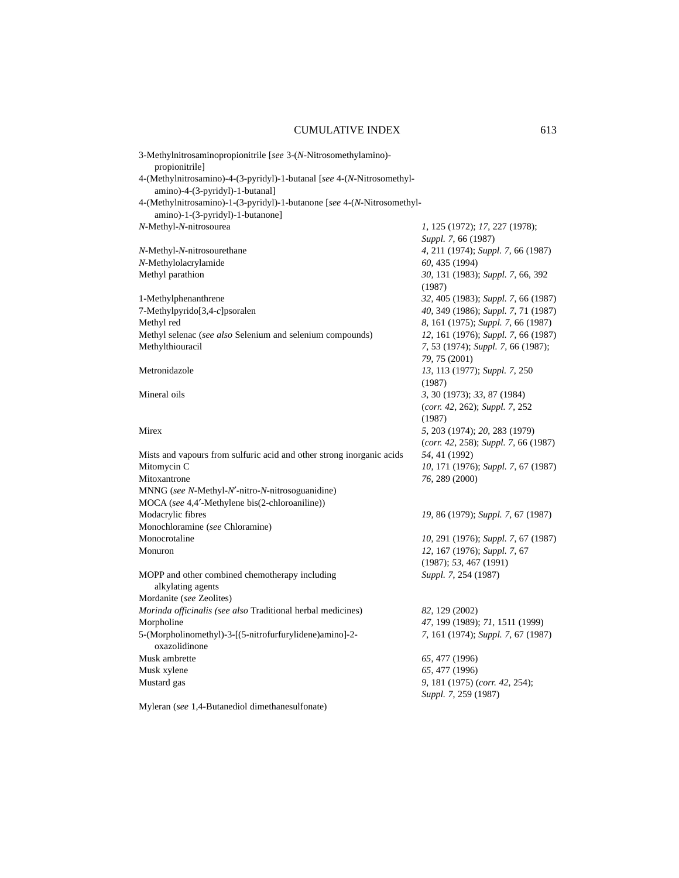| Entry | References |
|---|---|
| 3-Methylnitrosaminopropionitrile [*see* 3-(*N*-Nitrosomethylamino)-propionitrile] | |
| 4-(Methylnitrosamino)-4-(3-pyridyl)-1-butanal [*see* 4-(*N*-Nitrosomethyl-amino)-4-(3-pyridyl)-1-butanal] | |
| 4-(Methylnitrosamino)-1-(3-pyridyl)-1-butanone [*see* 4-(*N*-Nitrosomethyl-amino)-1-(3-pyridyl)-1-butanone] | |
| *N*-Methyl-*N*-nitrosourea | *1*, 125 (1972); *17*, 227 (1978); *Suppl. 7*, 66 (1987) |
| *N*-Methyl-*N*-nitrosourethane | *4*, 211 (1974); *Suppl. 7*, 66 (1987) |
| *N*-Methylolacrylamide | *60*, 435 (1994) |
| Methyl parathion | *30*, 131 (1983); *Suppl. 7*, 66, 392 (1987) |
| 1-Methylphenanthrene | *32*, 405 (1983); *Suppl. 7*, 66 (1987) |
| 7-Methylpyrido[3,4-*c*]psoralen | *40*, 349 (1986); *Suppl. 7*, 71 (1987) |
| Methyl red | *8*, 161 (1975); *Suppl. 7*, 66 (1987) |
| Methyl selenac (*see also* Selenium and selenium compounds) | *12*, 161 (1976); *Suppl. 7*, 66 (1987) |
| Methylthiouracil | *7*, 53 (1974); *Suppl. 7*, 66 (1987); *79*, 75 (2001) |
| Metronidazole | *13*, 113 (1977); *Suppl. 7*, 250 (1987) |
| Mineral oils | *3*, 30 (1973); *33*, 87 (1984) (*corr. 42*, 262); *Suppl. 7*, 252 (1987) |
| Mirex | *5*, 203 (1974); *20*, 283 (1979) (*corr. 42*, 258); *Suppl. 7*, 66 (1987) |
| Mists and vapours from sulfuric acid and other strong inorganic acids | *54*, 41 (1992) |
| Mitomycin C | *10*, 171 (1976); *Suppl. 7*, 67 (1987) |
| Mitoxantrone | *76*, 289 (2000) |
| MNNG (*see N*-Methyl-*N′*-nitro-*N*-nitrosoguanidine) | |
| MOCA (*see* 4,4′-Methylene bis(2-chloroaniline)) | |
| Modacrylic fibres | *19*, 86 (1979); *Suppl. 7*, 67 (1987) |
| Monochloramine (*see* Chloramine) | |
| Monocrotaline | *10*, 291 (1976); *Suppl. 7*, 67 (1987) |
| Monuron | *12*, 167 (1976); *Suppl. 7*, 67 (1987); *53*, 467 (1991) |
| MOPP and other combined chemotherapy including alkylating agents | *Suppl. 7*, 254 (1987) |
| Mordanite (*see* Zeolites) | |
| *Morinda officinalis (see also* Traditional herbal medicines) | *82*, 129 (2002) |
| Morpholine | *47*, 199 (1989); *71*, 1511 (1999) |
| 5-(Morpholinomethyl)-3-[(5-nitrofurfurylidene)amino]-2-oxazolidinone | *7*, 161 (1974); *Suppl. 7*, 67 (1987) |
| Musk ambrette | *65*, 477 (1996) |
| Musk xylene | *65*, 477 (1996) |
| Mustard gas | *9*, 181 (1975) (*corr. 42*, 254); *Suppl. 7*, 259 (1987) |
| Myleran (*see* 1,4-Butanediol dimethanesulfonate) | |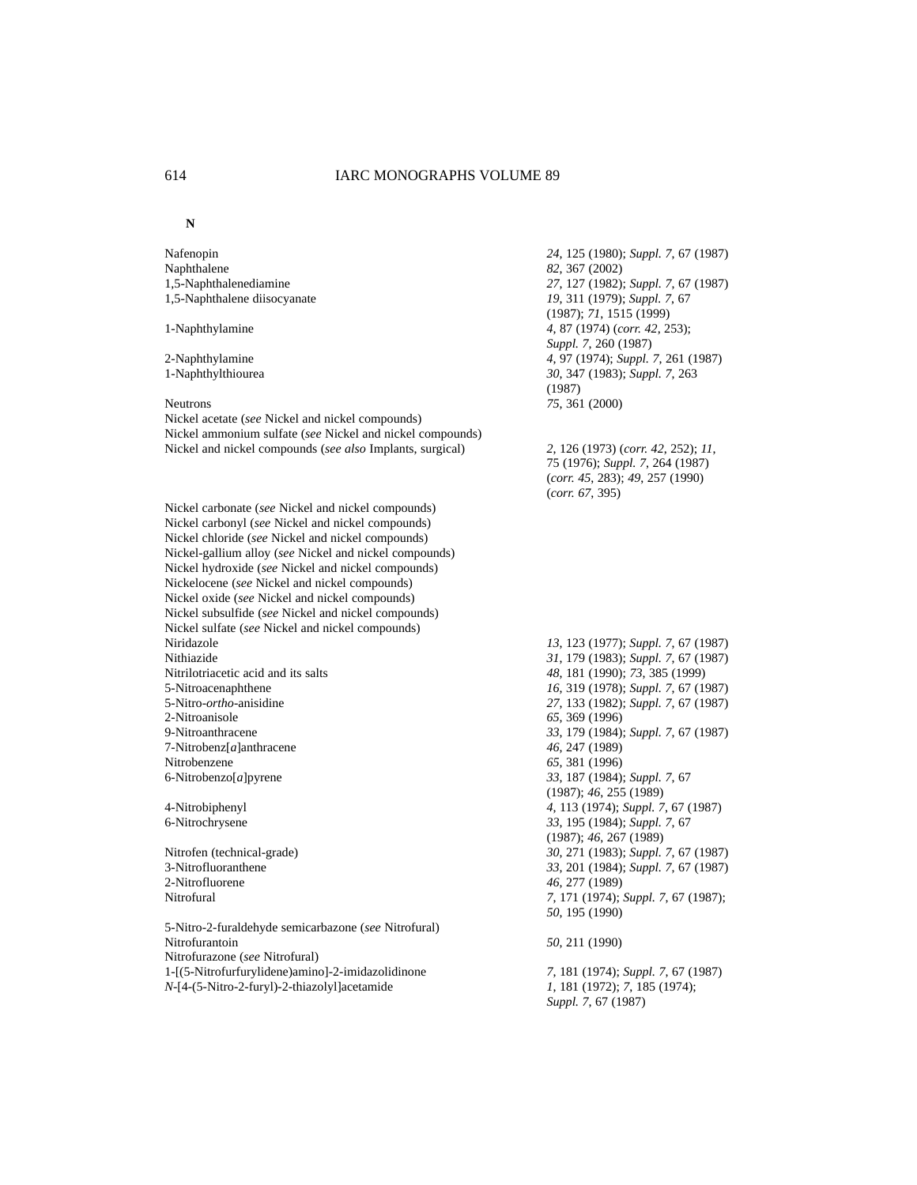**N**

| | |
|---|---|
| Nafenopin | *24*, 125 (1980); *Suppl. 7*, 67 (1987) |
| Naphthalene | *82*, 367 (2002) |
| 1,5-Naphthalenediamine | *27*, 127 (1982); *Suppl. 7*, 67 (1987) |
| 1,5-Naphthalene diisocyanate | *19*, 311 (1979); *Suppl. 7*, 67 (1987); *71*, 1515 (1999) |
| 1-Naphthylamine | *4*, 87 (1974) (*corr. 42*, 253); *Suppl. 7*, 260 (1987) |
| 2-Naphthylamine | *4*, 97 (1974); *Suppl. 7*, 261 (1987) |
| 1-Naphthylthiourea | *30*, 347 (1983); *Suppl. 7*, 263 (1987) |
| Neutrons | *75*, 361 (2000) |
| Nickel acetate (*see* Nickel and nickel compounds) | |
| Nickel ammonium sulfate (*see* Nickel and nickel compounds) | |
| Nickel and nickel compounds (*see also* Implants, surgical) | *2*, 126 (1973) (*corr. 42*, 252); *11*, 75 (1976); *Suppl. 7*, 264 (1987) (*corr. 45*, 283); *49*, 257 (1990) (*corr. 67*, 395) |
| Nickel carbonate (*see* Nickel and nickel compounds) | |
| Nickel carbonyl (*see* Nickel and nickel compounds) | |
| Nickel chloride (*see* Nickel and nickel compounds) | |
| Nickel-gallium alloy (*see* Nickel and nickel compounds) | |
| Nickel hydroxide (*see* Nickel and nickel compounds) | |
| Nickelocene (*see* Nickel and nickel compounds) | |
| Nickel oxide (*see* Nickel and nickel compounds) | |
| Nickel subsulfide (*see* Nickel and nickel compounds) | |
| Nickel sulfate (*see* Nickel and nickel compounds) | |
| Niridazole | *13*, 123 (1977); *Suppl. 7*, 67 (1987) |
| Nithiazide | *31*, 179 (1983); *Suppl. 7*, 67 (1987) |
| Nitrilotriacetic acid and its salts | *48*, 181 (1990); *73*, 385 (1999) |
| 5-Nitroacenaphthene | *16*, 319 (1978); *Suppl. 7*, 67 (1987) |
| 5-Nitro-*ortho*-anisidine | *27*, 133 (1982); *Suppl. 7*, 67 (1987) |
| 2-Nitroanisole | *65*, 369 (1996) |
| 9-Nitroanthracene | *33*, 179 (1984); *Suppl. 7*, 67 (1987) |
| 7-Nitrobenz[*a*]anthracene | *46*, 247 (1989) |
| Nitrobenzene | *65*, 381 (1996) |
| 6-Nitrobenzo[*a*]pyrene | *33*, 187 (1984); *Suppl. 7*, 67 (1987); *46*, 255 (1989) |
| 4-Nitrobiphenyl | *4*, 113 (1974); *Suppl. 7*, 67 (1987) |
| 6-Nitrochrysene | *33*, 195 (1984); *Suppl. 7*, 67 (1987); *46*, 267 (1989) |
| Nitrofen (technical-grade) | *30*, 271 (1983); *Suppl. 7*, 67 (1987) |
| 3-Nitrofluoranthene | *33*, 201 (1984); *Suppl. 7*, 67 (1987) |
| 2-Nitrofluorene | *46*, 277 (1989) |
| Nitrofural | *7*, 171 (1974); *Suppl. 7*, 67 (1987); *50*, 195 (1990) |
| 5-Nitro-2-furaldehyde semicarbazone (*see* Nitrofural) | |
| Nitrofurantoin | *50*, 211 (1990) |
| Nitrofurazone (*see* Nitrofural) | |
| 1-[(5-Nitrofurfurylidene)amino]-2-imidazolidinone | *7*, 181 (1974); *Suppl. 7*, 67 (1987) |
| *N*-[4-(5-Nitro-2-furyl)-2-thiazolyl]acetamide | *1*, 181 (1972); *7*, 185 (1974); *Suppl. 7*, 67 (1987) |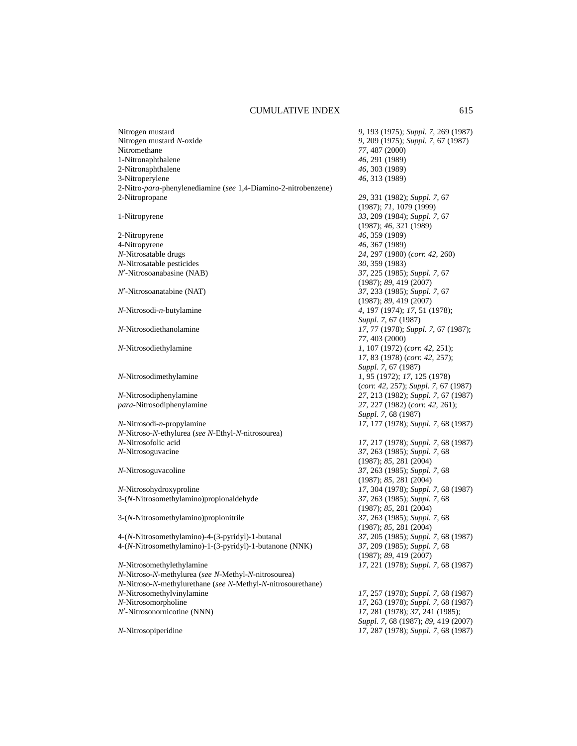| | |
|---|---|
| Nitrogen mustard | *9*, 193 (1975); *Suppl. 7*, 269 (1987) |
| Nitrogen mustard *N*-oxide | *9*, 209 (1975); *Suppl. 7*, 67 (1987) |
| Nitromethane | *77*, 487 (2000) |
| 1-Nitronaphthalene | *46*, 291 (1989) |
| 2-Nitronaphthalene | *46*, 303 (1989) |
| 3-Nitroperylene | *46*, 313 (1989) |
| 2-Nitro-*para*-phenylenediamine (*see* 1,4-Diamino-2-nitrobenzene) | |
| 2-Nitropropane | *29*, 331 (1982); *Suppl. 7*, 67 (1987); *71*, 1079 (1999) |
| 1-Nitropyrene | *33*, 209 (1984); *Suppl. 7*, 67 (1987); *46*, 321 (1989) |
| 2-Nitropyrene | *46*, 359 (1989) |
| 4-Nitropyrene | *46*, 367 (1989) |
| *N*-Nitrosatable drugs | *24*, 297 (1980) (*corr. 42*, 260) |
| *N*-Nitrosatable pesticides | *30*, 359 (1983) |
| *N′*-Nitrosoanabasine (NAB) | *37*, 225 (1985); *Suppl. 7*, 67 (1987); *89*, 419 (2007) |
| *N′*-Nitrosoanatabine (NAT) | *37*, 233 (1985); *Suppl. 7*, 67 (1987); *89*, 419 (2007) |
| *N*-Nitrosodi-*n*-butylamine | *4*, 197 (1974); *17*, 51 (1978); *Suppl. 7*, 67 (1987) |
| *N*-Nitrosodiethanolamine | *17*, 77 (1978); *Suppl. 7*, 67 (1987); *77*, 403 (2000) |
| *N*-Nitrosodiethylamine | *1*, 107 (1972) (*corr. 42*, 251); *17*, 83 (1978) (*corr. 42*, 257); *Suppl. 7*, 67 (1987) |
| *N*-Nitrosodimethylamine | *1*, 95 (1972); *17*, 125 (1978) (*corr. 42*, 257); *Suppl. 7*, 67 (1987) |
| *N*-Nitrosodiphenylamine | *27*, 213 (1982); *Suppl. 7*, 67 (1987) |
| *para*-Nitrosodiphenylamine | *27*, 227 (1982) (*corr. 42*, 261); *Suppl. 7*, 68 (1987) |
| *N*-Nitrosodi-*n*-propylamine | *17*, 177 (1978); *Suppl. 7*, 68 (1987) |
| *N*-Nitroso-*N*-ethylurea (*see N*-Ethyl-*N*-nitrosourea) | |
| *N*-Nitrosofolic acid | *17*, 217 (1978); *Suppl. 7*, 68 (1987) |
| *N*-Nitrosoguvacine | *37*, 263 (1985); *Suppl. 7*, 68 (1987); *85*, 281 (2004) |
| *N*-Nitrosoguvacoline | *37*, 263 (1985); *Suppl. 7*, 68 (1987); *85*, 281 (2004) |
| *N*-Nitrosohydroxyproline | *17*, 304 (1978); *Suppl. 7*, 68 (1987) |
| 3-(*N*-Nitrosomethylamino)propionaldehyde | *37*, 263 (1985); *Suppl. 7*, 68 (1987); *85*, 281 (2004) |
| 3-(*N*-Nitrosomethylamino)propionitrile | *37*, 263 (1985); *Suppl. 7*, 68 (1987); *85*, 281 (2004) |
| 4-(*N*-Nitrosomethylamino)-4-(3-pyridyl)-1-butanal | *37*, 205 (1985); *Suppl. 7*, 68 (1987) |
| 4-(*N*-Nitrosomethylamino)-1-(3-pyridyl)-1-butanone (NNK) | *37*, 209 (1985); *Suppl. 7*, 68 (1987); *89*, 419 (2007) |
| *N*-Nitrosomethylethylamine | *17*, 221 (1978); *Suppl. 7*, 68 (1987) |
| *N*-Nitroso-*N*-methylurea (*see N*-Methyl-*N*-nitrosourea) | |
| *N*-Nitroso-*N*-methylurethane (*see N*-Methyl-*N*-nitrosourethane) | |
| *N*-Nitrosomethylvinylamine | *17*, 257 (1978); *Suppl. 7*, 68 (1987) |
| *N*-Nitrosomorpholine | *17*, 263 (1978); *Suppl. 7*, 68 (1987) |
| *N′*-Nitrosonornicotine (NNN) | *17*, 281 (1978); *37*, 241 (1985); *Suppl. 7*, 68 (1987); *89*, 419 (2007) |
| *N*-Nitrosopiperidine | *17*, 287 (1978); *Suppl. 7*, 68 (1987) |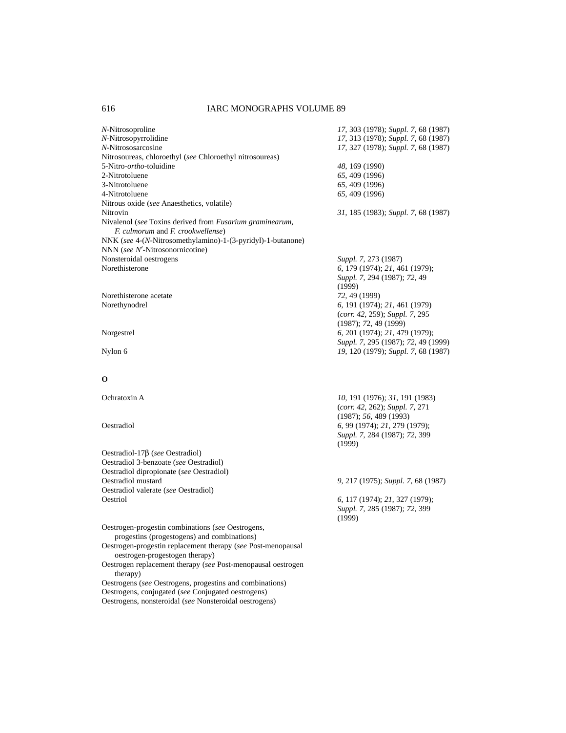| | |
|---|---|
| *N*-Nitrosoproline | *17*, 303 (1978); *Suppl. 7*, 68 (1987) |
| *N*-Nitrosopyrrolidine | *17*, 313 (1978); *Suppl. 7*, 68 (1987) |
| *N*-Nitrososarcosine | *17*, 327 (1978); *Suppl. 7*, 68 (1987) |
| Nitrosoureas, chloroethyl (*see* Chloroethyl nitrosoureas) | |
| 5-Nitro-*ortho*-toluidine | *48*, 169 (1990) |
| 2-Nitrotoluene | *65*, 409 (1996) |
| 3-Nitrotoluene | *65*, 409 (1996) |
| 4-Nitrotoluene | *65*, 409 (1996) |
| Nitrous oxide (*see* Anaesthetics, volatile) | |
| Nitrovin | *31*, 185 (1983); *Suppl. 7*, 68 (1987) |
| Nivalenol (*see* Toxins derived from *Fusarium graminearum, F. culmorum* and *F. crookwellense*) | |
| NNK (*see* 4-(*N*-Nitrosomethylamino)-1-(3-pyridyl)-1-butanone) | |
| NNN (*see* *N′*-Nitrosonornicotine) | |
| Nonsteroidal oestrogens | *Suppl. 7*, 273 (1987) |
| Norethisterone | *6*, 179 (1974); *21*, 461 (1979); *Suppl. 7*, 294 (1987); *72*, 49 (1999) |
| Norethisterone acetate | *72*, 49 (1999) |
| Norethynodrel | *6*, 191 (1974); *21*, 461 (1979) (*corr. 42*, 259); *Suppl. 7*, 295 (1987); *72*, 49 (1999) |
| Norgestrel | *6*, 201 (1974); *21*, 479 (1979); *Suppl. 7*, 295 (1987); *72*, 49 (1999) |
| Nylon 6 | *19*, 120 (1979); *Suppl. 7*, 68 (1987) |

**O**

| | |
|---|---|
| Ochratoxin A | *10*, 191 (1976); *31*, 191 (1983) (*corr. 42*, 262); *Suppl. 7*, 271 (1987); *56*, 489 (1993) |
| Oestradiol | *6*, 99 (1974); *21*, 279 (1979); *Suppl. 7*, 284 (1987); *72*, 399 (1999) |
| Oestradiol-17β (*see* Oestradiol) | |
| Oestradiol 3-benzoate (*see* Oestradiol) | |
| Oestradiol dipropionate (*see* Oestradiol) | |
| Oestradiol mustard | *9*, 217 (1975); *Suppl. 7*, 68 (1987) |
| Oestradiol valerate (*see* Oestradiol) | |
| Oestriol | *6*, 117 (1974); *21*, 327 (1979); *Suppl. 7*, 285 (1987); *72*, 399 (1999) |
| Oestrogen-progestin combinations (*see* Oestrogens, progestins (progestogens) and combinations) | |
| Oestrogen-progestin replacement therapy (*see* Post-menopausal oestrogen-progestogen therapy) | |
| Oestrogen replacement therapy (*see* Post-menopausal oestrogen therapy) | |
| Oestrogens (*see* Oestrogens, progestins and combinations) | |
| Oestrogens, conjugated (*see* Conjugated oestrogens) | |
| Oestrogens, nonsteroidal (*see* Nonsteroidal oestrogens) | |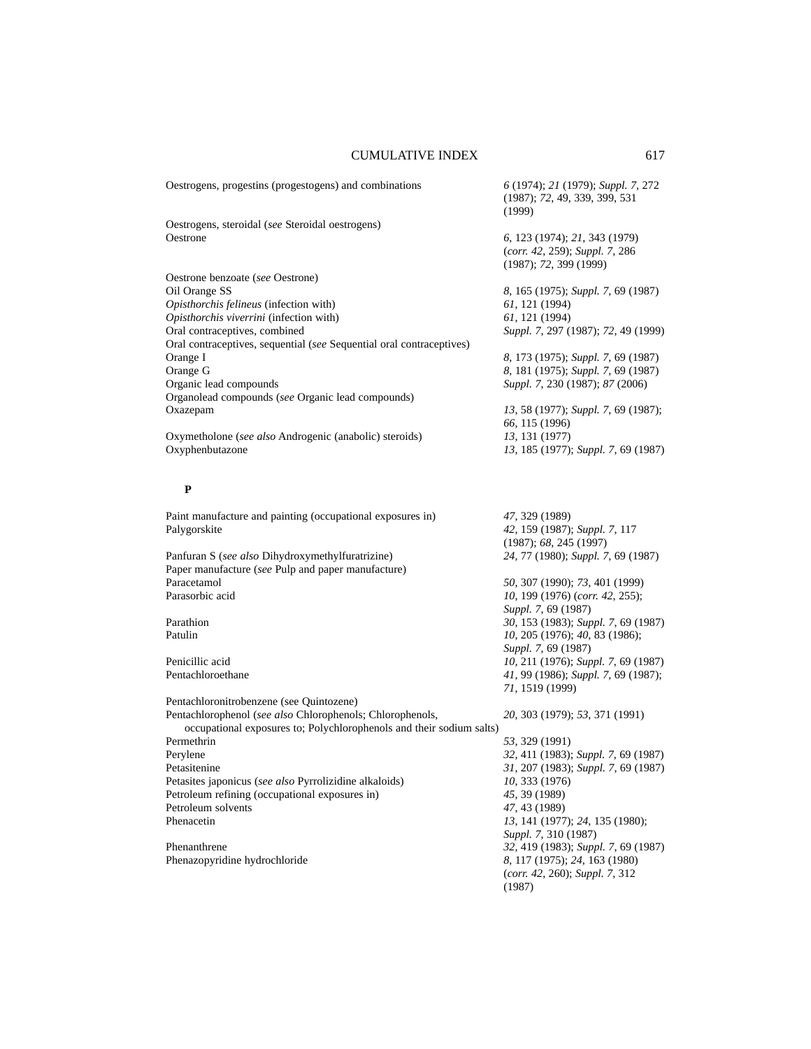| | |
|---|---|
| Oestrogens, progestins (progestogens) and combinations | *6* (1974); *21* (1979); *Suppl. 7*, 272 (1987); *72*, 49, 339, 399, 531 (1999) |
| Oestrogens, steroidal (*see* Steroidal oestrogens) | |
| Oestrone | *6*, 123 (1974); *21*, 343 (1979) (*corr. 42*, 259); *Suppl. 7*, 286 (1987); *72*, 399 (1999) |
| Oestrone benzoate (*see* Oestrone) | |
| Oil Orange SS | *8*, 165 (1975); *Suppl. 7*, 69 (1987) |
| *Opisthorchis felineus* (infection with) | *61*, 121 (1994) |
| *Opisthorchis viverrini* (infection with) | *61*, 121 (1994) |
| Oral contraceptives, combined | *Suppl. 7*, 297 (1987); *72*, 49 (1999) |
| Oral contraceptives, sequential (*see* Sequential oral contraceptives) | |
| Orange I | *8*, 173 (1975); *Suppl. 7*, 69 (1987) |
| Orange G | *8*, 181 (1975); *Suppl. 7*, 69 (1987) |
| Organic lead compounds | *Suppl. 7*, 230 (1987); *87* (2006) |
| Organolead compounds (*see* Organic lead compounds) | |
| Oxazepam | *13*, 58 (1977); *Suppl. 7*, 69 (1987); *66*, 115 (1996) |
| Oxymetholone (*see also* Androgenic (anabolic) steroids) | *13*, 131 (1977) |
| Oxyphenbutazone | *13*, 185 (1977); *Suppl. 7*, 69 (1987) |

**P**

| | |
|---|---|
| Paint manufacture and painting (occupational exposures in) | *47*, 329 (1989) |
| Palygorskite | *42*, 159 (1987); *Suppl. 7*, 117 (1987); *68*, 245 (1997) |
| Panfuran S (*see also* Dihydroxymethylfuratrizine) | *24*, 77 (1980); *Suppl. 7*, 69 (1987) |
| Paper manufacture (*see* Pulp and paper manufacture) | |
| Paracetamol | *50*, 307 (1990); *73*, 401 (1999) |
| Parasorbic acid | *10*, 199 (1976) (*corr. 42*, 255); *Suppl. 7*, 69 (1987) |
| Parathion | *30*, 153 (1983); *Suppl. 7*, 69 (1987) |
| Patulin | *10*, 205 (1976); *40*, 83 (1986); *Suppl. 7*, 69 (1987) |
| Penicillic acid | *10*, 211 (1976); *Suppl. 7*, 69 (1987) |
| Pentachloroethane | *41*, 99 (1986); *Suppl. 7*, 69 (1987); *71*, 1519 (1999) |
| Pentachloronitrobenzene (see Quintozene) | |
| Pentachlorophenol (*see also* Chlorophenols; Chlorophenols, occupational exposures to; Polychlorophenols and their sodium salts) | *20*, 303 (1979); *53*, 371 (1991) |
| Permethrin | *53*, 329 (1991) |
| Perylene | *32*, 411 (1983); *Suppl. 7*, 69 (1987) |
| Petasitenine | *31*, 207 (1983); *Suppl. 7*, 69 (1987) |
| Petasites japonicus (*see also* Pyrrolizidine alkaloids) | *10*, 333 (1976) |
| Petroleum refining (occupational exposures in) | *45*, 39 (1989) |
| Petroleum solvents | *47*, 43 (1989) |
| Phenacetin | *13*, 141 (1977); *24*, 135 (1980); *Suppl. 7*, 310 (1987) |
| Phenanthrene | *32*, 419 (1983); *Suppl. 7*, 69 (1987) |
| Phenazopyridine hydrochloride | *8*, 117 (1975); *24*, 163 (1980) (*corr. 42*, 260); *Suppl. 7*, 312 (1987) |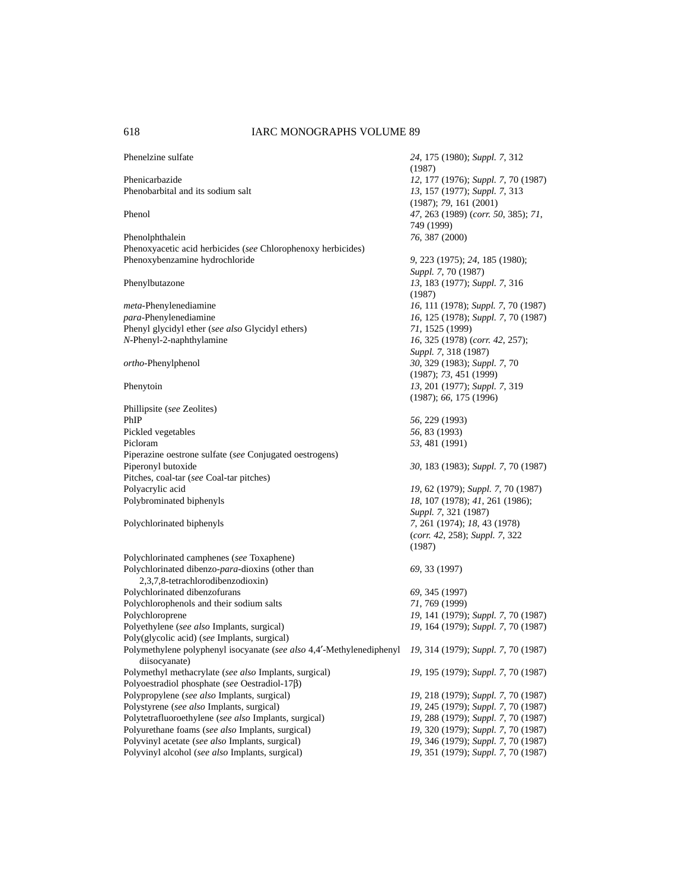Phenelzine sulfate *24*, 175 (1980); *Suppl. 7*, 312 (1987)
Phenicarbazide *12*, 177 (1976); *Suppl. 7*, 70 (1987)
Phenobarbital and its sodium salt *13*, 157 (1977); *Suppl. 7*, 313 (1987); *79*, 161 (2001)
Phenol *47*, 263 (1989) (*corr. 50*, 385); *71*, 749 (1999)
Phenolphthalein *76*, 387 (2000)
Phenoxyacetic acid herbicides (*see* Chlorophenoxy herbicides)
Phenoxybenzamine hydrochloride *9*, 223 (1975); *24*, 185 (1980); *Suppl. 7*, 70 (1987)
Phenylbutazone *13*, 183 (1977); *Suppl. 7*, 316 (1987)
*meta*-Phenylenediamine *16*, 111 (1978); *Suppl. 7*, 70 (1987)
*para*-Phenylenediamine *16*, 125 (1978); *Suppl. 7*, 70 (1987)
Phenyl glycidyl ether (*see also* Glycidyl ethers) *71*, 1525 (1999)
*N*-Phenyl-2-naphthylamine *16*, 325 (1978) (*corr. 42*, 257); *Suppl. 7*, 318 (1987)
*ortho*-Phenylphenol *30*, 329 (1983); *Suppl. 7*, 70 (1987); *73*, 451 (1999)
Phenytoin *13*, 201 (1977); *Suppl. 7*, 319 (1987); *66*, 175 (1996)
Phillipsite (*see* Zeolites)
PhIP *56*, 229 (1993)
Pickled vegetables *56*, 83 (1993)
Picloram *53*, 481 (1991)
Piperazine oestrone sulfate (*see* Conjugated oestrogens)
Piperonyl butoxide *30*, 183 (1983); *Suppl. 7*, 70 (1987)
Pitches, coal-tar (*see* Coal-tar pitches)
Polyacrylic acid *19*, 62 (1979); *Suppl. 7*, 70 (1987)
Polybrominated biphenyls *18*, 107 (1978); *41*, 261 (1986); *Suppl. 7*, 321 (1987)
Polychlorinated biphenyls *7*, 261 (1974); *18*, 43 (1978) (*corr. 42*, 258); *Suppl. 7*, 322 (1987)
Polychlorinated camphenes (*see* Toxaphene)
Polychlorinated dibenzo-*para*-dioxins (other than 2,3,7,8-tetrachlorodibenzodioxin) *69*, 33 (1997)
Polychlorinated dibenzofurans *69*, 345 (1997)
Polychlorophenols and their sodium salts *71*, 769 (1999)
Polychloroprene *19*, 141 (1979); *Suppl. 7*, 70 (1987)
Polyethylene (*see also* Implants, surgical) *19*, 164 (1979); *Suppl. 7*, 70 (1987)
Poly(glycolic acid) (*see* Implants, surgical)
Polymethylene polyphenyl isocyanate (*see also* 4,4′-Methylenediphenyl diisocyanate) *19*, 314 (1979); *Suppl. 7*, 70 (1987)
Polymethyl methacrylate (*see also* Implants, surgical) *19*, 195 (1979); *Suppl. 7*, 70 (1987)
Polyoestradiol phosphate (*see* Oestradiol-17β)
Polypropylene (*see also* Implants, surgical) *19*, 218 (1979); *Suppl. 7*, 70 (1987)
Polystyrene (*see also* Implants, surgical) *19*, 245 (1979); *Suppl. 7*, 70 (1987)
Polytetrafluoroethylene (*see also* Implants, surgical) *19*, 288 (1979); *Suppl. 7*, 70 (1987)
Polyurethane foams (*see also* Implants, surgical) *19*, 320 (1979); *Suppl. 7*, 70 (1987)
Polyvinyl acetate (*see also* Implants, surgical) *19*, 346 (1979); *Suppl. 7*, 70 (1987)
Polyvinyl alcohol (*see also* Implants, surgical) *19*, 351 (1979); *Suppl. 7*, 70 (1987)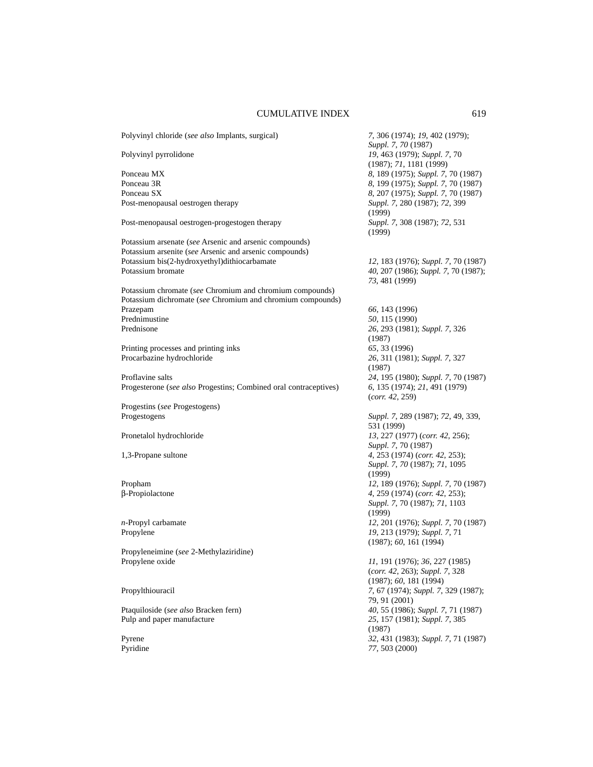| | |
|---|---|
| Polyvinyl chloride (*see also* Implants, surgical) | *7*, 306 (1974); *19*, 402 (1979); *Suppl. 7*, *70* (1987) |
| Polyvinyl pyrrolidone | *19*, 463 (1979); *Suppl. 7*, 70 (1987); *71*, 1181 (1999) |
| Ponceau MX | *8*, 189 (1975); *Suppl. 7*, 70 (1987) |
| Ponceau 3R | *8*, 199 (1975); *Suppl. 7*, 70 (1987) |
| Ponceau SX | *8*, 207 (1975); *Suppl. 7*, 70 (1987) |
| Post-menopausal oestrogen therapy | *Suppl. 7*, 280 (1987); *72*, 399 (1999) |
| Post-menopausal oestrogen-progestogen therapy | *Suppl. 7*, 308 (1987); *72*, 531 (1999) |
| Potassium arsenate (*see* Arsenic and arsenic compounds) | |
| Potassium arsenite (*see* Arsenic and arsenic compounds) | |
| Potassium bis(2-hydroxyethyl)dithiocarbamate | *12*, 183 (1976); *Suppl. 7*, 70 (1987) |
| Potassium bromate | *40*, 207 (1986); *Suppl. 7*, 70 (1987); *73*, 481 (1999) |
| Potassium chromate (*see* Chromium and chromium compounds) | |
| Potassium dichromate (*see* Chromium and chromium compounds) | |
| Prazepam | *66*, 143 (1996) |
| Prednimustine | *50*, 115 (1990) |
| Prednisone | *26*, 293 (1981); *Suppl. 7*, 326 (1987) |
| Printing processes and printing inks | *65*, 33 (1996) |
| Procarbazine hydrochloride | *26*, 311 (1981); *Suppl. 7*, 327 (1987) |
| Proflavine salts | *24*, 195 (1980); *Suppl. 7*, 70 (1987) |
| Progesterone (*see also* Progestins; Combined oral contraceptives) | *6*, 135 (1974); *21*, 491 (1979) (*corr. 42*, 259) |
| Progestins (*see* Progestogens) | |
| Progestogens | *Suppl. 7*, 289 (1987); *72*, 49, 339, 531 (1999) |
| Pronetalol hydrochloride | *13*, 227 (1977) (*corr. 42*, 256); *Suppl. 7*, 70 (1987) |
| 1,3-Propane sultone | *4*, 253 (1974) (*corr. 42*, 253); *Suppl. 7*, *70* (1987); *71*, 1095 (1999) |
| Propham | *12*, 189 (1976); *Suppl. 7*, 70 (1987) |
| β-Propiolactone | *4*, 259 (1974) (*corr. 42*, 253); *Suppl. 7*, 70 (1987); *71*, 1103 (1999) |
| *n*-Propyl carbamate | *12*, 201 (1976); *Suppl. 7*, 70 (1987) |
| Propylene | *19*, 213 (1979); *Suppl. 7*, 71 (1987); *60*, 161 (1994) |
| Propyleneimine (*see* 2-Methylaziridine) | |
| Propylene oxide | *11*, 191 (1976); *36*, 227 (1985) (*corr. 42*, 263); *Suppl. 7*, 328 (1987); *60*, 181 (1994) |
| Propylthiouracil | *7*, 67 (1974); *Suppl. 7*, 329 (1987); 79, 91 (2001) |
| Ptaquiloside (*see also* Bracken fern) | *40*, 55 (1986); *Suppl. 7*, 71 (1987) |
| Pulp and paper manufacture | *25*, 157 (1981); *Suppl. 7*, 385 (1987) |
| Pyrene | *32*, 431 (1983); *Suppl. 7*, 71 (1987) |
| Pyridine | *77*, 503 (2000) |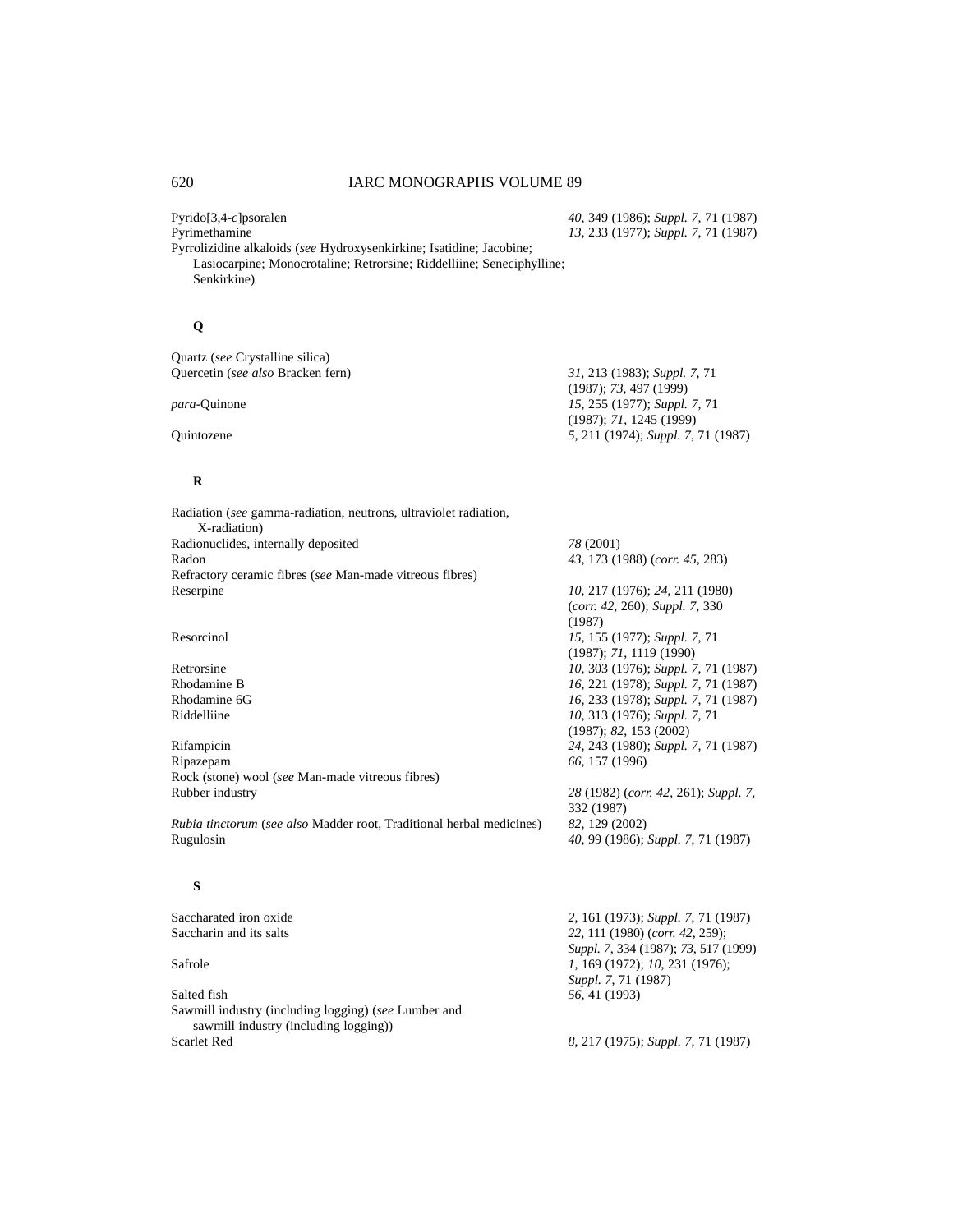Pyrido[3,4-*c*]psoralen *40*, 349 (1986); *Suppl. 7*, 71 (1987)
Pyrimethamine *13*, 233 (1977); *Suppl. 7*, 71 (1987)
Pyrrolizidine alkaloids (*see* Hydroxysenkirkine; Isatidine; Jacobine; Lasiocarpine; Monocrotaline; Retrorsine; Riddelliine; Seneciphylline; Senkirkine)

### Q

Quartz (*see* Crystalline silica)
Quercetin (*see also* Bracken fern) *31*, 213 (1983); *Suppl. 7*, 71 (1987); *73*, 497 (1999)
*para*-Quinone *15*, 255 (1977); *Suppl. 7*, 71 (1987); *71*, 1245 (1999)
Quintozene *5*, 211 (1974); *Suppl. 7*, 71 (1987)

### R

Radiation (*see* gamma-radiation, neutrons, ultraviolet radiation, X-radiation)
Radionuclides, internally deposited *78* (2001)
Radon *43*, 173 (1988) (*corr. 45*, 283)
Refractory ceramic fibres (*see* Man-made vitreous fibres)
Reserpine *10*, 217 (1976); *24*, 211 (1980) (*corr. 42*, 260); *Suppl. 7*, 330 (1987)
Resorcinol *15*, 155 (1977); *Suppl. 7*, 71 (1987); *71*, 1119 (1990)
Retrorsine *10*, 303 (1976); *Suppl. 7*, 71 (1987)
Rhodamine B *16*, 221 (1978); *Suppl. 7*, 71 (1987)
Rhodamine 6G *16*, 233 (1978); *Suppl. 7*, 71 (1987)
Riddelliine *10*, 313 (1976); *Suppl. 7*, 71 (1987); *82*, 153 (2002)
Rifampicin *24*, 243 (1980); *Suppl. 7*, 71 (1987)
Ripazepam *66*, 157 (1996)
Rock (stone) wool (*see* Man-made vitreous fibres)
Rubber industry *28* (1982) (*corr. 42*, 261); *Suppl. 7*, 332 (1987)
*Rubia tinctorum* (*see also* Madder root, Traditional herbal medicines) *82*, 129 (2002)
Rugulosin *40*, 99 (1986); *Suppl. 7*, 71 (1987)

### S

Saccharated iron oxide *2*, 161 (1973); *Suppl. 7*, 71 (1987)
Saccharin and its salts *22*, 111 (1980) (*corr. 42*, 259); *Suppl. 7*, 334 (1987); *73*, 517 (1999)
Safrole *1*, 169 (1972); *10*, 231 (1976); *Suppl. 7*, 71 (1987)
Salted fish *56*, 41 (1993)
Sawmill industry (including logging) (*see* Lumber and sawmill industry (including logging))
Scarlet Red *8*, 217 (1975); *Suppl. 7*, 71 (1987)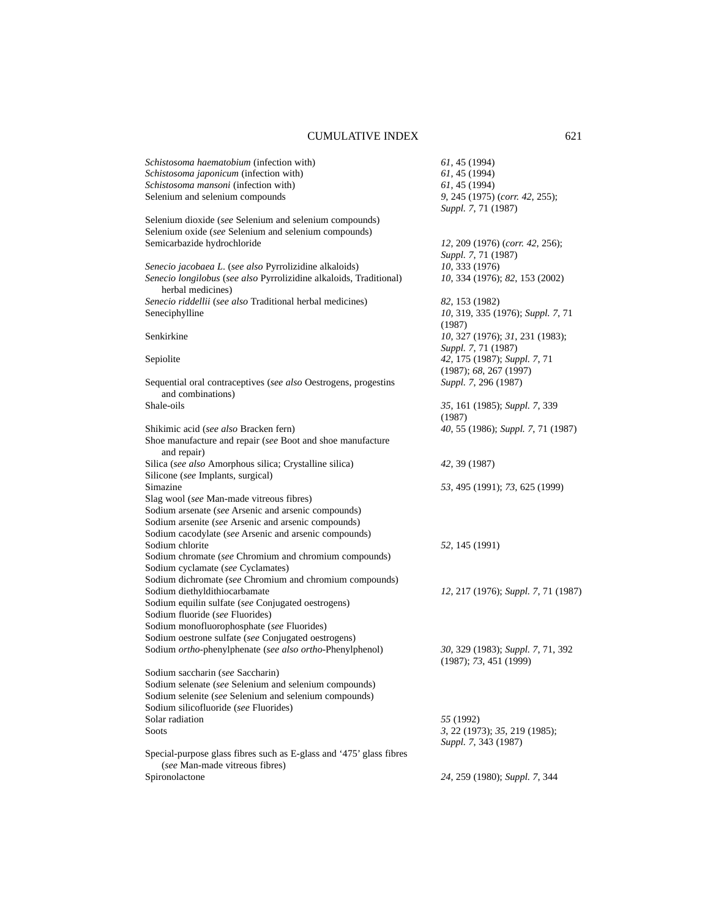| | |
|---|---|
| *Schistosoma haematobium* (infection with) | *61*, 45 (1994) |
| *Schistosoma japonicum* (infection with) | *61*, 45 (1994) |
| *Schistosoma mansoni* (infection with) | *61*, 45 (1994) |
| Selenium and selenium compounds | *9*, 245 (1975) (*corr. 42*, 255); *Suppl. 7*, 71 (1987) |
| Selenium dioxide (*see* Selenium and selenium compounds) | |
| Selenium oxide (*see* Selenium and selenium compounds) | |
| Semicarbazide hydrochloride | *12*, 209 (1976) (*corr. 42*, 256); *Suppl. 7*, 71 (1987) |
| *Senecio jacobaea L.* (*see also* Pyrrolizidine alkaloids) | *10*, 333 (1976) |
| *Senecio longilobus* (*see also* Pyrrolizidine alkaloids, Traditional) herbal medicines) | *10*, 334 (1976); *82*, 153 (2002) |
| *Senecio riddellii* (*see also* Traditional herbal medicines) | *82*, 153 (1982) |
| Seneciphylline | *10*, 319, 335 (1976); *Suppl. 7*, 71 (1987) |
| Senkirkine | *10*, 327 (1976); *31*, 231 (1983); *Suppl. 7*, 71 (1987) |
| Sepiolite | *42*, 175 (1987); *Suppl. 7*, 71 (1987); *68*, 267 (1997) |
| Sequential oral contraceptives (*see also* Oestrogens, progestins and combinations) | *Suppl. 7*, 296 (1987) |
| Shale-oils | *35*, 161 (1985); *Suppl. 7*, 339 (1987) |
| Shikimic acid (*see also* Bracken fern) | *40*, 55 (1986); *Suppl. 7*, 71 (1987) |
| Shoe manufacture and repair (*see* Boot and shoe manufacture and repair) | |
| Silica (*see also* Amorphous silica; Crystalline silica) | *42*, 39 (1987) |
| Silicone (*see* Implants, surgical) | |
| Simazine | *53*, 495 (1991); *73*, 625 (1999) |
| Slag wool (*see* Man-made vitreous fibres) | |
| Sodium arsenate (*see* Arsenic and arsenic compounds) | |
| Sodium arsenite (*see* Arsenic and arsenic compounds) | |
| Sodium cacodylate (*see* Arsenic and arsenic compounds) | |
| Sodium chlorite | *52*, 145 (1991) |
| Sodium chromate (*see* Chromium and chromium compounds) | |
| Sodium cyclamate (*see* Cyclamates) | |
| Sodium dichromate (*see* Chromium and chromium compounds) | |
| Sodium diethyldithiocarbamate | *12*, 217 (1976); *Suppl. 7*, 71 (1987) |
| Sodium equilin sulfate (*see* Conjugated oestrogens) | |
| Sodium fluoride (*see* Fluorides) | |
| Sodium monofluorophosphate (*see* Fluorides) | |
| Sodium oestrone sulfate (*see* Conjugated oestrogens) | |
| Sodium *ortho*-phenylphenate (*see also ortho*-Phenylphenol) | *30*, 329 (1983); *Suppl. 7*, 71, 392 (1987); *73*, 451 (1999) |
| Sodium saccharin (*see* Saccharin) | |
| Sodium selenate (*see* Selenium and selenium compounds) | |
| Sodium selenite (*see* Selenium and selenium compounds) | |
| Sodium silicofluoride (*see* Fluorides) | |
| Solar radiation | *55* (1992) |
| Soots | *3*, 22 (1973); *35*, 219 (1985); *Suppl. 7*, 343 (1987) |
| Special-purpose glass fibres such as E-glass and '475' glass fibres (*see* Man-made vitreous fibres) | |
| Spironolactone | *24*, 259 (1980); *Suppl. 7*, 344 |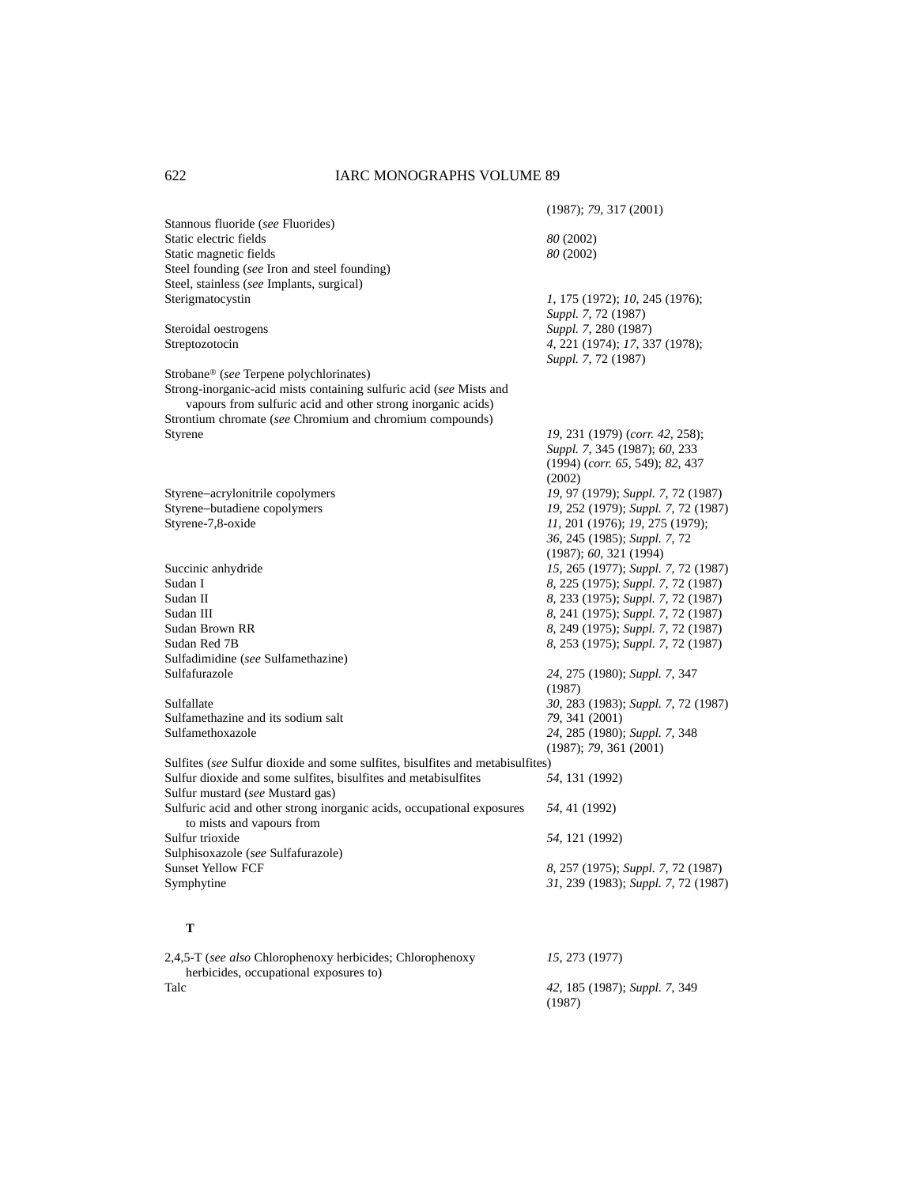| | |
|---|---|
| | (1987); *79*, 317 (2001) |
| Stannous fluoride (*see* Fluorides) | |
| Static electric fields | *80* (2002) |
| Static magnetic fields | *80* (2002) |
| Steel founding (*see* Iron and steel founding) | |
| Steel, stainless (*see* Implants, surgical) | |
| Sterigmatocystin | *1*, 175 (1972); *10*, 245 (1976); *Suppl. 7*, 72 (1987) |
| Steroidal oestrogens | *Suppl. 7*, 280 (1987) |
| Streptozotocin | *4*, 221 (1974); *17*, 337 (1978); *Suppl. 7*, 72 (1987) |
| Strobane® (*see* Terpene polychlorinates) | |
| Strong-inorganic-acid mists containing sulfuric acid (*see* Mists and vapours from sulfuric acid and other strong inorganic acids) | |
| Strontium chromate (*see* Chromium and chromium compounds) | |
| Styrene | *19*, 231 (1979) (*corr. 42*, 258); *Suppl. 7*, 345 (1987); *60*, 233 (1994) (*corr. 65*, 549); *82*, 437 (2002) |
| Styrene–acrylonitrile copolymers | *19*, 97 (1979); *Suppl. 7*, 72 (1987) |
| Styrene–butadiene copolymers | *19*, 252 (1979); *Suppl. 7*, 72 (1987) |
| Styrene-7,8-oxide | *11*, 201 (1976); *19*, 275 (1979); *36*, 245 (1985); *Suppl. 7*, 72 (1987); *60*, 321 (1994) |
| Succinic anhydride | *15*, 265 (1977); *Suppl. 7*, 72 (1987) |
| Sudan I | *8*, 225 (1975); *Suppl. 7*, 72 (1987) |
| Sudan II | *8*, 233 (1975); *Suppl. 7*, 72 (1987) |
| Sudan III | *8*, 241 (1975); *Suppl. 7*, 72 (1987) |
| Sudan Brown RR | *8*, 249 (1975); *Suppl. 7*, 72 (1987) |
| Sudan Red 7B | *8*, 253 (1975); *Suppl. 7*, 72 (1987) |
| Sulfadimidine (*see* Sulfamethazine) | |
| Sulfafurazole | *24*, 275 (1980); *Suppl. 7*, 347 (1987) |
| Sulfallate | *30*, 283 (1983); *Suppl. 7*, 72 (1987) |
| Sulfamethazine and its sodium salt | *79*, 341 (2001) |
| Sulfamethoxazole | *24*, 285 (1980); *Suppl. 7*, 348 (1987); *79*, 361 (2001) |
| Sulfites (*see* Sulfur dioxide and some sulfites, bisulfites and metabisulfites) | |
| Sulfur dioxide and some sulfites, bisulfites and metabisulfites | *54*, 131 (1992) |
| Sulfur mustard (*see* Mustard gas) | |
| Sulfuric acid and other strong inorganic acids, occupational exposures to mists and vapours from | *54*, 41 (1992) |
| Sulfur trioxide | *54*, 121 (1992) |
| Sulphisoxazole (*see* Sulfafurazole) | |
| Sunset Yellow FCF | *8*, 257 (1975); *Suppl. 7*, 72 (1987) |
| Symphytine | *31*, 239 (1983); *Suppl. 7*, 72 (1987) |

**T**

| | |
|---|---|
| 2,4,5-T (*see also* Chlorophenoxy herbicides; Chlorophenoxy herbicides, occupational exposures to) | *15*, 273 (1977) |
| Talc | *42*, 185 (1987); *Suppl. 7*, 349 (1987) |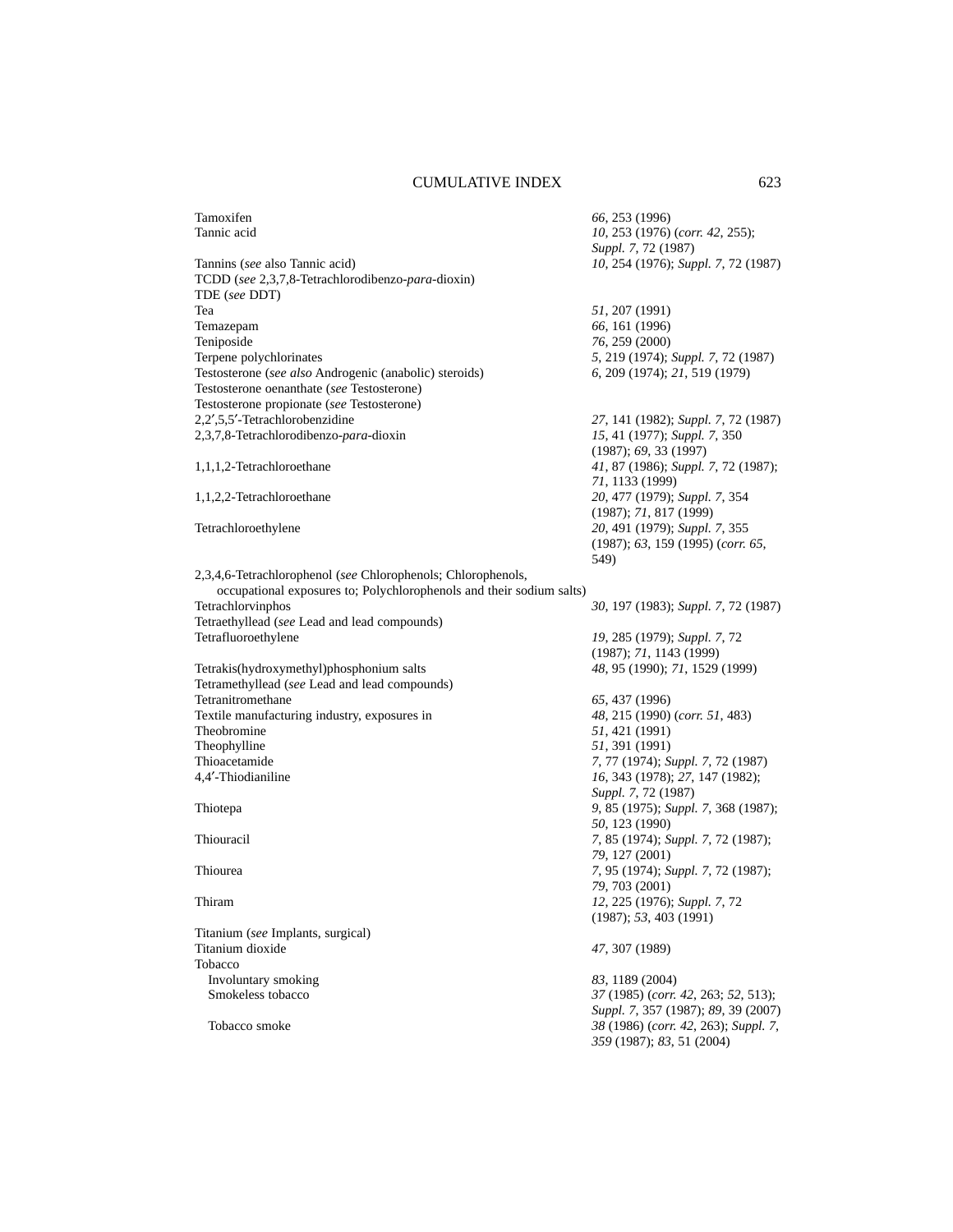| | |
|---|---|
| Tamoxifen | *66*, 253 (1996) |
| Tannic acid | *10*, 253 (1976) (*corr. 42*, 255); *Suppl. 7*, 72 (1987) |
| Tannins (*see* also Tannic acid) | *10*, 254 (1976); *Suppl. 7*, 72 (1987) |
| TCDD (*see* 2,3,7,8-Tetrachlorodibenzo-*para*-dioxin) | |
| TDE (*see* DDT) | |
| Tea | *51*, 207 (1991) |
| Temazepam | *66*, 161 (1996) |
| Teniposide | *76*, 259 (2000) |
| Terpene polychlorinates | *5*, 219 (1974); *Suppl. 7*, 72 (1987) |
| Testosterone (*see also* Androgenic (anabolic) steroids) | *6*, 209 (1974); *21*, 519 (1979) |
| Testosterone oenanthate (*see* Testosterone) | |
| Testosterone propionate (*see* Testosterone) | |
| 2,2′,5,5′-Tetrachlorobenzidine | *27*, 141 (1982); *Suppl. 7*, 72 (1987) |
| 2,3,7,8-Tetrachlorodibenzo-*para*-dioxin | *15*, 41 (1977); *Suppl. 7*, 350 (1987); *69*, 33 (1997) |
| 1,1,1,2-Tetrachloroethane | *41*, 87 (1986); *Suppl. 7*, 72 (1987); *71*, 1133 (1999) |
| 1,1,2,2-Tetrachloroethane | *20*, 477 (1979); *Suppl. 7*, 354 (1987); *71*, 817 (1999) |
| Tetrachloroethylene | *20*, 491 (1979); *Suppl. 7*, 355 (1987); *63*, 159 (1995) (*corr. 65*, 549) |
| 2,3,4,6-Tetrachlorophenol (*see* Chlorophenols; Chlorophenols, occupational exposures to; Polychlorophenols and their sodium salts) | |
| Tetrachlorvinphos | *30*, 197 (1983); *Suppl. 7*, 72 (1987) |
| Tetraethyllead (*see* Lead and lead compounds) | |
| Tetrafluoroethylene | *19*, 285 (1979); *Suppl. 7*, 72 (1987); *71*, 1143 (1999) |
| Tetrakis(hydroxymethyl)phosphonium salts | *48*, 95 (1990); *71*, 1529 (1999) |
| Tetramethyllead (*see* Lead and lead compounds) | |
| Tetranitromethane | *65*, 437 (1996) |
| Textile manufacturing industry, exposures in | *48*, 215 (1990) (*corr. 51*, 483) |
| Theobromine | *51*, 421 (1991) |
| Theophylline | *51*, 391 (1991) |
| Thioacetamide | *7*, 77 (1974); *Suppl. 7*, 72 (1987) |
| 4,4′-Thiodianiline | *16*, 343 (1978); *27*, 147 (1982); *Suppl. 7*, 72 (1987) |
| Thiotepa | *9*, 85 (1975); *Suppl. 7*, 368 (1987); *50*, 123 (1990) |
| Thiouracil | *7*, 85 (1974); *Suppl. 7*, 72 (1987); *79*, 127 (2001) |
| Thiourea | *7*, 95 (1974); *Suppl. 7*, 72 (1987); *79*, 703 (2001) |
| Thiram | *12*, 225 (1976); *Suppl. 7*, 72 (1987); *53*, 403 (1991) |
| Titanium (*see* Implants, surgical) | |
| Titanium dioxide | *47*, 307 (1989) |
| Tobacco | |
| Involuntary smoking | *83*, 1189 (2004) |
| Smokeless tobacco | *37* (1985) (*corr. 42*, 263; *52*, 513); *Suppl. 7*, 357 (1987); *89*, 39 (2007) |
| Tobacco smoke | *38* (1986) (*corr. 42*, 263); *Suppl. 7*, *359* (1987); *83*, 51 (2004) |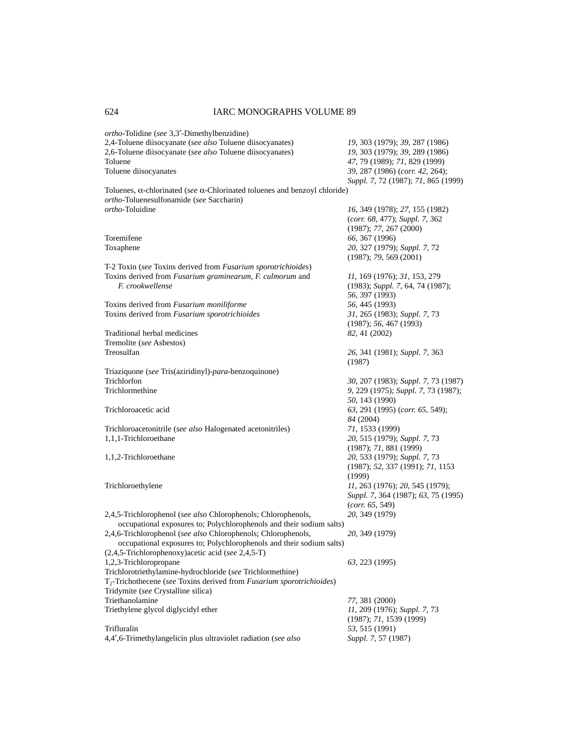| | |
|---|---|
| *ortho*-Tolidine (*see* 3,3′-Dimethylbenzidine) | |
| 2,4-Toluene diisocyanate (*see also* Toluene diisocyanates) | *19*, 303 (1979); *39*, 287 (1986) |
| 2,6-Toluene diisocyanate (*see also* Toluene diisocyanates) | *19*, 303 (1979); *39*, 289 (1986) |
| Toluene | *47*, 79 (1989); *71*, 829 (1999) |
| Toluene diisocyanates | *39*, 287 (1986) (*corr. 42*, 264); *Suppl. 7*, 72 (1987); *71*, 865 (1999) |
| Toluenes, α-chlorinated (*see* α-Chlorinated toluenes and benzoyl chloride) | |
| *ortho*-Toluenesulfonamide (*see* Saccharin) | |
| *ortho*-Toluidine | *16*, 349 (1978); *27*, 155 (1982) (*corr. 68*, 477); *Suppl. 7*, 362 (1987); *77*, 267 (2000) |
| Toremifene | *66*, 367 (1996) |
| Toxaphene | *20*, 327 (1979); *Suppl. 7*, 72 (1987); *79*, 569 (2001) |
| T-2 Toxin (*see* Toxins derived from *Fusarium sporotrichioides*) | |
| Toxins derived from *Fusarium graminearum*, *F. culmorum* and *F. crookwellense* | *11*, 169 (1976); *31*, 153, 279 (1983); *Suppl. 7*, 64, 74 (1987); *56*, 397 (1993) |
| Toxins derived from *Fusarium moniliforme* | *56*, 445 (1993) |
| Toxins derived from *Fusarium sporotrichioides* | *31*, 265 (1983); *Suppl. 7*, 73 (1987); *56*, 467 (1993) |
| Traditional herbal medicines | *82*, 41 (2002) |
| Tremolite (*see* Asbestos) | |
| Treosulfan | *26*, 341 (1981); *Suppl. 7*, 363 (1987) |
| Triaziquone (*see* Tris(aziridinyl)-*para*-benzoquinone) | |
| Trichlorfon | *30*, 207 (1983); *Suppl. 7*, 73 (1987) |
| Trichlormethine | *9*, 229 (1975); *Suppl. 7*, 73 (1987); *50*, 143 (1990) |
| Trichloroacetic acid | *63*, 291 (1995) (*corr. 65*, 549); *84* (2004) |
| Trichloroacetonitrile (*see also* Halogenated acetonitriles) | *71*, 1533 (1999) |
| 1,1,1-Trichloroethane | *20*, 515 (1979); *Suppl. 7*, 73 (1987); *71*, 881 (1999) |
| 1,1,2-Trichloroethane | *20*, 533 (1979); *Suppl. 7*, 73 (1987); *52*, 337 (1991); *71*, 1153 (1999) |
| Trichloroethylene | *11*, 263 (1976); *20*, 545 (1979); *Suppl. 7*, 364 (1987); *63*, 75 (1995) (*corr. 65*, 549) |
| 2,4,5-Trichlorophenol (*see also* Chlorophenols; Chlorophenols, occupational exposures to; Polychlorophenols and their sodium salts) | *20*, 349 (1979) |
| 2,4,6-Trichlorophenol (*see also* Chlorophenols; Chlorophenols, occupational exposures to; Polychlorophenols and their sodium salts) | *20*, 349 (1979) |
| (2,4,5-Trichlorophenoxy)acetic acid (*see* 2,4,5-T) | |
| 1,2,3-Trichloropropane | *63*, 223 (1995) |
| Trichlorotriethylamine-hydrochloride (*see* Trichlormethine) | |
| $T_2$-Trichothecene (*see* Toxins derived from *Fusarium sporotrichioides*) | |
| Tridymite (*see* Crystalline silica) | |
| Triethanolamine | *77*, 381 (2000) |
| Triethylene glycol diglycidyl ether | *11*, 209 (1976); *Suppl. 7*, 73 (1987); *71*, 1539 (1999) |
| Trifluralin | *53*, 515 (1991) |
| 4,4′,6-Trimethylangelicin plus ultraviolet radiation (*see also* | *Suppl. 7*, 57 (1987) |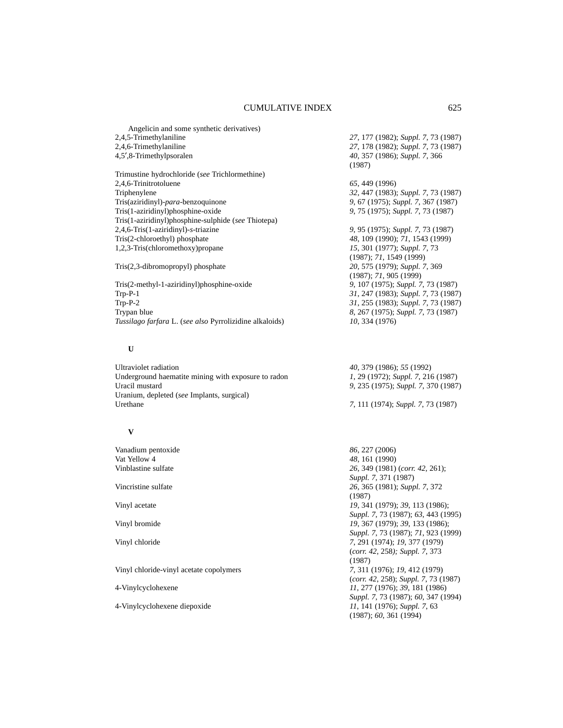Angelicin and some synthetic derivatives)

| | |
|---|---|
| 2,4,5-Trimethylaniline | *27*, 177 (1982); *Suppl. 7*, 73 (1987) |
| 2,4,6-Trimethylaniline | *27*, 178 (1982); *Suppl. 7*, 73 (1987) |
| 4,5′,8-Trimethylpsoralen | *40*, 357 (1986); *Suppl. 7*, 366 (1987) |
| Trimustine hydrochloride (*see* Trichlormethine) | |
| 2,4,6-Trinitrotoluene | *65*, 449 (1996) |
| Triphenylene | *32*, 447 (1983); *Suppl. 7*, 73 (1987) |
| Tris(aziridinyl)-*para*-benzoquinone | *9*, 67 (1975); *Suppl. 7*, 367 (1987) |
| Tris(1-aziridinyl)phosphine-oxide | *9*, 75 (1975); *Suppl. 7*, 73 (1987) |
| Tris(1-aziridinyl)phosphine-sulphide (*see* Thiotepa) | |
| 2,4,6-Tris(1-aziridinyl)-*s*-triazine | *9*, 95 (1975); *Suppl. 7*, 73 (1987) |
| Tris(2-chloroethyl) phosphate | *48*, 109 (1990); *71*, 1543 (1999) |
| 1,2,3-Tris(chloromethoxy)propane | *15*, 301 (1977); *Suppl. 7*, 73 (1987); *71*, 1549 (1999) |
| Tris(2,3-dibromopropyl) phosphate | *20*, 575 (1979); *Suppl. 7*, 369 (1987); *71*, 905 (1999) |
| Tris(2-methyl-1-aziridinyl)phosphine-oxide | *9*, 107 (1975); *Suppl. 7*, 73 (1987) |
| Trp-P-1 | *31*, 247 (1983); *Suppl. 7*, 73 (1987) |
| Trp-P-2 | *31*, 255 (1983); *Suppl. 7*, 73 (1987) |
| Trypan blue | *8*, 267 (1975); *Suppl. 7*, 73 (1987) |
| *Tussilago farfara* L. (*see also* Pyrrolizidine alkaloids) | *10*, 334 (1976) |

**U**

| | |
|---|---|
| Ultraviolet radiation | *40*, 379 (1986); *55* (1992) |
| Underground haematite mining with exposure to radon | *1*, 29 (1972); *Suppl. 7*, 216 (1987) |
| Uracil mustard | *9*, 235 (1975); *Suppl. 7*, 370 (1987) |
| Uranium, depleted (*see* Implants, surgical) | |
| Urethane | *7*, 111 (1974); *Suppl. 7*, 73 (1987) |

**V**

| | |
|---|---|
| Vanadium pentoxide | *86*, 227 (2006) |
| Vat Yellow 4 | *48*, 161 (1990) |
| Vinblastine sulfate | *26*, 349 (1981) (*corr. 42*, 261); *Suppl. 7*, 371 (1987) |
| Vincristine sulfate | *26*, 365 (1981); *Suppl. 7*, 372 (1987) |
| Vinyl acetate | *19*, 341 (1979); *39*, 113 (1986); *Suppl. 7*, 73 (1987); *63*, 443 (1995) |
| Vinyl bromide | *19*, 367 (1979); *39*, 133 (1986); *Suppl. 7*, 73 (1987); *71*, 923 (1999) |
| Vinyl chloride | *7*, 291 (1974); *19*, 377 (1979) (*corr. 42*, 258); *Suppl. 7*, 373 (1987) |
| Vinyl chloride-vinyl acetate copolymers | *7*, 311 (1976); *19*, 412 (1979) (*corr. 42*, 258); *Suppl. 7*, 73 (1987) |
| 4-Vinylcyclohexene | *11*, 277 (1976); *39*, 181 (1986) *Suppl. 7*, 73 (1987); *60*, 347 (1994) |
| 4-Vinylcyclohexene diepoxide | *11*, 141 (1976); *Suppl. 7*, 63 (1987); *60*, 361 (1994) |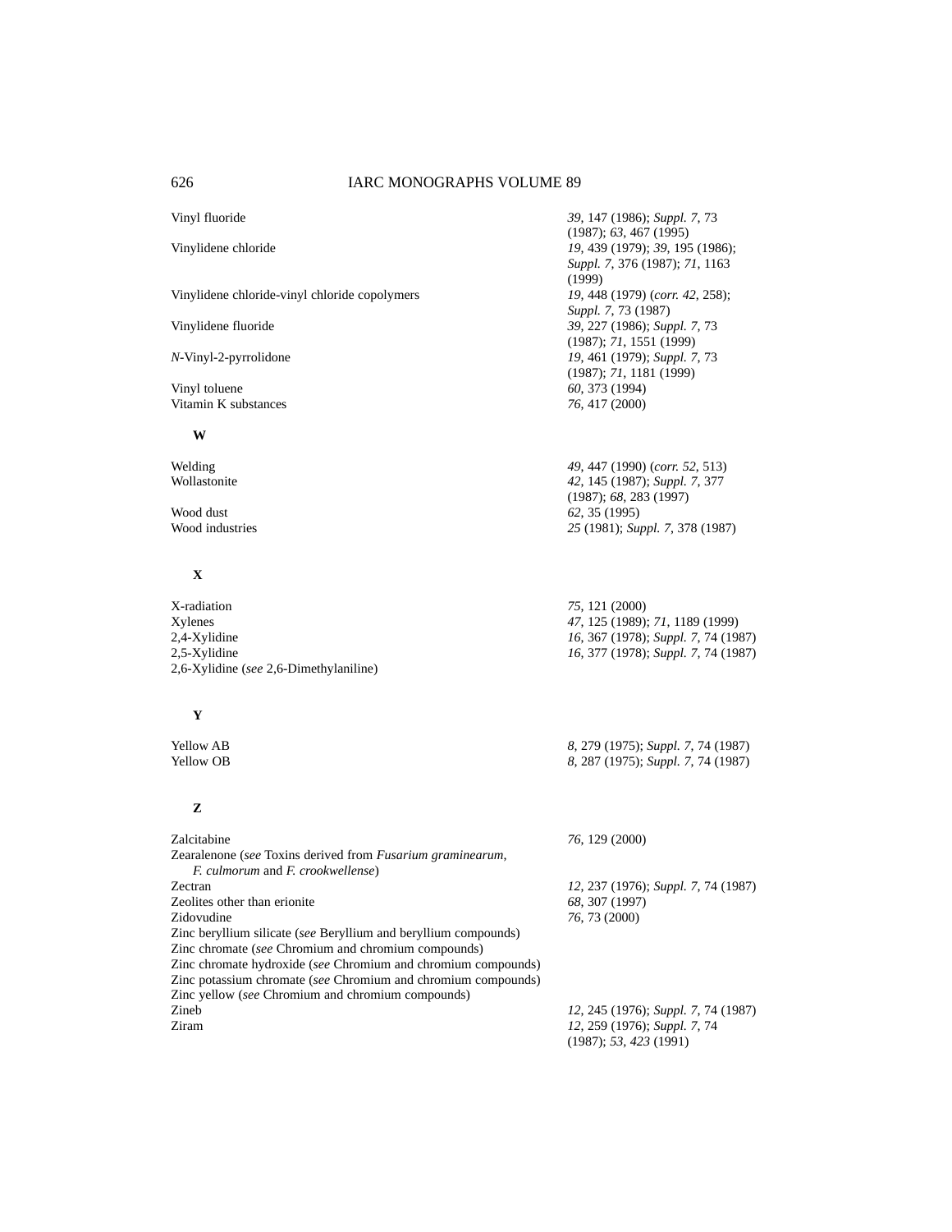| | |
|---|---|
| Vinyl fluoride | *39*, 147 (1986); *Suppl. 7*, 73 (1987); *63*, 467 (1995) |
| Vinylidene chloride | *19*, 439 (1979); *39*, 195 (1986); *Suppl. 7*, 376 (1987); *71*, 1163 (1999) |
| Vinylidene chloride-vinyl chloride copolymers | *19*, 448 (1979) (*corr. 42*, 258); *Suppl. 7*, 73 (1987) |
| Vinylidene fluoride | *39*, 227 (1986); *Suppl. 7*, 73 (1987); *71*, 1551 (1999) |
| *N*-Vinyl-2-pyrrolidone | *19*, 461 (1979); *Suppl. 7*, 73 (1987); *71*, 1181 (1999) |
| Vinyl toluene | *60*, 373 (1994) |
| Vitamin K substances | *76*, 417 (2000) |

**W**

| | |
|---|---|
| Welding | *49*, 447 (1990) (*corr. 52*, 513) |
| Wollastonite | *42*, 145 (1987); *Suppl. 7*, 377 (1987); *68*, 283 (1997) |
| Wood dust | *62*, 35 (1995) |
| Wood industries | *25* (1981); *Suppl. 7*, 378 (1987) |

**X**

| | |
|---|---|
| X-radiation | *75*, 121 (2000) |
| Xylenes | *47*, 125 (1989); *71*, 1189 (1999) |
| 2,4-Xylidine | *16*, 367 (1978); *Suppl. 7*, 74 (1987) |
| 2,5-Xylidine | *16*, 377 (1978); *Suppl. 7*, 74 (1987) |
| 2,6-Xylidine (*see* 2,6-Dimethylaniline) | |

**Y**

| | |
|---|---|
| Yellow AB | *8*, 279 (1975); *Suppl. 7*, 74 (1987) |
| Yellow OB | *8*, 287 (1975); *Suppl. 7*, 74 (1987) |

**Z**

| | |
|---|---|
| Zalcitabine | *76*, 129 (2000) |
| Zearalenone (*see* Toxins derived from *Fusarium graminearum*, *F. culmorum* and *F. crookwellense*) | |
| Zectran | *12*, 237 (1976); *Suppl. 7*, 74 (1987) |
| Zeolites other than erionite | *68*, 307 (1997) |
| Zidovudine | *76*, 73 (2000) |
| Zinc beryllium silicate (*see* Beryllium and beryllium compounds) | |
| Zinc chromate (*see* Chromium and chromium compounds) | |
| Zinc chromate hydroxide (*see* Chromium and chromium compounds) | |
| Zinc potassium chromate (*see* Chromium and chromium compounds) | |
| Zinc yellow (*see* Chromium and chromium compounds) | |
| Zineb | *12*, 245 (1976); *Suppl. 7*, 74 (1987) |
| Ziram | *12*, 259 (1976); *Suppl. 7*, 74 (1987); *53*, *423* (1991) |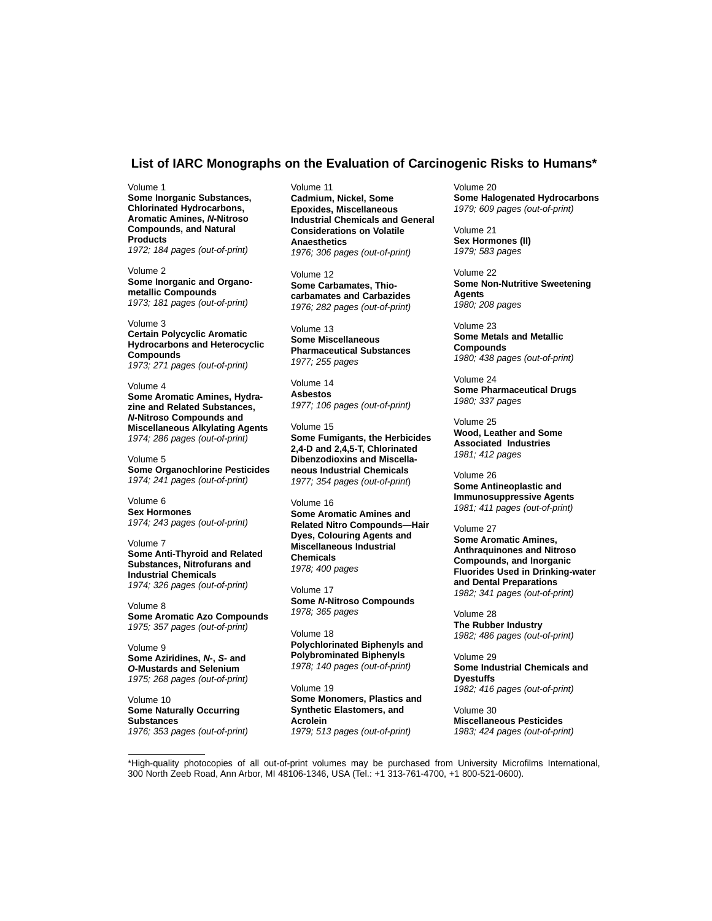# List of IARC Monographs on the Evaluation of Carcinogenic Risks to Humans*

Volume 1
**Some Inorganic Substances, Chlorinated Hydrocarbons, Aromatic Amines, *N*-Nitroso Compounds, and Natural Products**
*1972; 184 pages (out-of-print)*

Volume 2
**Some Inorganic and Organometallic Compounds**
*1973; 181 pages (out-of-print)*

Volume 3
**Certain Polycyclic Aromatic Hydrocarbons and Heterocyclic Compounds**
*1973; 271 pages (out-of-print)*

Volume 4
**Some Aromatic Amines, Hydrazine and Related Substances, *N*-Nitroso Compounds and Miscellaneous Alkylating Agents**
*1974; 286 pages (out-of-print)*

Volume 5
**Some Organochlorine Pesticides**
*1974; 241 pages (out-of-print)*

Volume 6
**Sex Hormones**
*1974; 243 pages (out-of-print)*

Volume 7
**Some Anti-Thyroid and Related Substances, Nitrofurans and Industrial Chemicals**
*1974; 326 pages (out-of-print)*

Volume 8
**Some Aromatic Azo Compounds**
*1975; 357 pages (out-of-print)*

Volume 9
**Some Aziridines, *N*-, *S*- and *O*-Mustards and Selenium**
*1975; 268 pages (out-of-print)*

Volume 10
**Some Naturally Occurring Substances**
*1976; 353 pages (out-of-print)*

Volume 11
**Cadmium, Nickel, Some Epoxides, Miscellaneous Industrial Chemicals and General Considerations on Volatile Anaesthetics**
*1976; 306 pages (out-of-print)*

Volume 12
**Some Carbamates, Thiocarbamates and Carbazides**
*1976; 282 pages (out-of-print)*

Volume 13
**Some Miscellaneous Pharmaceutical Substances**
*1977; 255 pages*

Volume 14
**Asbestos**
*1977; 106 pages (out-of-print)*

Volume 15
**Some Fumigants, the Herbicides 2,4-D and 2,4,5-T, Chlorinated Dibenzodioxins and Miscellaneous Industrial Chemicals**
*1977; 354 pages (out-of-print)*

Volume 16
**Some Aromatic Amines and Related Nitro Compounds—Hair Dyes, Colouring Agents and Miscellaneous Industrial Chemicals**
*1978; 400 pages*

Volume 17
**Some *N*-Nitroso Compounds**
*1978; 365 pages*

Volume 18
**Polychlorinated Biphenyls and Polybrominated Biphenyls**
*1978; 140 pages (out-of-print)*

Volume 19
**Some Monomers, Plastics and Synthetic Elastomers, and Acrolein**
*1979; 513 pages (out-of-print)*

Volume 20
**Some Halogenated Hydrocarbons**
*1979; 609 pages (out-of-print)*

Volume 21
**Sex Hormones (II)**
*1979; 583 pages*

Volume 22
**Some Non-Nutritive Sweetening Agents**
*1980; 208 pages*

Volume 23
**Some Metals and Metallic Compounds**
*1980; 438 pages (out-of-print)*

Volume 24
**Some Pharmaceutical Drugs**
*1980; 337 pages*

Volume 25
**Wood, Leather and Some Associated Industries**
*1981; 412 pages*

Volume 26
**Some Antineoplastic and Immunosuppressive Agents**
*1981; 411 pages (out-of-print)*

Volume 27
**Some Aromatic Amines, Anthraquinones and Nitroso Compounds, and Inorganic Fluorides Used in Drinking-water and Dental Preparations**
*1982; 341 pages (out-of-print)*

Volume 28
**The Rubber Industry**
*1982; 486 pages (out-of-print)*

Volume 29
**Some Industrial Chemicals and Dyestuffs**
*1982; 416 pages (out-of-print)*

Volume 30
**Miscellaneous Pesticides**
*1983; 424 pages (out-of-print)*

---

*High-quality photocopies of all out-of-print volumes may be purchased from University Microfilms International, 300 North Zeeb Road, Ann Arbor, MI 48106-1346, USA (Tel.: +1 313-761-4700, +1 800-521-0600).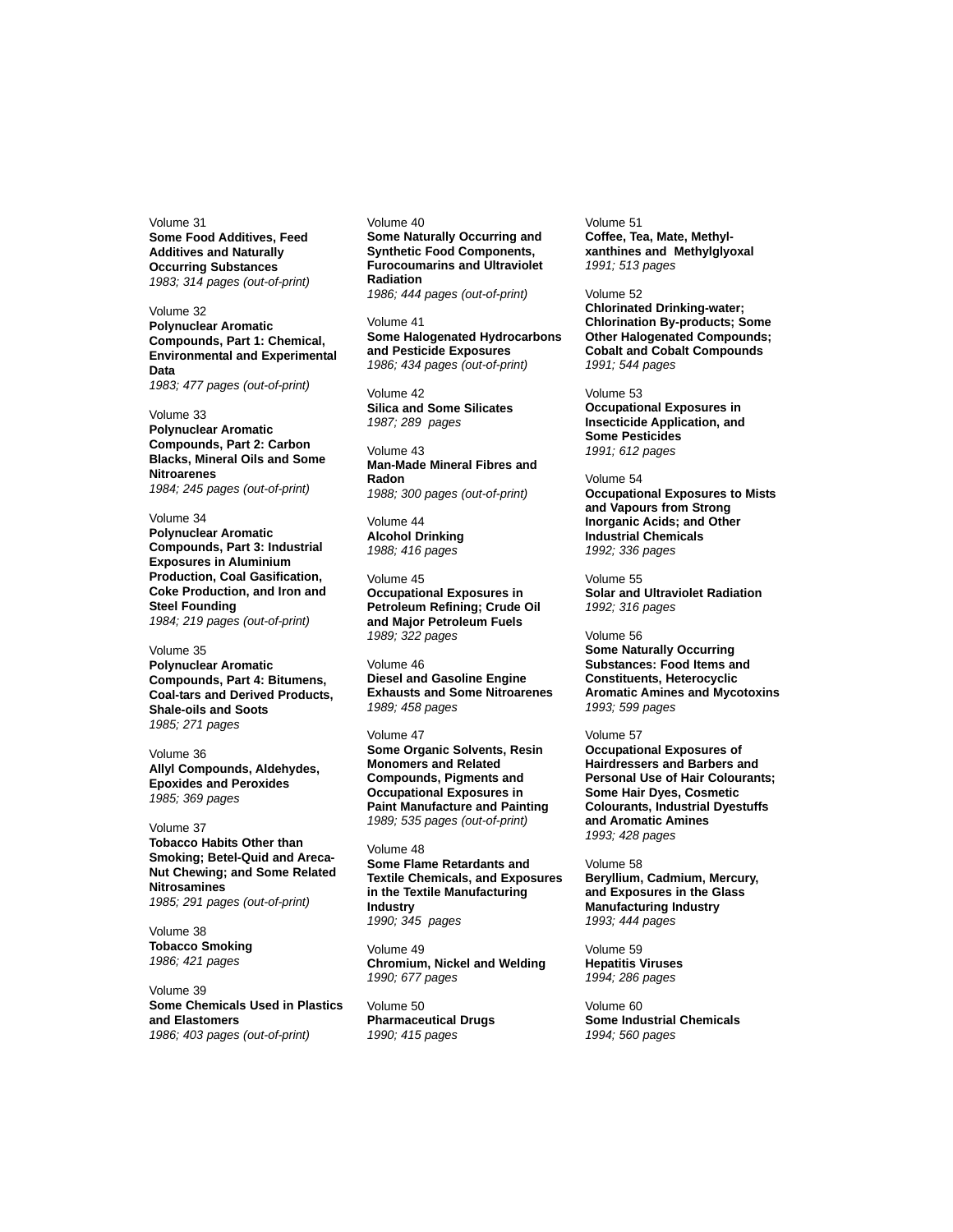Volume 31
**Some Food Additives, Feed Additives and Naturally Occurring Substances**
*1983; 314 pages (out-of-print)*

Volume 32
**Polynuclear Aromatic Compounds, Part 1: Chemical, Environmental and Experimental Data**
*1983; 477 pages (out-of-print)*

Volume 33
**Polynuclear Aromatic Compounds, Part 2: Carbon Blacks, Mineral Oils and Some Nitroarenes**
*1984; 245 pages (out-of-print)*

Volume 34
**Polynuclear Aromatic Compounds, Part 3: Industrial Exposures in Aluminium Production, Coal Gasification, Coke Production, and Iron and Steel Founding**
*1984; 219 pages (out-of-print)*

Volume 35
**Polynuclear Aromatic Compounds, Part 4: Bitumens, Coal-tars and Derived Products, Shale-oils and Soots**
*1985; 271 pages*

Volume 36
**Allyl Compounds, Aldehydes, Epoxides and Peroxides**
*1985; 369 pages*

Volume 37
**Tobacco Habits Other than Smoking; Betel-Quid and Areca-Nut Chewing; and Some Related Nitrosamines**
*1985; 291 pages (out-of-print)*

Volume 38
**Tobacco Smoking**
*1986; 421 pages*

Volume 39
**Some Chemicals Used in Plastics and Elastomers**
*1986; 403 pages (out-of-print)*

Volume 40
**Some Naturally Occurring and Synthetic Food Components, Furocoumarins and Ultraviolet Radiation**
*1986; 444 pages (out-of-print)*

Volume 41
**Some Halogenated Hydrocarbons and Pesticide Exposures**
*1986; 434 pages (out-of-print)*

Volume 42
**Silica and Some Silicates**
*1987; 289 pages*

Volume 43
**Man-Made Mineral Fibres and Radon**
*1988; 300 pages (out-of-print)*

Volume 44
**Alcohol Drinking**
*1988; 416 pages*

Volume 45
**Occupational Exposures in Petroleum Refining; Crude Oil and Major Petroleum Fuels**
*1989; 322 pages*

Volume 46
**Diesel and Gasoline Engine Exhausts and Some Nitroarenes**
*1989; 458 pages*

Volume 47
**Some Organic Solvents, Resin Monomers and Related Compounds, Pigments and Occupational Exposures in Paint Manufacture and Painting**
*1989; 535 pages (out-of-print)*

Volume 48
**Some Flame Retardants and Textile Chemicals, and Exposures in the Textile Manufacturing Industry**
*1990; 345 pages*

Volume 49
**Chromium, Nickel and Welding**
*1990; 677 pages*

Volume 50
**Pharmaceutical Drugs**
*1990; 415 pages*

Volume 51
**Coffee, Tea, Mate, Methyl-xanthines and Methylglyoxal**
*1991; 513 pages*

Volume 52
**Chlorinated Drinking-water; Chlorination By-products; Some Other Halogenated Compounds; Cobalt and Cobalt Compounds**
*1991; 544 pages*

Volume 53
**Occupational Exposures in Insecticide Application, and Some Pesticides**
*1991; 612 pages*

Volume 54
**Occupational Exposures to Mists and Vapours from Strong Inorganic Acids; and Other Industrial Chemicals**
*1992; 336 pages*

Volume 55
**Solar and Ultraviolet Radiation**
*1992; 316 pages*

Volume 56
**Some Naturally Occurring Substances: Food Items and Constituents, Heterocyclic Aromatic Amines and Mycotoxins**
*1993; 599 pages*

Volume 57
**Occupational Exposures of Hairdressers and Barbers and Personal Use of Hair Colourants; Some Hair Dyes, Cosmetic Colourants, Industrial Dyestuffs and Aromatic Amines**
*1993; 428 pages*

Volume 58
**Beryllium, Cadmium, Mercury, and Exposures in the Glass Manufacturing Industry**
*1993; 444 pages*

Volume 59
**Hepatitis Viruses**
*1994; 286 pages*

Volume 60
**Some Industrial Chemicals**
*1994; 560 pages*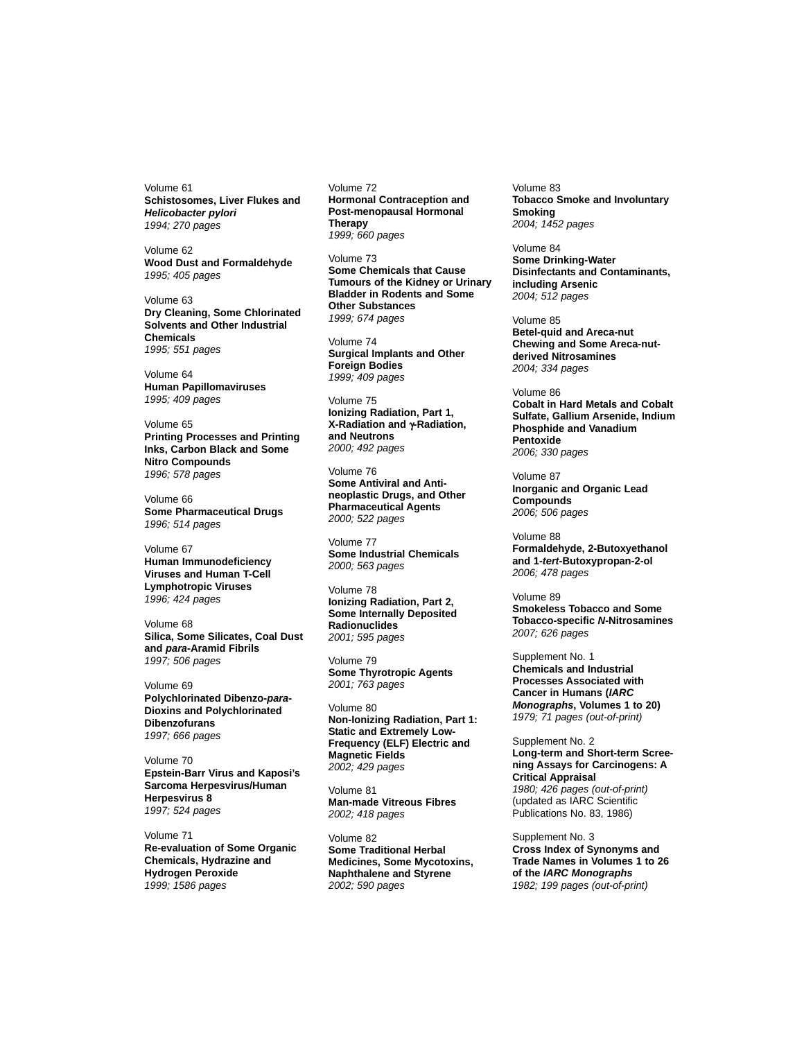Volume 61
**Schistosomes, Liver Flukes and *Helicobacter pylori***
*1994; 270 pages*

Volume 62
**Wood Dust and Formaldehyde**
*1995; 405 pages*

Volume 63
**Dry Cleaning, Some Chlorinated Solvents and Other Industrial Chemicals**
*1995; 551 pages*

Volume 64
**Human Papillomaviruses**
*1995; 409 pages*

Volume 65
**Printing Processes and Printing Inks, Carbon Black and Some Nitro Compounds**
*1996; 578 pages*

Volume 66
**Some Pharmaceutical Drugs**
*1996; 514 pages*

Volume 67
**Human Immunodeficiency Viruses and Human T-Cell Lymphotropic Viruses**
*1996; 424 pages*

Volume 68
**Silica, Some Silicates, Coal Dust and *para*-Aramid Fibrils**
*1997; 506 pages*

Volume 69
**Polychlorinated Dibenzo-*para*-Dioxins and Polychlorinated Dibenzofurans**
*1997; 666 pages*

Volume 70
**Epstein-Barr Virus and Kaposi's Sarcoma Herpesvirus/Human Herpesvirus 8**
*1997; 524 pages*

Volume 71
**Re-evaluation of Some Organic Chemicals, Hydrazine and Hydrogen Peroxide**
*1999; 1586 pages*

Volume 72
**Hormonal Contraception and Post-menopausal Hormonal Therapy**
*1999; 660 pages*

Volume 73
**Some Chemicals that Cause Tumours of the Kidney or Urinary Bladder in Rodents and Some Other Substances**
*1999; 674 pages*

Volume 74
**Surgical Implants and Other Foreign Bodies**
*1999; 409 pages*

Volume 75
**Ionizing Radiation, Part 1, X-Radiation and γ-Radiation, and Neutrons**
*2000; 492 pages*

Volume 76
**Some Antiviral and Anti-neoplastic Drugs, and Other Pharmaceutical Agents**
*2000; 522 pages*

Volume 77
**Some Industrial Chemicals**
*2000; 563 pages*

Volume 78
**Ionizing Radiation, Part 2, Some Internally Deposited Radionuclides**
*2001; 595 pages*

Volume 79
**Some Thyrotropic Agents**
*2001; 763 pages*

Volume 80
**Non-Ionizing Radiation, Part 1: Static and Extremely Low-Frequency (ELF) Electric and Magnetic Fields**
*2002; 429 pages*

Volume 81
**Man-made Vitreous Fibres**
*2002; 418 pages*

Volume 82
**Some Traditional Herbal Medicines, Some Mycotoxins, Naphthalene and Styrene**
*2002; 590 pages*

Volume 83
**Tobacco Smoke and Involuntary Smoking**
*2004; 1452 pages*

Volume 84
**Some Drinking-Water Disinfectants and Contaminants, including Arsenic**
*2004; 512 pages*

Volume 85
**Betel-quid and Areca-nut Chewing and Some Areca-nut-derived Nitrosamines**
*2004; 334 pages*

Volume 86
**Cobalt in Hard Metals and Cobalt Sulfate, Gallium Arsenide, Indium Phosphide and Vanadium Pentoxide**
*2006; 330 pages*

Volume 87
**Inorganic and Organic Lead Compounds**
*2006; 506 pages*

Volume 88
**Formaldehyde, 2-Butoxyethanol and 1-*tert*-Butoxypropan-2-ol**
*2006; 478 pages*

Volume 89
**Smokeless Tobacco and Some Tobacco-specific *N*-Nitrosamines**
*2007; 626 pages*

Supplement No. 1
**Chemicals and Industrial Processes Associated with Cancer in Humans (*IARC Monographs*, Volumes 1 to 20)**
*1979; 71 pages (out-of-print)*

Supplement No. 2
**Long-term and Short-term Screening Assays for Carcinogens: A Critical Appraisal**
*1980; 426 pages (out-of-print)*
(updated as IARC Scientific Publications No. 83, 1986)

Supplement No. 3
**Cross Index of Synonyms and Trade Names in Volumes 1 to 26 of the *IARC Monographs***
*1982; 199 pages (out-of-print)*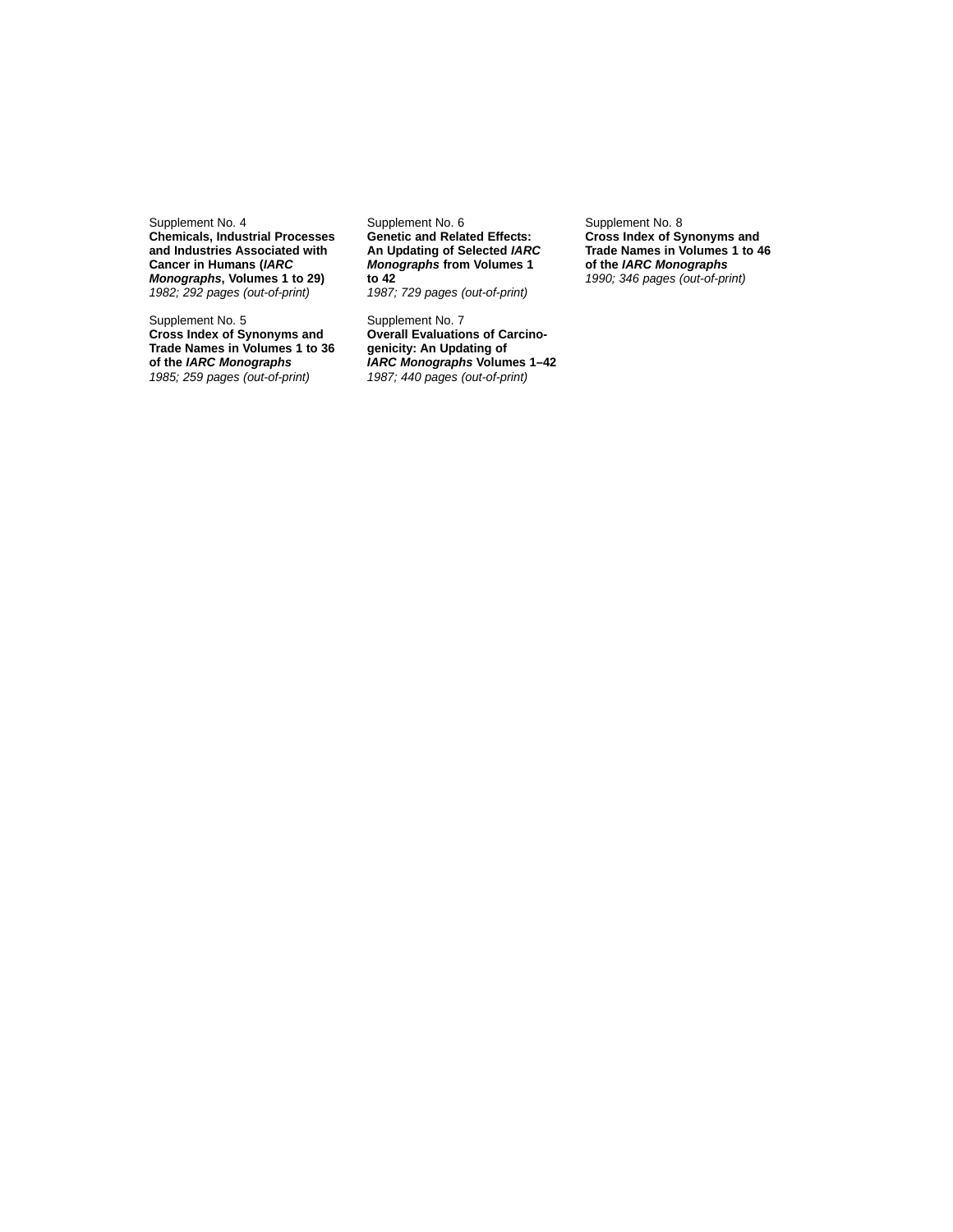Supplement No. 4
**Chemicals, Industrial Processes and Industries Associated with Cancer in Humans (*IARC Monographs*, Volumes 1 to 29)**
*1982; 292 pages (out-of-print)*

Supplement No. 5
**Cross Index of Synonyms and Trade Names in Volumes 1 to 36 of the *IARC Monographs***
*1985; 259 pages (out-of-print)*

Supplement No. 6
**Genetic and Related Effects: An Updating of Selected *IARC Monographs* from Volumes 1 to 42**
*1987; 729 pages (out-of-print)*

Supplement No. 7
**Overall Evaluations of Carcinogenicity: An Updating of *IARC Monographs* Volumes 1–42**
*1987; 440 pages (out-of-print)*

Supplement No. 8
**Cross Index of Synonyms and Trade Names in Volumes 1 to 46 of the *IARC Monographs***
*1990; 346 pages (out-of-print)*